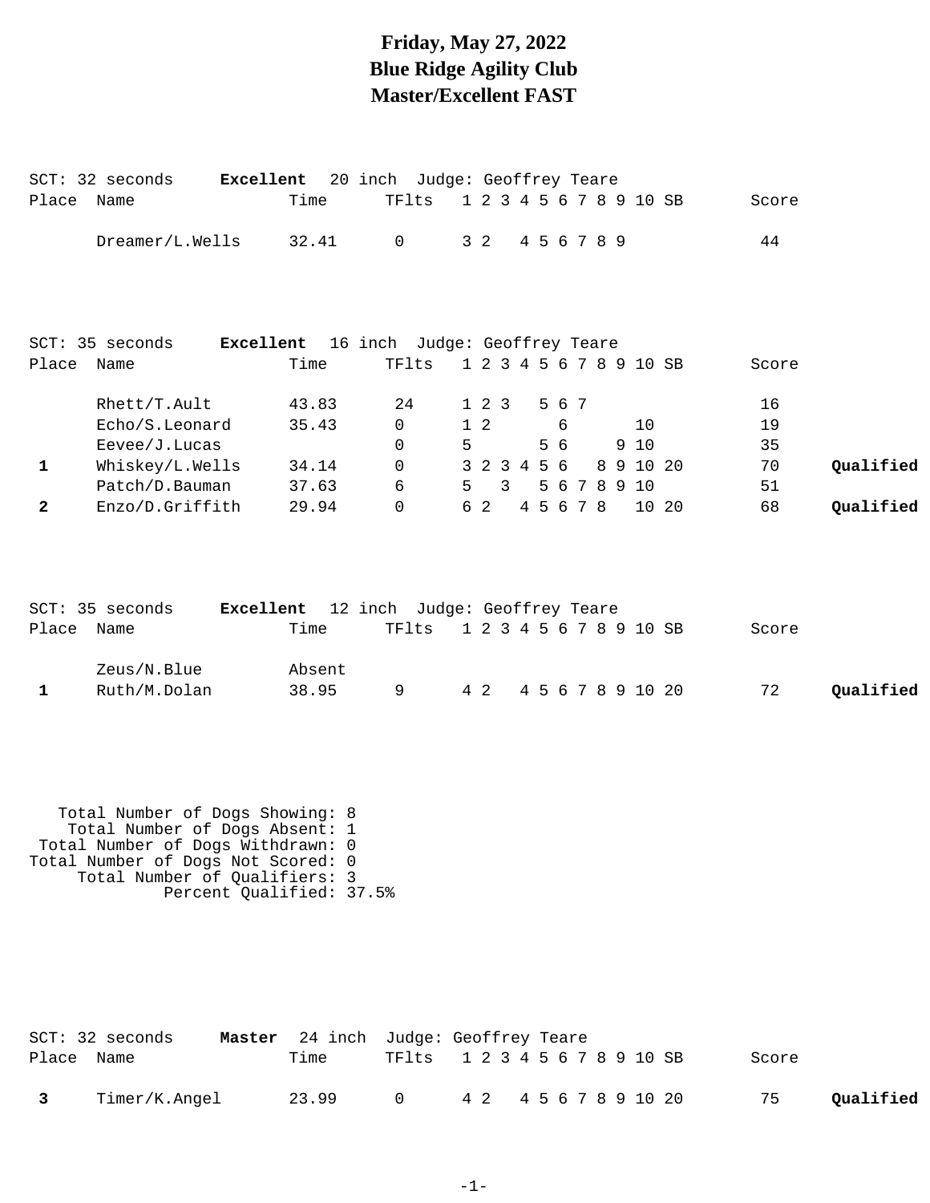# Friday, May 27, 2022
# Blue Ridge Agility Club
# Master/Excellent FAST

SCT: 32 seconds **Excellent** 20 inch Judge: Geoffrey Teare

| Place | Name | Time | TFlts | 1 | 2 | 3 | 4 | 5 | 6 | 7 | 8 | 9 | 10 | SB | Score | |
|---|---|---|---|---|---|---|---|---|---|---|---|---|---|---|---|---|
| | Dreamer/L.Wells | 32.41 | 0 | 3 | 2 | | 4 | 5 | 6 | 7 | 8 | 9 | | | 44 | |

SCT: 35 seconds **Excellent** 16 inch Judge: Geoffrey Teare

| Place | Name | Time | TFlts | 1 | 2 | 3 | 4 | 5 | 6 | 7 | 8 | 9 | 10 | SB | Score | |
|---|---|---|---|---|---|---|---|---|---|---|---|---|---|---|---|---|
| | Rhett/T.Ault | 43.83 | 24 | 1 | 2 | 3 | | 5 | 6 | 7 | | | | | 16 | |
| | Echo/S.Leonard | 35.43 | 0 | 1 | 2 | | | | 6 | | | | 10 | | 19 | |
| | Eevee/J.Lucas | | 0 | 5 | | | | 5 | 6 | | | 9 | 10 | | 35 | |
| 1 | Whiskey/L.Wells | 34.14 | 0 | 3 | 2 | 3 | 4 | 5 | 6 | | 8 | 9 | 10 | 20 | 70 | **Qualified** |
| | Patch/D.Bauman | 37.63 | 6 | 5 | | 3 | | 5 | 6 | 7 | 8 | 9 | 10 | | 51 | |
| 2 | Enzo/D.Griffith | 29.94 | 0 | 6 | 2 | | 4 | 5 | 6 | 7 | 8 | | 10 | 20 | 68 | **Qualified** |

SCT: 35 seconds **Excellent** 12 inch Judge: Geoffrey Teare

| Place | Name | Time | TFlts | 1 | 2 | 3 | 4 | 5 | 6 | 7 | 8 | 9 | 10 | SB | Score | |
|---|---|---|---|---|---|---|---|---|---|---|---|---|---|---|---|---|
| | Zeus/N.Blue | Absent | | | | | | | | | | | | | | |
| 1 | Ruth/M.Dolan | 38.95 | 9 | 4 | 2 | | 4 | 5 | 6 | 7 | 8 | 9 | 10 | 20 | 72 | **Qualified** |

Total Number of Dogs Showing: 8
Total Number of Dogs Absent: 1
Total Number of Dogs Withdrawn: 0
Total Number of Dogs Not Scored: 0
Total Number of Qualifiers: 3
Percent Qualified: 37.5%

SCT: 32 seconds **Master** 24 inch Judge: Geoffrey Teare

| Place | Name | Time | TFlts | 1 | 2 | 3 | 4 | 5 | 6 | 7 | 8 | 9 | 10 | SB | Score | |
|---|---|---|---|---|---|---|---|---|---|---|---|---|---|---|---|---|
| 3 | Timer/K.Angel | 23.99 | 0 | 4 | 2 | | 4 | 5 | 6 | 7 | 8 | 9 | 10 | 20 | 75 | **Qualified** |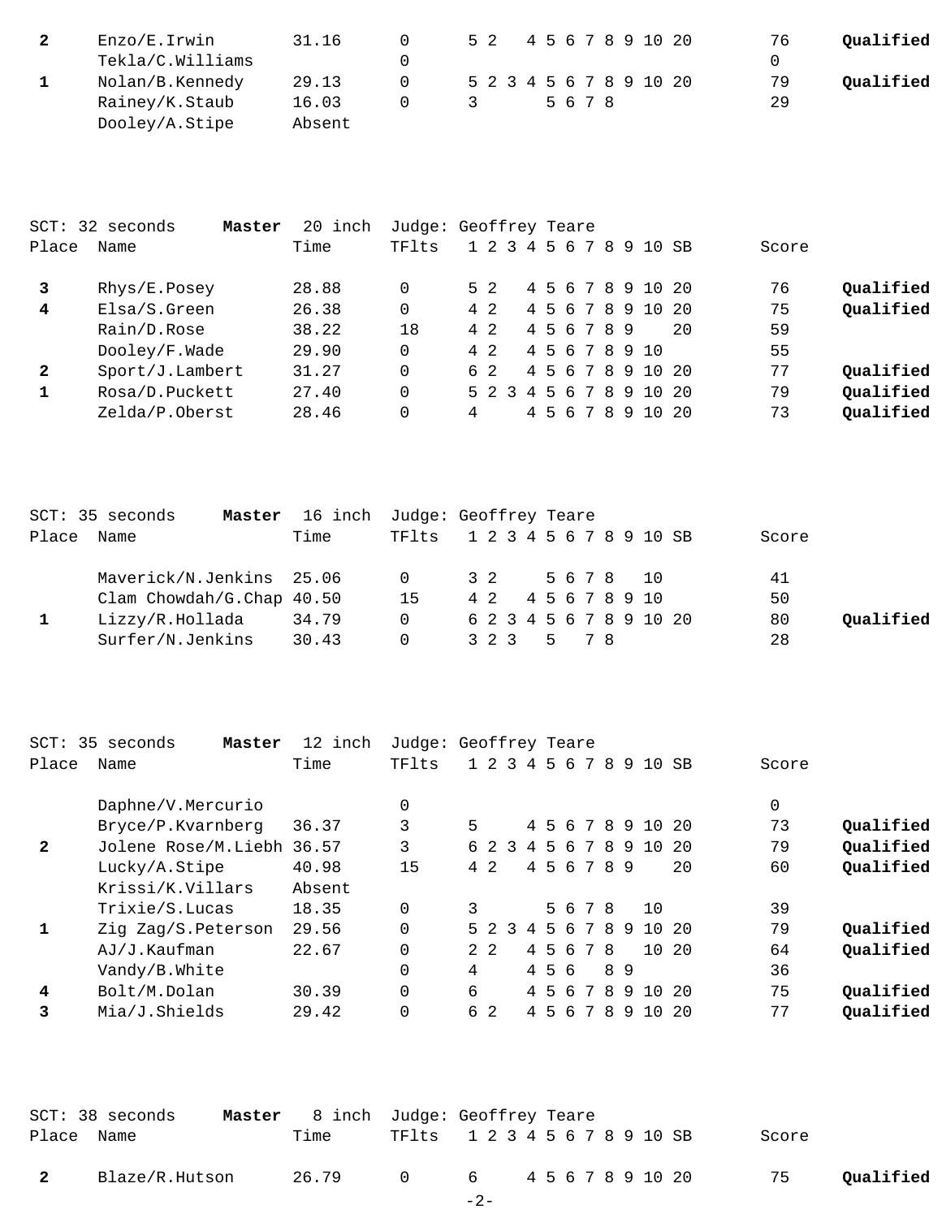| Place | Name | Time | TFlts | 1 | 2 | 3 | 4 | 5 | 6 | 7 | 8 | 9 | 10 | SB | Score | |
|---|---|---|---|---|---|---|---|---|---|---|---|---|---|---|---|---|
| **2** | Enzo/E.Irwin | 31.16 | 0 | 5 | 2 | | 4 | 5 | 6 | 7 | 8 | 9 | 10 | 20 | 76 | **Qualified** |
| | Tekla/C.Williams | | 0 | | | | | | | | | | | | 0 | |
| **1** | Nolan/B.Kennedy | 29.13 | 0 | 5 | 2 | 3 | 4 | 5 | 6 | 7 | 8 | 9 | 10 | 20 | 79 | **Qualified** |
| | Rainey/K.Staub | 16.03 | 0 | 3 | | | | 5 | 6 | 7 | 8 | | | | 29 | |
| | Dooley/A.Stipe | Absent | | | | | | | | | | | | | | |

SCT: 32 seconds **Master** 20 inch Judge: Geoffrey Teare

| Place | Name | Time | TFlts | 1 | 2 | 3 | 4 | 5 | 6 | 7 | 8 | 9 | 10 | SB | Score | |
|---|---|---|---|---|---|---|---|---|---|---|---|---|---|---|---|---|
| **3** | Rhys/E.Posey | 28.88 | 0 | 5 | 2 | | 4 | 5 | 6 | 7 | 8 | 9 | 10 | 20 | 76 | **Qualified** |
| **4** | Elsa/S.Green | 26.38 | 0 | 4 | 2 | | 4 | 5 | 6 | 7 | 8 | 9 | 10 | 20 | 75 | **Qualified** |
| | Rain/D.Rose | 38.22 | 18 | 4 | 2 | | 4 | 5 | 6 | 7 | 8 | 9 | | 20 | 59 | |
| | Dooley/F.Wade | 29.90 | 0 | 4 | 2 | | 4 | 5 | 6 | 7 | 8 | 9 | 10 | | 55 | |
| **2** | Sport/J.Lambert | 31.27 | 0 | 6 | 2 | | 4 | 5 | 6 | 7 | 8 | 9 | 10 | 20 | 77 | **Qualified** |
| **1** | Rosa/D.Puckett | 27.40 | 0 | 5 | 2 | 3 | 4 | 5 | 6 | 7 | 8 | 9 | 10 | 20 | 79 | **Qualified** |
| | Zelda/P.Oberst | 28.46 | 0 | 4 | | | 4 | 5 | 6 | 7 | 8 | 9 | 10 | 20 | 73 | **Qualified** |

SCT: 35 seconds **Master** 16 inch Judge: Geoffrey Teare

| Place | Name | Time | TFlts | 1 | 2 | 3 | 4 | 5 | 6 | 7 | 8 | 9 | 10 | SB | Score | |
|---|---|---|---|---|---|---|---|---|---|---|---|---|---|---|---|---|
| | Maverick/N.Jenkins | 25.06 | 0 | 3 | 2 | | | 5 | 6 | 7 | 8 | | 10 | | 41 | |
| | Clam Chowdah/G.Chap | 40.50 | 15 | 4 | 2 | | 4 | 5 | 6 | 7 | 8 | 9 | 10 | | 50 | |
| **1** | Lizzy/R.Hollada | 34.79 | 0 | 6 | 2 | 3 | 4 | 5 | 6 | 7 | 8 | 9 | 10 | 20 | 80 | **Qualified** |
| | Surfer/N.Jenkins | 30.43 | 0 | 3 | 2 | 3 | | 5 | | 7 | 8 | | | | 28 | |

SCT: 35 seconds **Master** 12 inch Judge: Geoffrey Teare

| Place | Name | Time | TFlts | 1 | 2 | 3 | 4 | 5 | 6 | 7 | 8 | 9 | 10 | SB | Score | |
|---|---|---|---|---|---|---|---|---|---|---|---|---|---|---|---|---|
| | Daphne/V.Mercurio | | 0 | | | | | | | | | | | | 0 | |
| | Bryce/P.Kvarnberg | 36.37 | 3 | 5 | | | 4 | 5 | 6 | 7 | 8 | 9 | 10 | 20 | 73 | **Qualified** |
| **2** | Jolene Rose/M.Liebh | 36.57 | 3 | 6 | 2 | 3 | 4 | 5 | 6 | 7 | 8 | 9 | 10 | 20 | 79 | **Qualified** |
| | Lucky/A.Stipe | 40.98 | 15 | 4 | 2 | | 4 | 5 | 6 | 7 | 8 | 9 | | 20 | 60 | **Qualified** |
| | Krissi/K.Villars | Absent | | | | | | | | | | | | | | |
| | Trixie/S.Lucas | 18.35 | 0 | 3 | | | | 5 | 6 | 7 | 8 | | 10 | | 39 | |
| **1** | Zig Zag/S.Peterson | 29.56 | 0 | 5 | 2 | 3 | 4 | 5 | 6 | 7 | 8 | 9 | 10 | 20 | 79 | **Qualified** |
| | AJ/J.Kaufman | 22.67 | 0 | 2 | 2 | | 4 | 5 | 6 | 7 | 8 | | 10 | 20 | 64 | **Qualified** |
| | Vandy/B.White | | 0 | 4 | | | 4 | 5 | 6 | | 8 | 9 | | | 36 | |
| **4** | Bolt/M.Dolan | 30.39 | 0 | 6 | | | 4 | 5 | 6 | 7 | 8 | 9 | 10 | 20 | 75 | **Qualified** |
| **3** | Mia/J.Shields | 29.42 | 0 | 6 | 2 | | 4 | 5 | 6 | 7 | 8 | 9 | 10 | 20 | 77 | **Qualified** |

SCT: 38 seconds **Master** 8 inch Judge: Geoffrey Teare

| Place | Name | Time | TFlts | 1 | 2 | 3 | 4 | 5 | 6 | 7 | 8 | 9 | 10 | SB | Score | |
|---|---|---|---|---|---|---|---|---|---|---|---|---|---|---|---|---|
| **2** | Blaze/R.Hutson | 26.79 | 0 | 6 | | | 4 | 5 | 6 | 7 | 8 | 9 | 10 | 20 | 75 | **Qualified** |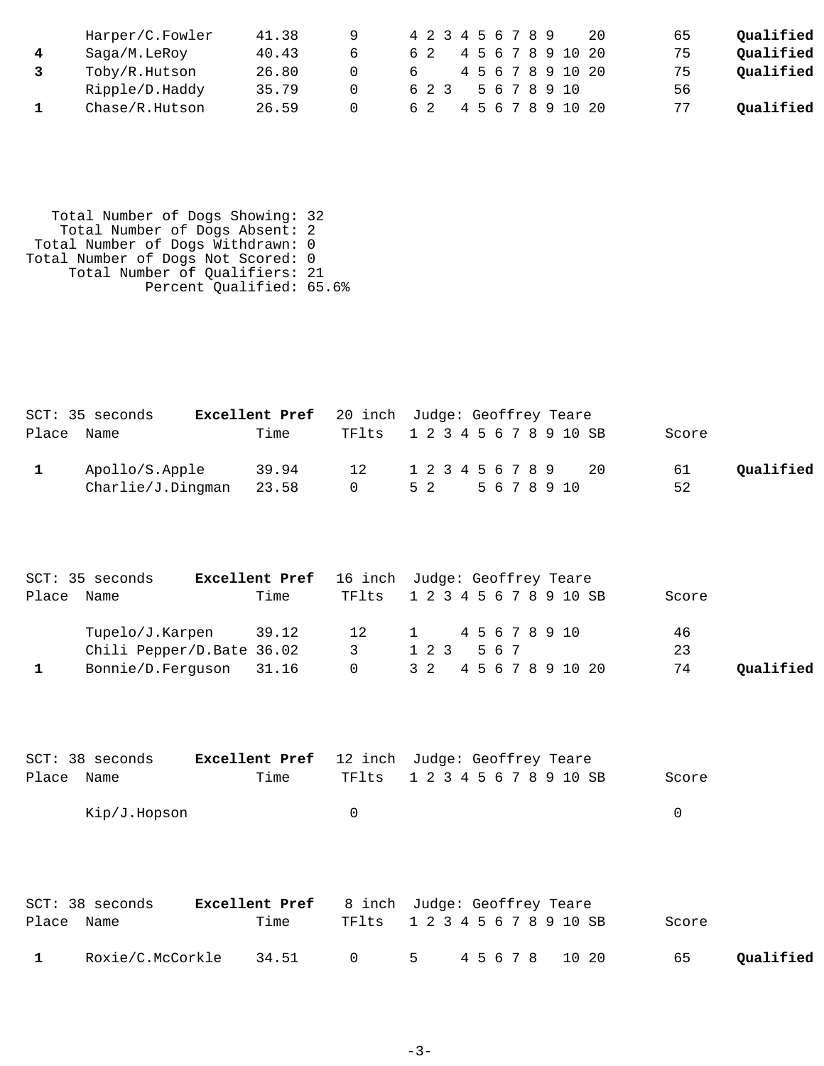| Place | Name | Time | TFlts | 1 | 2 | 3 | 4 | 5 | 6 | 7 | 8 | 9 | 10 | SB | Score | |
|---|---|---|---|---|---|---|---|---|---|---|---|---|---|---|---|---|
| | Harper/C.Fowler | 41.38 | 9 | 4 | 2 | 3 | 4 | 5 | 6 | 7 | 8 | 9 | | 20 | 65 | **Qualified** |
| **4** | Saga/M.LeRoy | 40.43 | 6 | 6 | 2 | | 4 | 5 | 6 | 7 | 8 | 9 | 10 | 20 | 75 | **Qualified** |
| **3** | Toby/R.Hutson | 26.80 | 0 | 6 | | | 4 | 5 | 6 | 7 | 8 | 9 | 10 | 20 | 75 | **Qualified** |
| | Ripple/D.Haddy | 35.79 | 0 | 6 | 2 | 3 | | 5 | 6 | 7 | 8 | 9 | 10 | | 56 | |
| **1** | Chase/R.Hutson | 26.59 | 0 | 6 | 2 | | 4 | 5 | 6 | 7 | 8 | 9 | 10 | 20 | 77 | **Qualified** |

```
   Total Number of Dogs Showing: 32
    Total Number of Dogs Absent: 2
 Total Number of Dogs Withdrawn: 0
Total Number of Dogs Not Scored: 0
     Total Number of Qualifiers: 21
             Percent Qualified: 65.6%
```

SCT: 35 seconds **Excellent Pref** 20 inch Judge: Geoffrey Teare

| Place | Name | Time | TFlts | 1 | 2 | 3 | 4 | 5 | 6 | 7 | 8 | 9 | 10 | SB | Score | |
|---|---|---|---|---|---|---|---|---|---|---|---|---|---|---|---|---|
| **1** | Apollo/S.Apple | 39.94 | 12 | 1 | 2 | 3 | 4 | 5 | 6 | 7 | 8 | 9 | | 20 | 61 | **Qualified** |
| | Charlie/J.Dingman | 23.58 | 0 | 5 | 2 | | | 5 | 6 | 7 | 8 | 9 | 10 | | 52 | |

SCT: 35 seconds **Excellent Pref** 16 inch Judge: Geoffrey Teare

| Place | Name | Time | TFlts | 1 | 2 | 3 | 4 | 5 | 6 | 7 | 8 | 9 | 10 | SB | Score | |
|---|---|---|---|---|---|---|---|---|---|---|---|---|---|---|---|---|
| | Tupelo/J.Karpen | 39.12 | 12 | 1 | | | 4 | 5 | 6 | 7 | 8 | 9 | 10 | | 46 | |
| | Chili Pepper/D.Bate | 36.02 | 3 | 1 | 2 | 3 | | 5 | 6 | 7 | | | | | 23 | |
| **1** | Bonnie/D.Ferguson | 31.16 | 0 | 3 | 2 | | 4 | 5 | 6 | 7 | 8 | 9 | 10 | 20 | 74 | **Qualified** |

SCT: 38 seconds **Excellent Pref** 12 inch Judge: Geoffrey Teare

| Place | Name | Time | TFlts | 1 | 2 | 3 | 4 | 5 | 6 | 7 | 8 | 9 | 10 | SB | Score | |
|---|---|---|---|---|---|---|---|---|---|---|---|---|---|---|---|---|
| | Kip/J.Hopson | | 0 | | | | | | | | | | | | 0 | |

SCT: 38 seconds **Excellent Pref** 8 inch Judge: Geoffrey Teare

| Place | Name | Time | TFlts | 1 | 2 | 3 | 4 | 5 | 6 | 7 | 8 | 9 | 10 | SB | Score | |
|---|---|---|---|---|---|---|---|---|---|---|---|---|---|---|---|---|
| **1** | Roxie/C.McCorkle | 34.51 | 0 | 5 | | | 4 | 5 | 6 | 7 | 8 | | 10 | 20 | 65 | **Qualified** |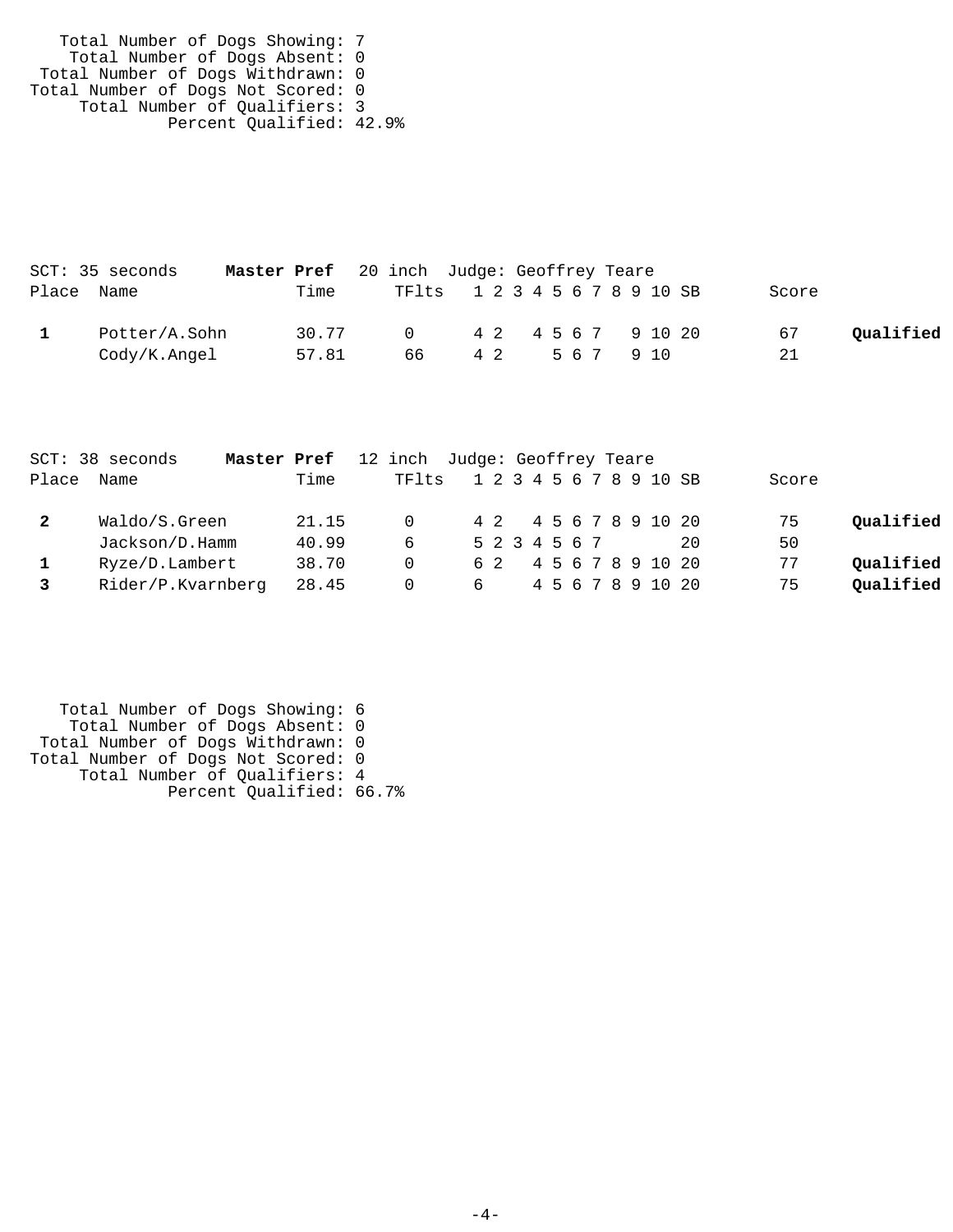Total Number of Dogs Showing: 7
Total Number of Dogs Absent: 0
Total Number of Dogs Withdrawn: 0
Total Number of Dogs Not Scored: 0
Total Number of Qualifiers: 3
Percent Qualified: 42.9%

SCT: 35 seconds **Master Pref** 20 inch Judge: Geoffrey Teare

| Place | Name | Time | TFlts | 1 | 2 | 3 | 4 | 5 | 6 | 7 | 8 | 9 | 10 | SB | Score | |
|---|---|---|---|---|---|---|---|---|---|---|---|---|---|---|---|---|
| **1** | Potter/A.Sohn | 30.77 | 0 | 4 | 2 | | 4 | 5 | 6 | 7 | | 9 | 10 | 20 | 67 | **Qualified** |
| | Cody/K.Angel | 57.81 | 66 | 4 | 2 | | | 5 | 6 | 7 | | 9 | 10 | | 21 | |

SCT: 38 seconds **Master Pref** 12 inch Judge: Geoffrey Teare

| Place | Name | Time | TFlts | 1 | 2 | 3 | 4 | 5 | 6 | 7 | 8 | 9 | 10 | SB | Score | |
|---|---|---|---|---|---|---|---|---|---|---|---|---|---|---|---|---|
| **2** | Waldo/S.Green | 21.15 | 0 | 4 | 2 | | 4 | 5 | 6 | 7 | 8 | 9 | 10 | 20 | 75 | **Qualified** |
| | Jackson/D.Hamm | 40.99 | 6 | 5 | 2 | 3 | 4 | 5 | 6 | 7 | | | | 20 | 50 | |
| **1** | Ryze/D.Lambert | 38.70 | 0 | 6 | 2 | | 4 | 5 | 6 | 7 | 8 | 9 | 10 | 20 | 77 | **Qualified** |
| **3** | Rider/P.Kvarnberg | 28.45 | 0 | 6 | | | 4 | 5 | 6 | 7 | 8 | 9 | 10 | 20 | 75 | **Qualified** |

Total Number of Dogs Showing: 6
Total Number of Dogs Absent: 0
Total Number of Dogs Withdrawn: 0
Total Number of Dogs Not Scored: 0
Total Number of Qualifiers: 4
Percent Qualified: 66.7%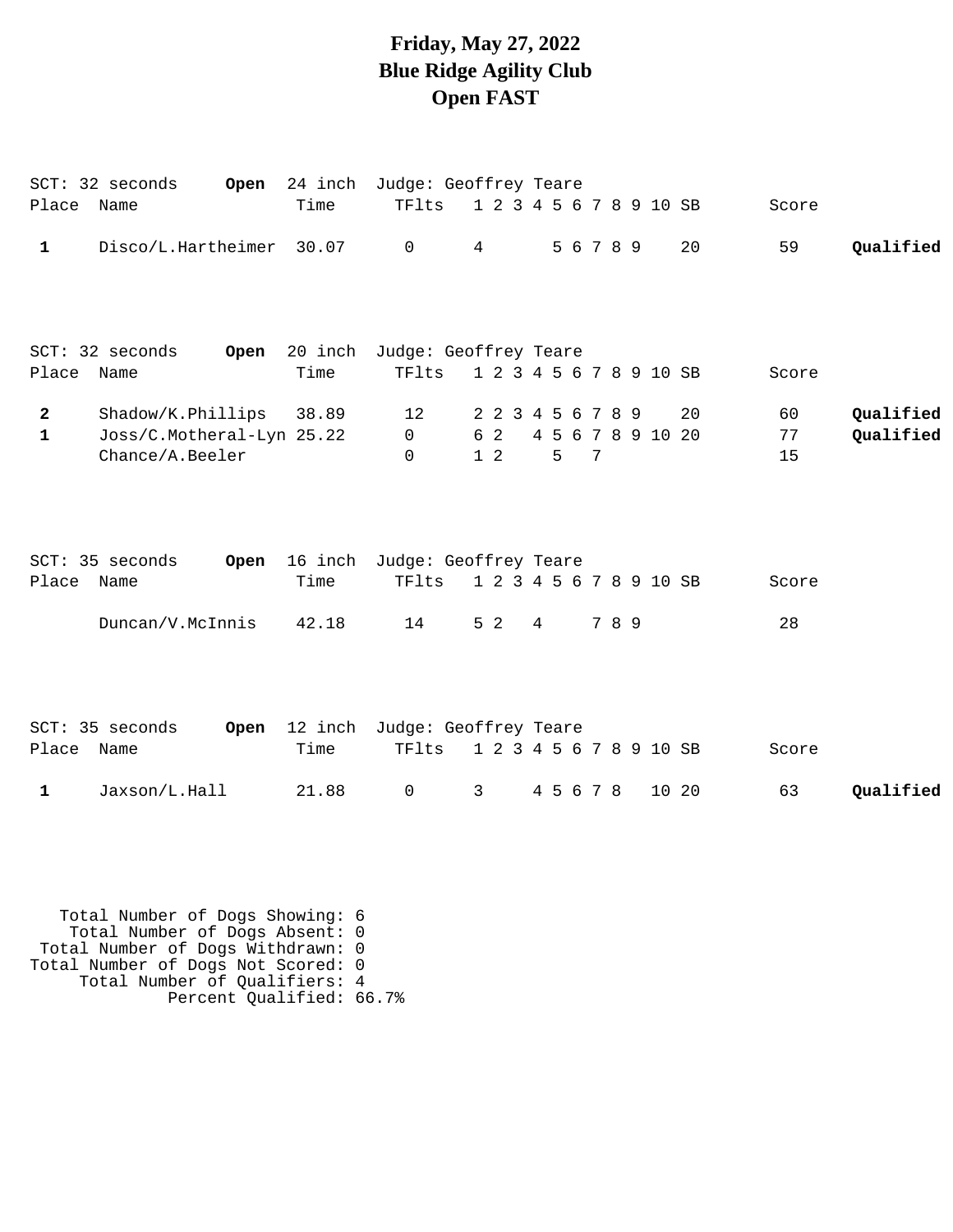# Friday, May 27, 2022
# Blue Ridge Agility Club
# Open FAST

SCT: 32 seconds **Open** 24 inch Judge: Geoffrey Teare

| Place | Name | Time | TFlts | 1 | 2 | 3 | 4 | 5 | 6 | 7 | 8 | 9 | 10 | SB | Score | |
|---|---|---|---|---|---|---|---|---|---|---|---|---|---|---|---|---|
| **1** | Disco/L.Hartheimer | 30.07 | 0 | 4 | | | | 5 | 6 | 7 | 8 | 9 | | 20 | 59 | **Qualified** |

SCT: 32 seconds **Open** 20 inch Judge: Geoffrey Teare

| Place | Name | Time | TFlts | 1 | 2 | 3 | 4 | 5 | 6 | 7 | 8 | 9 | 10 | SB | Score | |
|---|---|---|---|---|---|---|---|---|---|---|---|---|---|---|---|---|
| **2** | Shadow/K.Phillips | 38.89 | 12 | 2 | 2 | 3 | 4 | 5 | 6 | 7 | 8 | 9 | | 20 | 60 | **Qualified** |
| **1** | Joss/C.Motheral-Lyn | 25.22 | 0 | 6 | 2 | | 4 | 5 | 6 | 7 | 8 | 9 | 10 | 20 | 77 | **Qualified** |
| | Chance/A.Beeler | | 0 | 1 | 2 | | | 5 | | 7 | | | | | 15 | |

SCT: 35 seconds **Open** 16 inch Judge: Geoffrey Teare

| Place | Name | Time | TFlts | 1 | 2 | 3 | 4 | 5 | 6 | 7 | 8 | 9 | 10 | SB | Score | |
|---|---|---|---|---|---|---|---|---|---|---|---|---|---|---|---|---|
| | Duncan/V.McInnis | 42.18 | 14 | 5 | 2 | | 4 | | | 7 | 8 | 9 | | | 28 | |

SCT: 35 seconds **Open** 12 inch Judge: Geoffrey Teare

| Place | Name | Time | TFlts | 1 | 2 | 3 | 4 | 5 | 6 | 7 | 8 | 9 | 10 | SB | Score | |
|---|---|---|---|---|---|---|---|---|---|---|---|---|---|---|---|---|
| **1** | Jaxson/L.Hall | 21.88 | 0 | 3 | | | 4 | 5 | 6 | 7 | 8 | | 10 | 20 | 63 | **Qualified** |

Total Number of Dogs Showing: 6
Total Number of Dogs Absent: 0
Total Number of Dogs Withdrawn: 0
Total Number of Dogs Not Scored: 0
Total Number of Qualifiers: 4
Percent Qualified: 66.7%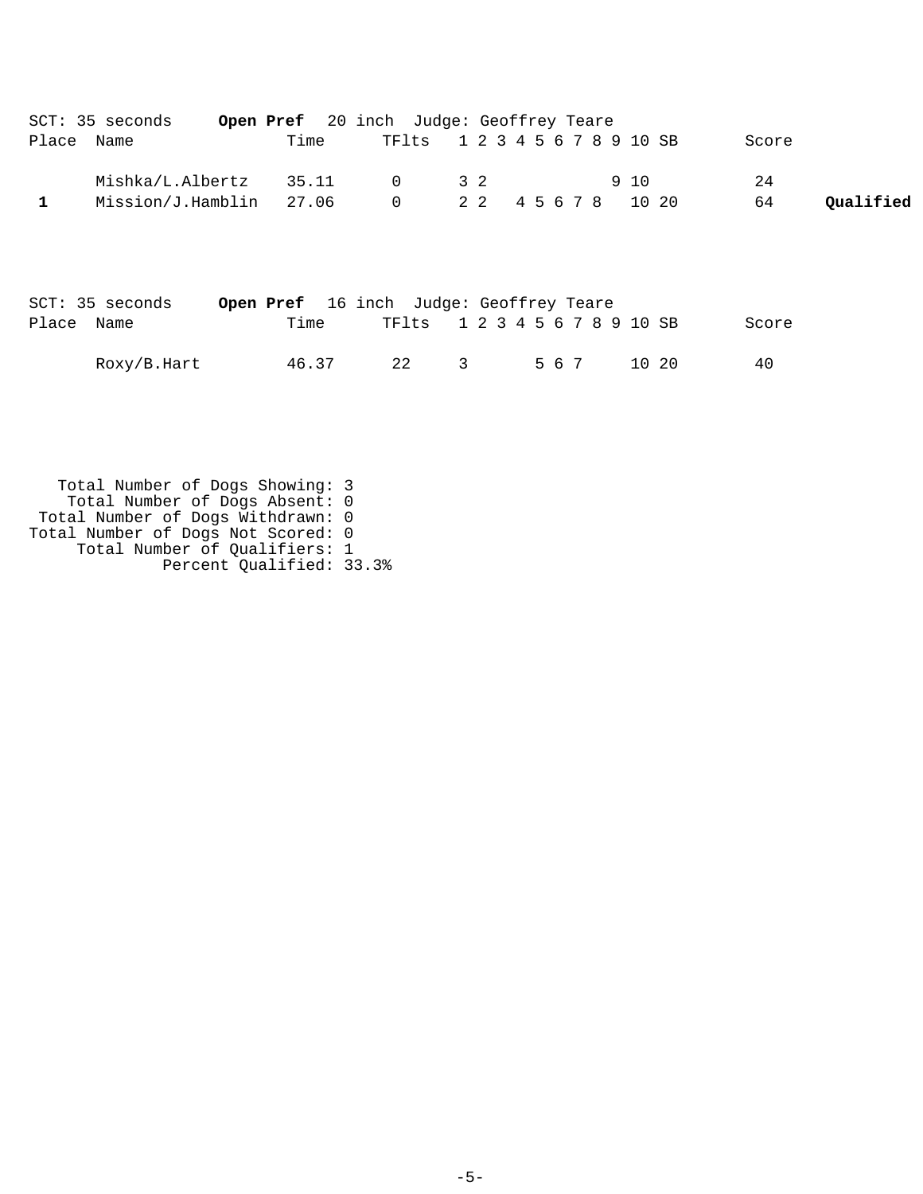SCT: 35 seconds **Open Pref** 20 inch Judge: Geoffrey Teare

| Place | Name | Time | TFlts | 1 | 2 | 3 | 4 | 5 | 6 | 7 | 8 | 9 | 10 | SB | Score | |
|---|---|---|---|---|---|---|---|---|---|---|---|---|---|---|---|---|
| | Mishka/L.Albertz | 35.11 | 0 | 3 | 2 | | | | | | | 9 | 10 | | 24 | |
| **1** | Mission/J.Hamblin | 27.06 | 0 | 2 | 2 | | 4 | 5 | 6 | 7 | 8 | | 10 | 20 | 64 | **Qualified** |

SCT: 35 seconds **Open Pref** 16 inch Judge: Geoffrey Teare

| Place | Name | Time | TFlts | 1 | 2 | 3 | 4 | 5 | 6 | 7 | 8 | 9 | 10 | SB | Score |
|---|---|---|---|---|---|---|---|---|---|---|---|---|---|---|---|
| | Roxy/B.Hart | 46.37 | 22 | 3 | | | | 5 | 6 | 7 | | | 10 | 20 | 40 |

Total Number of Dogs Showing: 3
Total Number of Dogs Absent: 0
Total Number of Dogs Withdrawn: 0
Total Number of Dogs Not Scored: 0
Total Number of Qualifiers: 1
Percent Qualified: 33.3%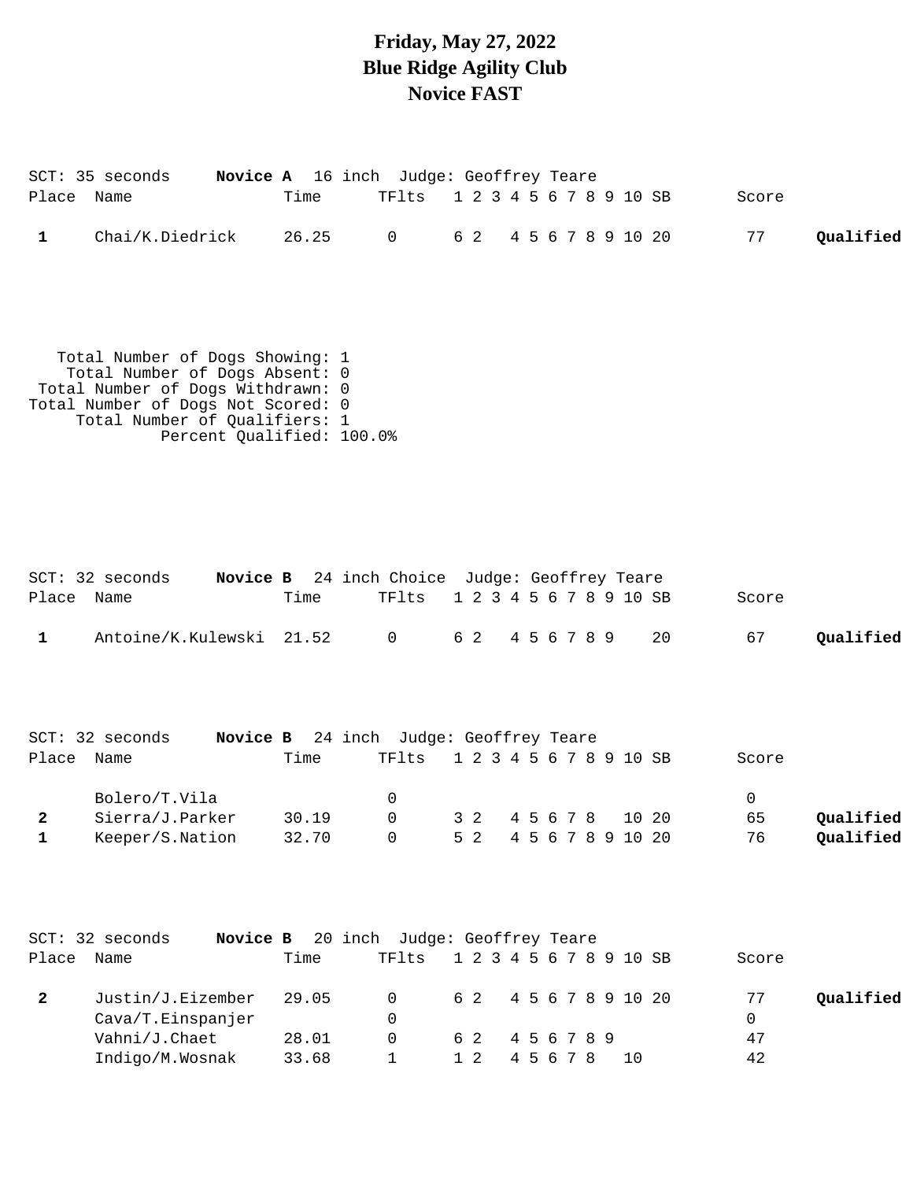# Friday, May 27, 2022
# Blue Ridge Agility Club
# Novice FAST

SCT: 35 seconds **Novice A** 16 inch Judge: Geoffrey Teare

| Place | Name | Time | TFlts | 1 | 2 | 3 | 4 | 5 | 6 | 7 | 8 | 9 | 10 | SB | Score | |
|---|---|---|---|---|---|---|---|---|---|---|---|---|---|---|---|---|
| 1 | Chai/K.Diedrick | 26.25 | 0 | 6 | 2 | | 4 | 5 | 6 | 7 | 8 | 9 | 10 | 20 | 77 | **Qualified** |

Total Number of Dogs Showing: 1
Total Number of Dogs Absent: 0
Total Number of Dogs Withdrawn: 0
Total Number of Dogs Not Scored: 0
Total Number of Qualifiers: 1
Percent Qualified: 100.0%

SCT: 32 seconds **Novice B** 24 inch Choice Judge: Geoffrey Teare

| Place | Name | Time | TFlts | 1 | 2 | 3 | 4 | 5 | 6 | 7 | 8 | 9 | 10 | SB | Score | |
|---|---|---|---|---|---|---|---|---|---|---|---|---|---|---|---|---|
| 1 | Antoine/K.Kulewski | 21.52 | 0 | 6 | 2 | | 4 | 5 | 6 | 7 | 8 | 9 | | 20 | 67 | **Qualified** |

SCT: 32 seconds **Novice B** 24 inch Judge: Geoffrey Teare

| Place | Name | Time | TFlts | 1 | 2 | 3 | 4 | 5 | 6 | 7 | 8 | 9 | 10 | SB | Score | |
|---|---|---|---|---|---|---|---|---|---|---|---|---|---|---|---|---|
| | Bolero/T.Vila | | 0 | | | | | | | | | | | | 0 | |
| 2 | Sierra/J.Parker | 30.19 | 0 | 3 | 2 | | 4 | 5 | 6 | 7 | 8 | | 10 | 20 | 65 | **Qualified** |
| 1 | Keeper/S.Nation | 32.70 | 0 | 5 | 2 | | 4 | 5 | 6 | 7 | 8 | 9 | 10 | 20 | 76 | **Qualified** |

SCT: 32 seconds **Novice B** 20 inch Judge: Geoffrey Teare

| Place | Name | Time | TFlts | 1 | 2 | 3 | 4 | 5 | 6 | 7 | 8 | 9 | 10 | SB | Score | |
|---|---|---|---|---|---|---|---|---|---|---|---|---|---|---|---|---|
| 2 | Justin/J.Eizember | 29.05 | 0 | 6 | 2 | | 4 | 5 | 6 | 7 | 8 | 9 | 10 | 20 | 77 | **Qualified** |
| | Cava/T.Einspanjer | | 0 | | | | | | | | | | | | 0 | |
| | Vahni/J.Chaet | 28.01 | 0 | 6 | 2 | | 4 | 5 | 6 | 7 | 8 | 9 | | | 47 | |
| | Indigo/M.Wosnak | 33.68 | 1 | 1 | 2 | | 4 | 5 | 6 | 7 | 8 | | 10 | | 42 | |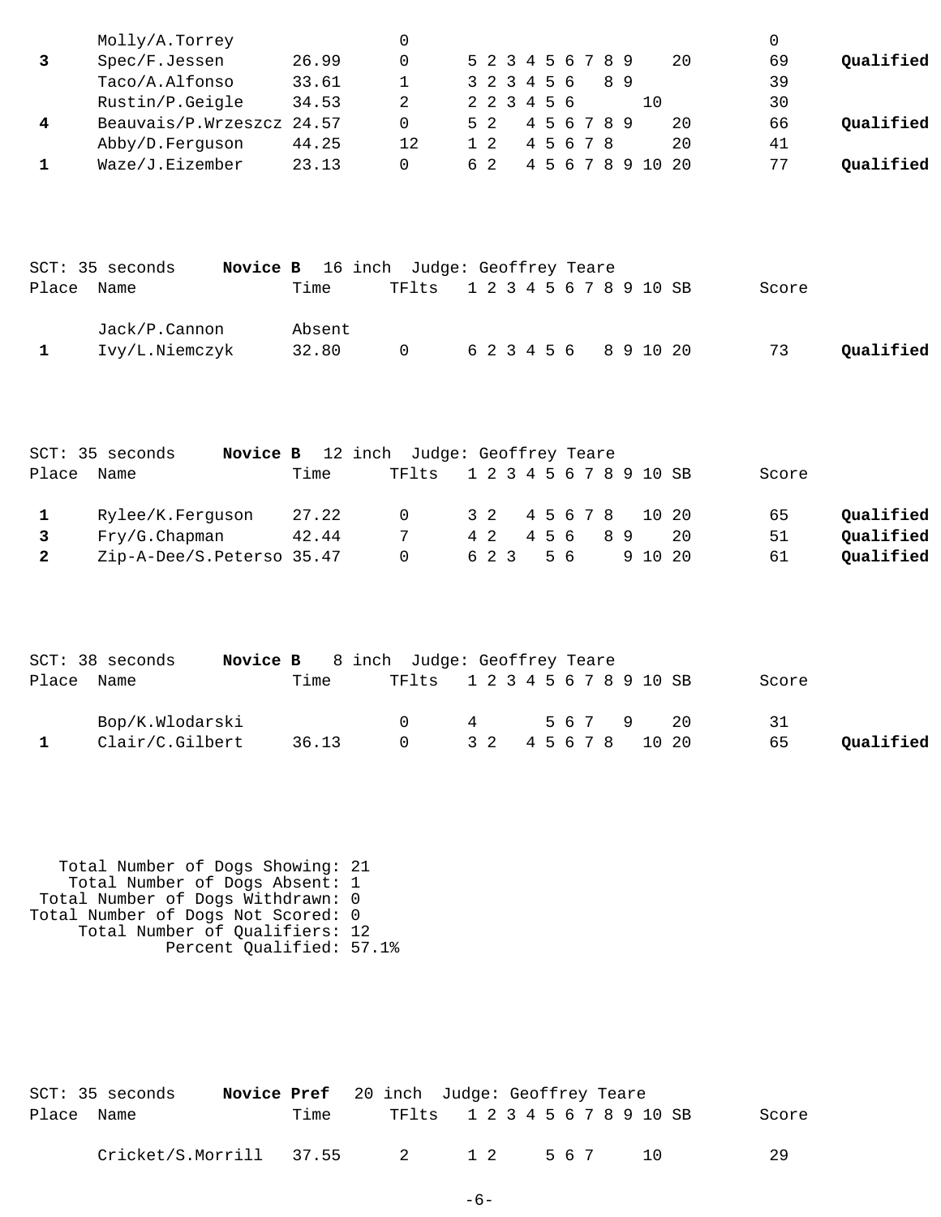| Place | Name | Time | TFlts | 1 | 2 | 3 | 4 | 5 | 6 | 7 | 8 | 9 | 10 | SB | Score | |
|---|---|---|---|---|---|---|---|---|---|---|---|---|---|---|---|---|
| | Molly/A.Torrey | | 0 | | | | | | | | | | | | 0 | |
| **3** | Spec/F.Jessen | 26.99 | 0 | 5 | 2 | 3 | 4 | 5 | 6 | 7 | 8 | 9 | | 20 | 69 | **Qualified** |
| | Taco/A.Alfonso | 33.61 | 1 | 3 | 2 | 3 | 4 | 5 | 6 | | 8 | 9 | | | 39 | |
| | Rustin/P.Geigle | 34.53 | 2 | 2 | 2 | 3 | 4 | 5 | 6 | | | | 10 | | 30 | |
| **4** | Beauvais/P.Wrzeszcz | 24.57 | 0 | 5 | 2 | | 4 | 5 | 6 | 7 | 8 | 9 | | 20 | 66 | **Qualified** |
| | Abby/D.Ferguson | 44.25 | 12 | 1 | 2 | | 4 | 5 | 6 | 7 | 8 | | | 20 | 41 | |
| **1** | Waze/J.Eizember | 23.13 | 0 | 6 | 2 | | 4 | 5 | 6 | 7 | 8 | 9 | 10 | 20 | 77 | **Qualified** |

SCT: 35 seconds **Novice B** 16 inch Judge: Geoffrey Teare

| Place | Name | Time | TFlts | 1 | 2 | 3 | 4 | 5 | 6 | 7 | 8 | 9 | 10 | SB | Score | |
|---|---|---|---|---|---|---|---|---|---|---|---|---|---|---|---|---|
| | Jack/P.Cannon | Absent | | | | | | | | | | | | | | |
| **1** | Ivy/L.Niemczyk | 32.80 | 0 | 6 | 2 | 3 | 4 | 5 | 6 | | 8 | 9 | 10 | 20 | 73 | **Qualified** |

SCT: 35 seconds **Novice B** 12 inch Judge: Geoffrey Teare

| Place | Name | Time | TFlts | 1 | 2 | 3 | 4 | 5 | 6 | 7 | 8 | 9 | 10 | SB | Score | |
|---|---|---|---|---|---|---|---|---|---|---|---|---|---|---|---|---|
| **1** | Rylee/K.Ferguson | 27.22 | 0 | 3 | 2 | | 4 | 5 | 6 | 7 | 8 | | 10 | 20 | 65 | **Qualified** |
| **3** | Fry/G.Chapman | 42.44 | 7 | 4 | 2 | | 4 | 5 | 6 | | 8 | 9 | | 20 | 51 | **Qualified** |
| **2** | Zip-A-Dee/S.Peterso | 35.47 | 0 | 6 | 2 | 3 | | 5 | 6 | | | 9 | 10 | 20 | 61 | **Qualified** |

SCT: 38 seconds **Novice B** 8 inch Judge: Geoffrey Teare

| Place | Name | Time | TFlts | 1 | 2 | 3 | 4 | 5 | 6 | 7 | 8 | 9 | 10 | SB | Score | |
|---|---|---|---|---|---|---|---|---|---|---|---|---|---|---|---|---|
| | Bop/K.Wlodarski | | 0 | 4 | | | | 5 | 6 | 7 | | 9 | | 20 | 31 | |
| **1** | Clair/C.Gilbert | 36.13 | 0 | 3 | 2 | | 4 | 5 | 6 | 7 | 8 | | 10 | 20 | 65 | **Qualified** |

Total Number of Dogs Showing: 21
Total Number of Dogs Absent: 1
Total Number of Dogs Withdrawn: 0
Total Number of Dogs Not Scored: 0
Total Number of Qualifiers: 12
Percent Qualified: 57.1%

SCT: 35 seconds **Novice Pref** 20 inch Judge: Geoffrey Teare

| Place | Name | Time | TFlts | 1 | 2 | 3 | 4 | 5 | 6 | 7 | 8 | 9 | 10 | SB | Score | |
|---|---|---|---|---|---|---|---|---|---|---|---|---|---|---|---|---|
| | Cricket/S.Morrill | 37.55 | 2 | 1 | 2 | | | 5 | 6 | 7 | | | 10 | | 29 | |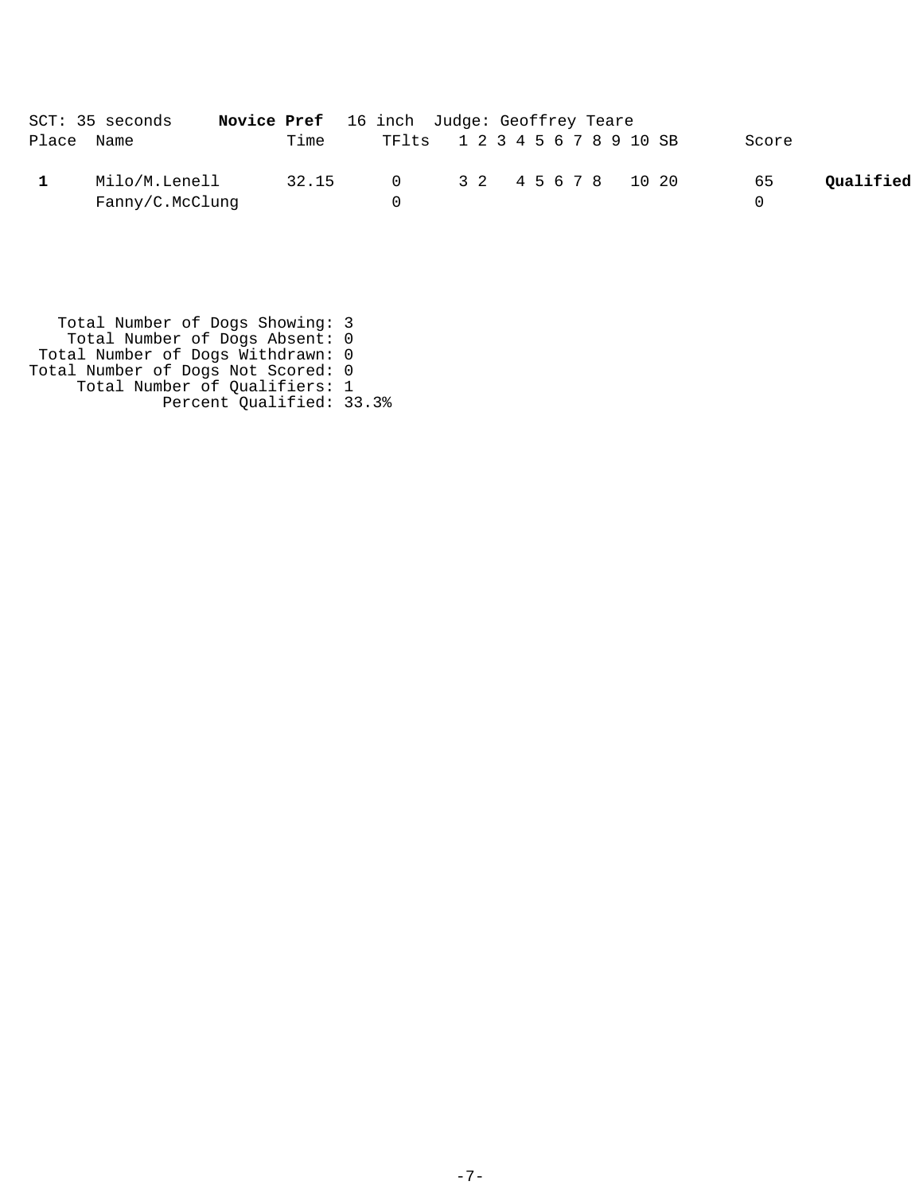SCT: 35 seconds **Novice Pref** 16 inch Judge: Geoffrey Teare

| Place | Name | Time | TFlts | 1 | 2 | 3 | 4 | 5 | 6 | 7 | 8 | 9 | 10 | SB | Score | |
|---|---|---|---|---|---|---|---|---|---|---|---|---|---|---|---|---|
| **1** | Milo/M.Lenell | 32.15 | 0 | 3 | 2 | | 4 | 5 | 6 | 7 | 8 | | 10 | 20 | 65 | **Qualified** |
| | Fanny/C.McClung | | 0 | | | | | | | | | | | | 0 | |

Total Number of Dogs Showing: 3
Total Number of Dogs Absent: 0
Total Number of Dogs Withdrawn: 0
Total Number of Dogs Not Scored: 0
Total Number of Qualifiers: 1
Percent Qualified: 33.3%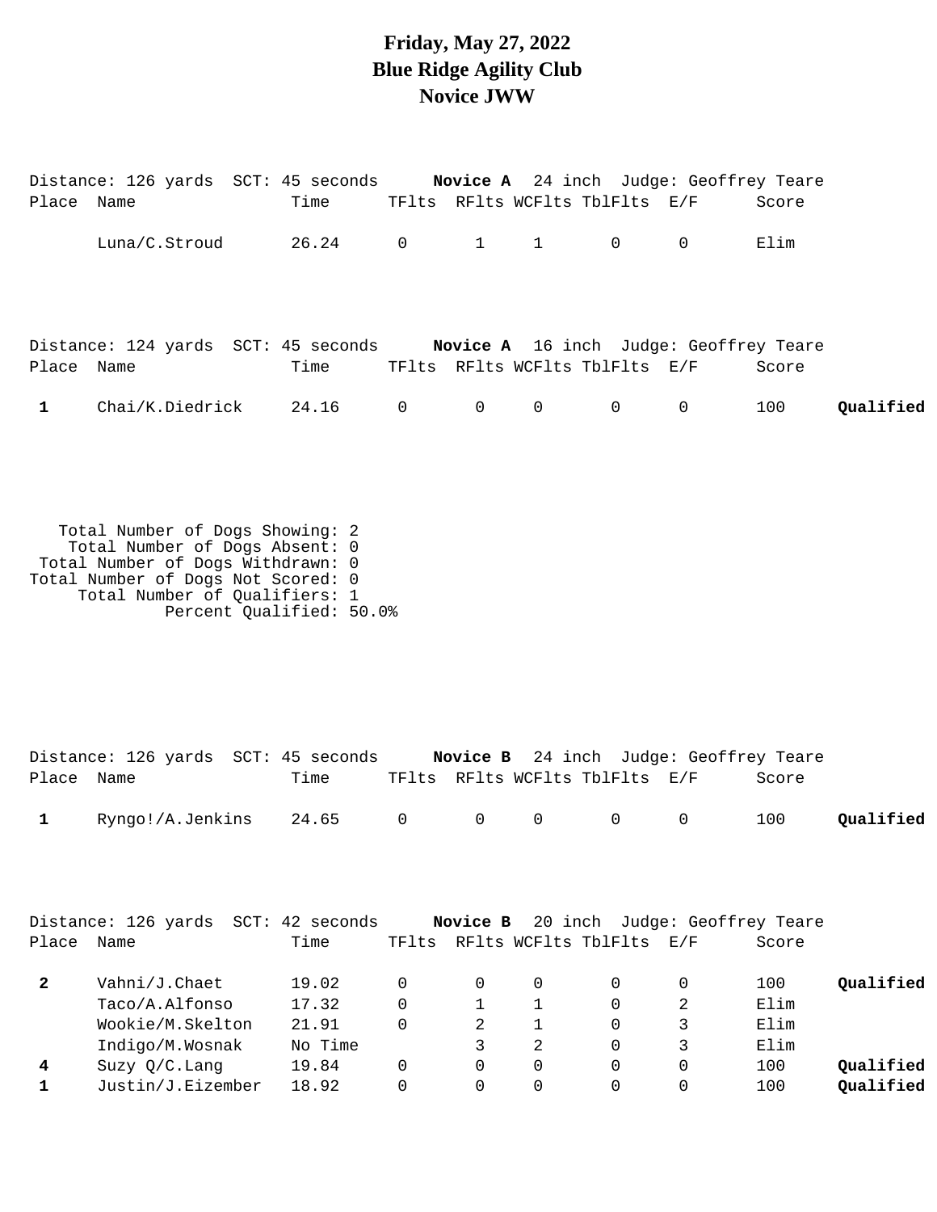# Friday, May 27, 2022
# Blue Ridge Agility Club
# Novice JWW

Distance: 126 yards SCT: 45 seconds **Novice A** 24 inch Judge: Geoffrey Teare

| Place | Name | Time | TFlts | RFlts | WCFlts | TblFlts | E/F | Score | |
|---|---|---|---|---|---|---|---|---|---|
| | Luna/C.Stroud | 26.24 | 0 | 1 | 1 | 0 | 0 | Elim | |

Distance: 124 yards SCT: 45 seconds **Novice A** 16 inch Judge: Geoffrey Teare

| Place | Name | Time | TFlts | RFlts | WCFlts | TblFlts | E/F | Score | |
|---|---|---|---|---|---|---|---|---|---|
| **1** | Chai/K.Diedrick | 24.16 | 0 | 0 | 0 | 0 | 0 | 100 | **Qualified** |

Total Number of Dogs Showing: 2
Total Number of Dogs Absent: 0
Total Number of Dogs Withdrawn: 0
Total Number of Dogs Not Scored: 0
Total Number of Qualifiers: 1
Percent Qualified: 50.0%

Distance: 126 yards SCT: 45 seconds **Novice B** 24 inch Judge: Geoffrey Teare

| Place | Name | Time | TFlts | RFlts | WCFlts | TblFlts | E/F | Score | |
|---|---|---|---|---|---|---|---|---|---|
| **1** | Ryngo!/A.Jenkins | 24.65 | 0 | 0 | 0 | 0 | 0 | 100 | **Qualified** |

Distance: 126 yards SCT: 42 seconds **Novice B** 20 inch Judge: Geoffrey Teare

| Place | Name | Time | TFlts | RFlts | WCFlts | TblFlts | E/F | Score | |
|---|---|---|---|---|---|---|---|---|---|
| **2** | Vahni/J.Chaet | 19.02 | 0 | 0 | 0 | 0 | 0 | 100 | **Qualified** |
| | Taco/A.Alfonso | 17.32 | 0 | 1 | 1 | 0 | 2 | Elim | |
| | Wookie/M.Skelton | 21.91 | 0 | 2 | 1 | 0 | 3 | Elim | |
| | Indigo/M.Wosnak | No Time | | 3 | 2 | 0 | 3 | Elim | |
| **4** | Suzy Q/C.Lang | 19.84 | 0 | 0 | 0 | 0 | 0 | 100 | **Qualified** |
| **1** | Justin/J.Eizember | 18.92 | 0 | 0 | 0 | 0 | 0 | 100 | **Qualified** |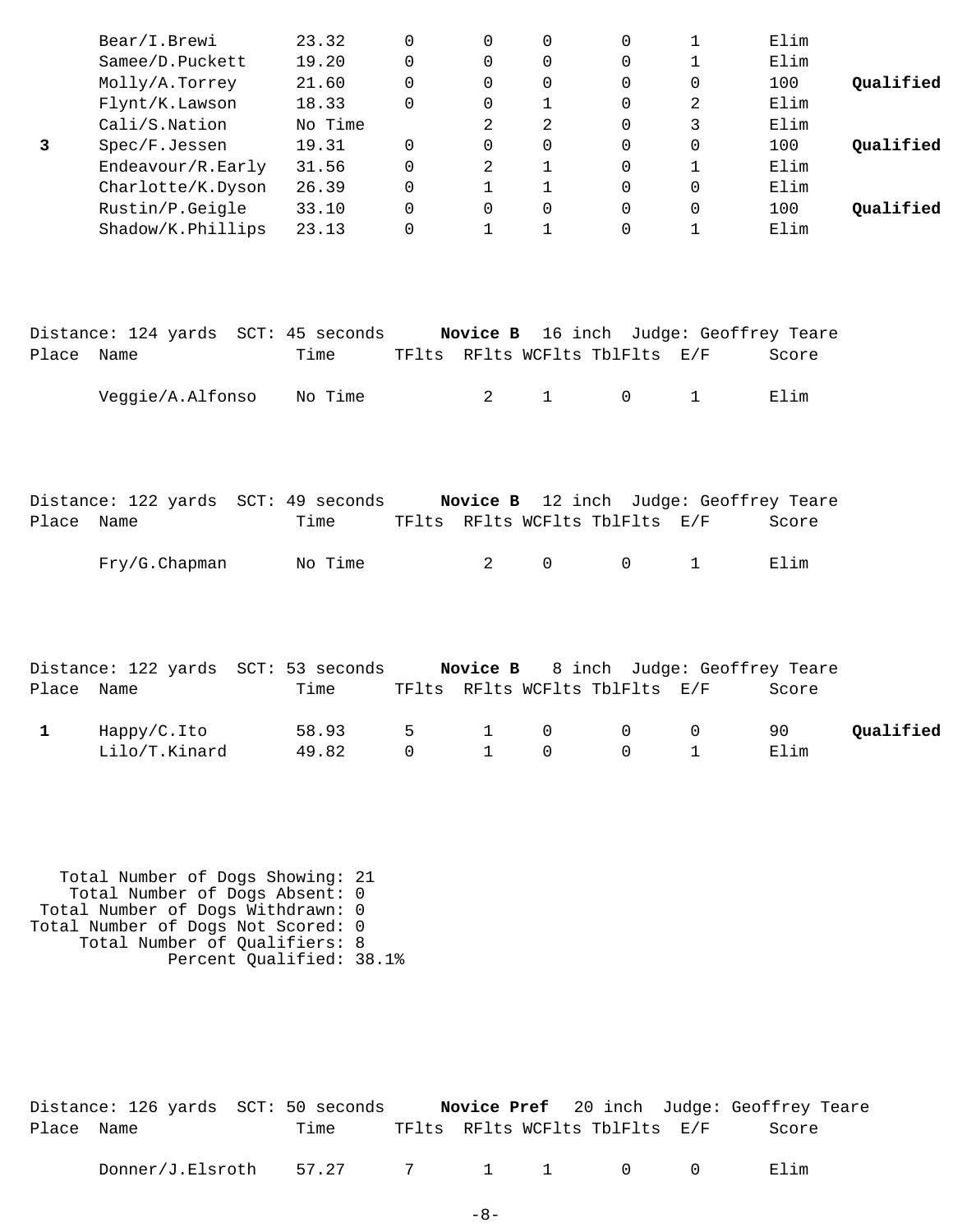| Place | Name | Time | TFlts | RFlts | WCFlts | TblFlts | E/F | Score | |
|---|---|---|---|---|---|---|---|---|---|
| | Bear/I.Brewi | 23.32 | 0 | 0 | 0 | 0 | 1 | Elim | |
| | Samee/D.Puckett | 19.20 | 0 | 0 | 0 | 0 | 1 | Elim | |
| | Molly/A.Torrey | 21.60 | 0 | 0 | 0 | 0 | 0 | 100 | **Qualified** |
| | Flynt/K.Lawson | 18.33 | 0 | 0 | 1 | 0 | 2 | Elim | |
| | Cali/S.Nation | No Time | | 2 | 2 | 0 | 3 | Elim | |
| **3** | Spec/F.Jessen | 19.31 | 0 | 0 | 0 | 0 | 0 | 100 | **Qualified** |
| | Endeavour/R.Early | 31.56 | 0 | 2 | 1 | 0 | 1 | Elim | |
| | Charlotte/K.Dyson | 26.39 | 0 | 1 | 1 | 0 | 0 | Elim | |
| | Rustin/P.Geigle | 33.10 | 0 | 0 | 0 | 0 | 0 | 100 | **Qualified** |
| | Shadow/K.Phillips | 23.13 | 0 | 1 | 1 | 0 | 1 | Elim | |

Distance: 124 yards SCT: 45 seconds **Novice B** 16 inch Judge: Geoffrey Teare

| Place | Name | Time | TFlts | RFlts | WCFlts | TblFlts | E/F | Score |
|---|---|---|---|---|---|---|---|---|
| | Veggie/A.Alfonso | No Time | | 2 | 1 | 0 | 1 | Elim |

Distance: 122 yards SCT: 49 seconds **Novice B** 12 inch Judge: Geoffrey Teare

| Place | Name | Time | TFlts | RFlts | WCFlts | TblFlts | E/F | Score |
|---|---|---|---|---|---|---|---|---|
| | Fry/G.Chapman | No Time | | 2 | 0 | 0 | 1 | Elim |

Distance: 122 yards SCT: 53 seconds **Novice B** 8 inch Judge: Geoffrey Teare

| Place | Name | Time | TFlts | RFlts | WCFlts | TblFlts | E/F | Score | |
|---|---|---|---|---|---|---|---|---|---|
| **1** | Happy/C.Ito | 58.93 | 5 | 1 | 0 | 0 | 0 | 90 | **Qualified** |
| | Lilo/T.Kinard | 49.82 | 0 | 1 | 0 | 0 | 1 | Elim | |

Total Number of Dogs Showing: 21
Total Number of Dogs Absent: 0
Total Number of Dogs Withdrawn: 0
Total Number of Dogs Not Scored: 0
Total Number of Qualifiers: 8
Percent Qualified: 38.1%

Distance: 126 yards SCT: 50 seconds **Novice Pref** 20 inch Judge: Geoffrey Teare

| Place | Name | Time | TFlts | RFlts | WCFlts | TblFlts | E/F | Score |
|---|---|---|---|---|---|---|---|---|
| | Donner/J.Elsroth | 57.27 | 7 | 1 | 1 | 0 | 0 | Elim |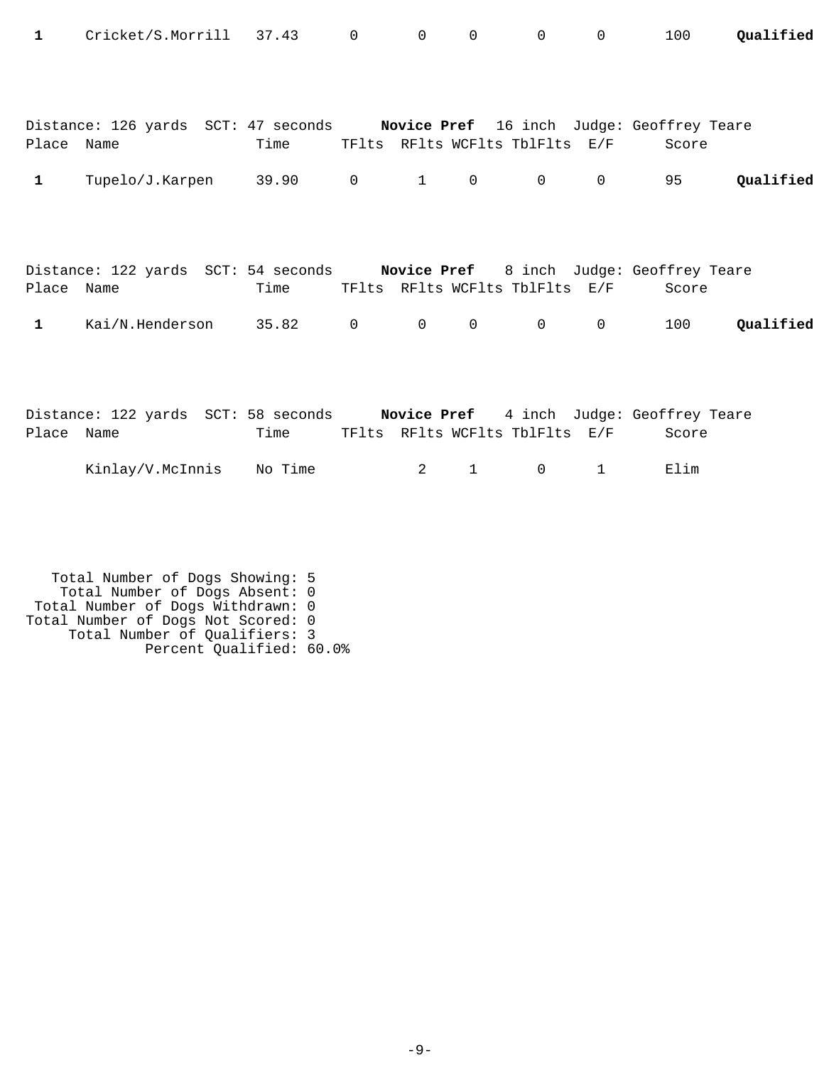| Place | Name | Time | TFlts | RFlts | WCFlts | TblFlts | E/F | Score | |
|---|---|---|---|---|---|---|---|---|---|
| **1** | Cricket/S.Morrill | 37.43 | 0 | 0 | 0 | 0 | 0 | 100 | **Qualified** |

Distance: 126 yards SCT: 47 seconds **Novice Pref** 16 inch Judge: Geoffrey Teare

| Place | Name | Time | TFlts | RFlts | WCFlts | TblFlts | E/F | Score | |
|---|---|---|---|---|---|---|---|---|---|
| **1** | Tupelo/J.Karpen | 39.90 | 0 | 1 | 0 | 0 | 0 | 95 | **Qualified** |

Distance: 122 yards SCT: 54 seconds **Novice Pref** 8 inch Judge: Geoffrey Teare

| Place | Name | Time | TFlts | RFlts | WCFlts | TblFlts | E/F | Score | |
|---|---|---|---|---|---|---|---|---|---|
| **1** | Kai/N.Henderson | 35.82 | 0 | 0 | 0 | 0 | 0 | 100 | **Qualified** |

Distance: 122 yards SCT: 58 seconds **Novice Pref** 4 inch Judge: Geoffrey Teare

| Place | Name | Time | TFlts | RFlts | WCFlts | TblFlts | E/F | Score |
|---|---|---|---|---|---|---|---|---|
| | Kinlay/V.McInnis | No Time | | 2 | 1 | 0 | 1 | Elim |

Total Number of Dogs Showing: 5
Total Number of Dogs Absent: 0
Total Number of Dogs Withdrawn: 0
Total Number of Dogs Not Scored: 0
Total Number of Qualifiers: 3
Percent Qualified: 60.0%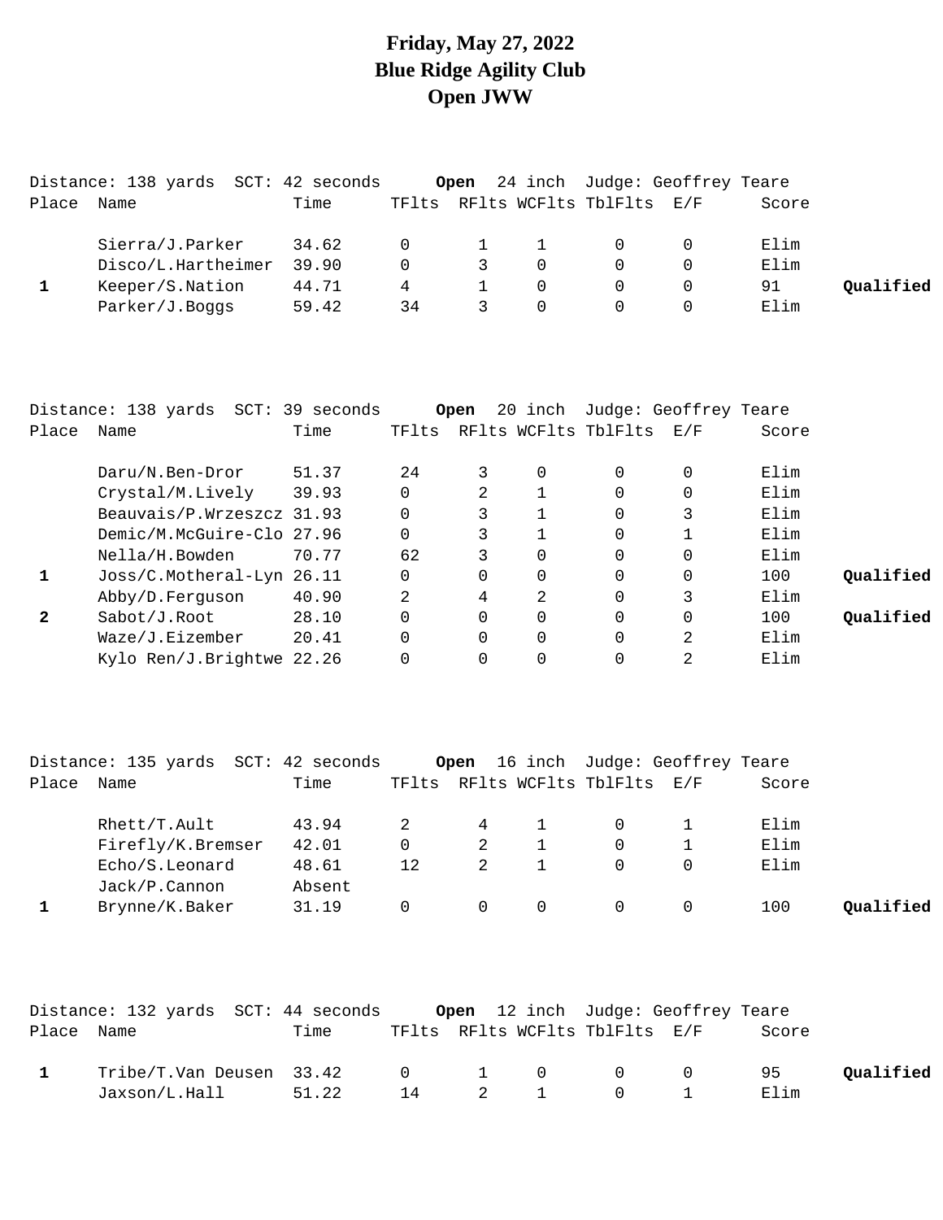# Friday, May 27, 2022
# Blue Ridge Agility Club
# Open JWW

Distance: 138 yards  SCT: 42 seconds  **Open** 24 inch  Judge: Geoffrey Teare

| Place | Name | Time | TFlts | RFlts | WCFlts | TblFlts | E/F | Score | |
|---|---|---|---|---|---|---|---|---|---|
| | Sierra/J.Parker | 34.62 | 0 | 1 | 1 | 0 | 0 | Elim | |
| | Disco/L.Hartheimer | 39.90 | 0 | 3 | 0 | 0 | 0 | Elim | |
| 1 | Keeper/S.Nation | 44.71 | 4 | 1 | 0 | 0 | 0 | 91 | **Qualified** |
| | Parker/J.Boggs | 59.42 | 34 | 3 | 0 | 0 | 0 | Elim | |

Distance: 138 yards  SCT: 39 seconds  **Open** 20 inch  Judge: Geoffrey Teare

| Place | Name | Time | TFlts | RFlts | WCFlts | TblFlts | E/F | Score | |
|---|---|---|---|---|---|---|---|---|---|
| | Daru/N.Ben-Dror | 51.37 | 24 | 3 | 0 | 0 | 0 | Elim | |
| | Crystal/M.Lively | 39.93 | 0 | 2 | 1 | 0 | 0 | Elim | |
| | Beauvais/P.Wrzeszcz | 31.93 | 0 | 3 | 1 | 0 | 3 | Elim | |
| | Demic/M.McGuire-Clo | 27.96 | 0 | 3 | 1 | 0 | 1 | Elim | |
| | Nella/H.Bowden | 70.77 | 62 | 3 | 0 | 0 | 0 | Elim | |
| 1 | Joss/C.Motheral-Lyn | 26.11 | 0 | 0 | 0 | 0 | 0 | 100 | **Qualified** |
| | Abby/D.Ferguson | 40.90 | 2 | 4 | 2 | 0 | 3 | Elim | |
| 2 | Sabot/J.Root | 28.10 | 0 | 0 | 0 | 0 | 0 | 100 | **Qualified** |
| | Waze/J.Eizember | 20.41 | 0 | 0 | 0 | 0 | 2 | Elim | |
| | Kylo Ren/J.Brightwe | 22.26 | 0 | 0 | 0 | 0 | 2 | Elim | |

Distance: 135 yards  SCT: 42 seconds  **Open** 16 inch  Judge: Geoffrey Teare

| Place | Name | Time | TFlts | RFlts | WCFlts | TblFlts | E/F | Score | |
|---|---|---|---|---|---|---|---|---|---|
| | Rhett/T.Ault | 43.94 | 2 | 4 | 1 | 0 | 1 | Elim | |
| | Firefly/K.Bremser | 42.01 | 0 | 2 | 1 | 0 | 1 | Elim | |
| | Echo/S.Leonard | 48.61 | 12 | 2 | 1 | 0 | 0 | Elim | |
| | Jack/P.Cannon | Absent | | | | | | | |
| 1 | Brynne/K.Baker | 31.19 | 0 | 0 | 0 | 0 | 0 | 100 | **Qualified** |

Distance: 132 yards  SCT: 44 seconds  **Open** 12 inch  Judge: Geoffrey Teare

| Place | Name | Time | TFlts | RFlts | WCFlts | TblFlts | E/F | Score | |
|---|---|---|---|---|---|---|---|---|---|
| 1 | Tribe/T.Van Deusen | 33.42 | 0 | 1 | 0 | 0 | 0 | 95 | **Qualified** |
| | Jaxson/L.Hall | 51.22 | 14 | 2 | 1 | 0 | 1 | Elim | |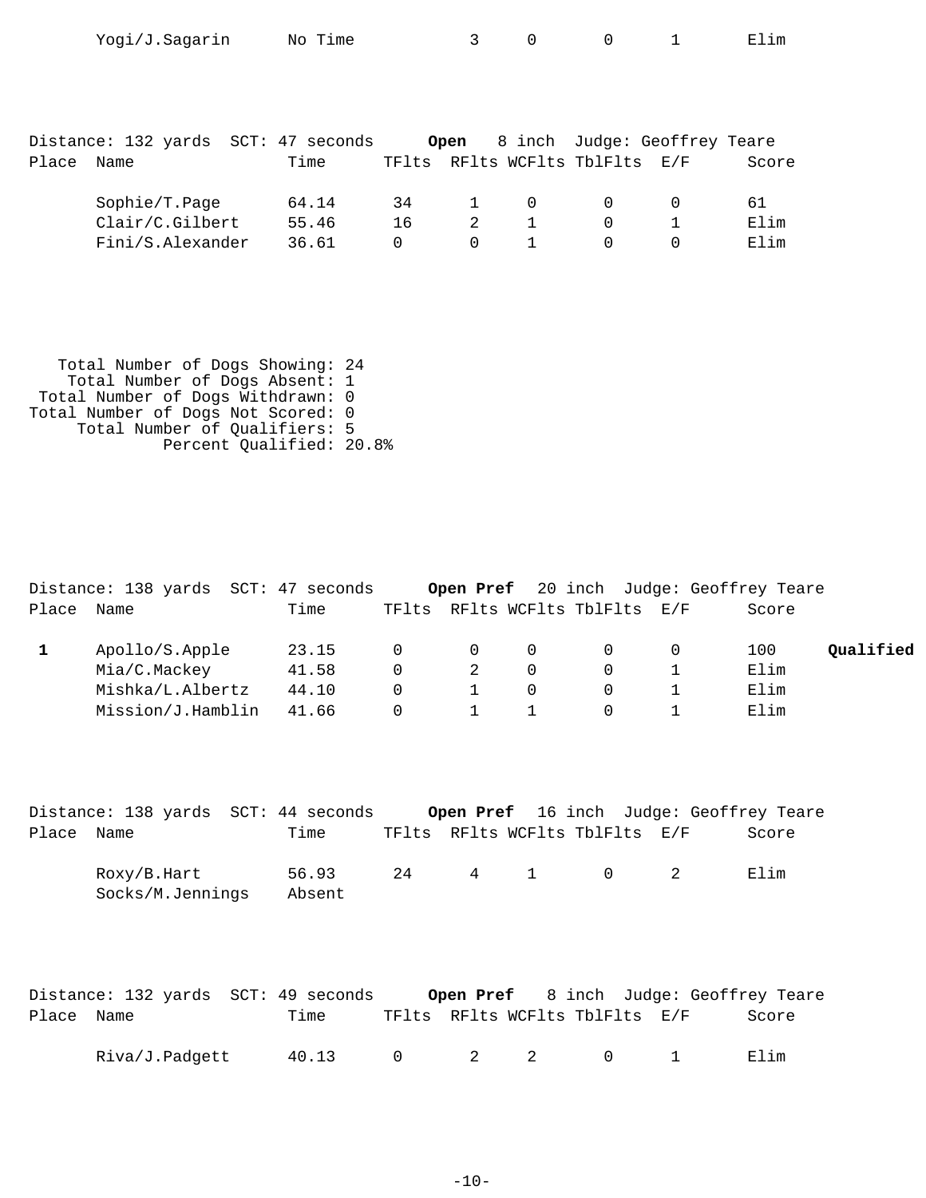| | Yogi/J.Sagarin | No Time | 3 | 0 | 0 | 1 | Elim |
|---|---|---|---|---|---|---|---|

Distance: 132 yards SCT: 47 seconds **Open** 8 inch Judge: Geoffrey Teare

| Place | Name | Time | TFlts | RFlts | WCFlts | TblFlts | E/F | Score |
|---|---|---|---|---|---|---|---|---|
| | Sophie/T.Page | 64.14 | 34 | 1 | 0 | 0 | 0 | 61 |
| | Clair/C.Gilbert | 55.46 | 16 | 2 | 1 | 0 | 1 | Elim |
| | Fini/S.Alexander | 36.61 | 0 | 0 | 1 | 0 | 0 | Elim |

Total Number of Dogs Showing: 24
Total Number of Dogs Absent: 1
Total Number of Dogs Withdrawn: 0
Total Number of Dogs Not Scored: 0
Total Number of Qualifiers: 5
Percent Qualified: 20.8%

Distance: 138 yards SCT: 47 seconds **Open Pref** 20 inch Judge: Geoffrey Teare

| Place | Name | Time | TFlts | RFlts | WCFlts | TblFlts | E/F | Score | |
|---|---|---|---|---|---|---|---|---|---|
| **1** | Apollo/S.Apple | 23.15 | 0 | 0 | 0 | 0 | 0 | 100 | **Qualified** |
| | Mia/C.Mackey | 41.58 | 0 | 2 | 0 | 0 | 1 | Elim | |
| | Mishka/L.Albertz | 44.10 | 0 | 1 | 0 | 0 | 1 | Elim | |
| | Mission/J.Hamblin | 41.66 | 0 | 1 | 1 | 0 | 1 | Elim | |

Distance: 138 yards SCT: 44 seconds **Open Pref** 16 inch Judge: Geoffrey Teare

| Place | Name | Time | TFlts | RFlts | WCFlts | TblFlts | E/F | Score |
|---|---|---|---|---|---|---|---|---|
| | Roxy/B.Hart | 56.93 | 24 | 4 | 1 | 0 | 2 | Elim |
| | Socks/M.Jennings | Absent | | | | | | |

Distance: 132 yards SCT: 49 seconds **Open Pref** 8 inch Judge: Geoffrey Teare

| Place | Name | Time | TFlts | RFlts | WCFlts | TblFlts | E/F | Score |
|---|---|---|---|---|---|---|---|---|
| | Riva/J.Padgett | 40.13 | 0 | 2 | 2 | 0 | 1 | Elim |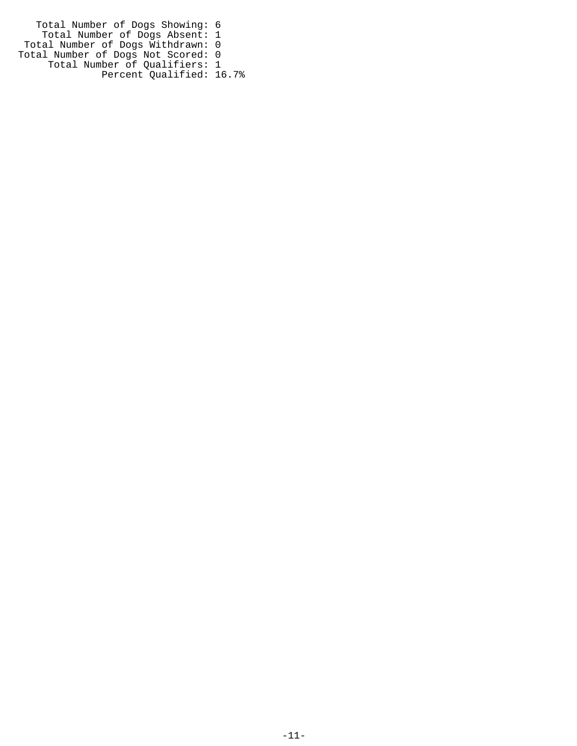Total Number of Dogs Showing: 6
Total Number of Dogs Absent: 1
Total Number of Dogs Withdrawn: 0
Total Number of Dogs Not Scored: 0
Total Number of Qualifiers: 1
Percent Qualified: 16.7%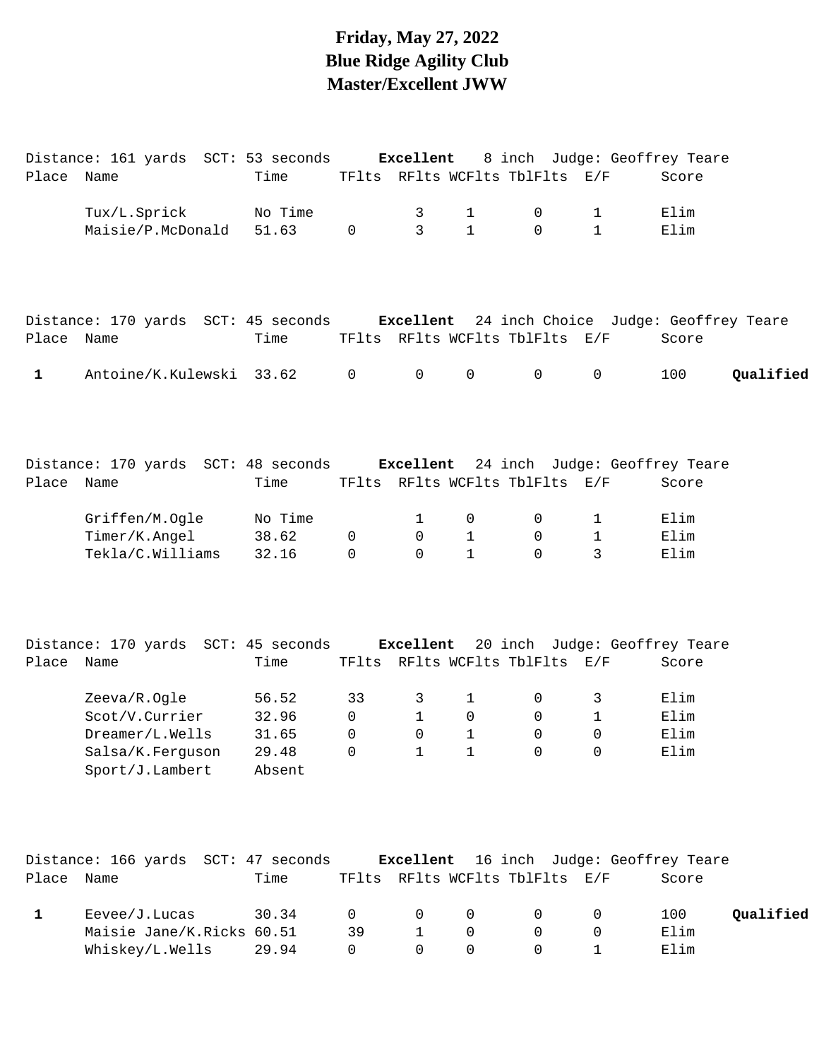# Friday, May 27, 2022
# Blue Ridge Agility Club
# Master/Excellent JWW

Distance: 161 yards  SCT: 53 seconds  **Excellent**  8 inch  Judge: Geoffrey Teare

| Place | Name | Time | TFlts | RFlts | WCFlts | TblFlts | E/F | Score | |
|---|---|---|---|---|---|---|---|---|---|
| | Tux/L.Sprick | No Time | | 3 | 1 | 0 | 1 | Elim | |
| | Maisie/P.McDonald | 51.63 | 0 | 3 | 1 | 0 | 1 | Elim | |

Distance: 170 yards  SCT: 45 seconds  **Excellent**  24 inch Choice  Judge: Geoffrey Teare

| Place | Name | Time | TFlts | RFlts | WCFlts | TblFlts | E/F | Score | |
|---|---|---|---|---|---|---|---|---|---|
| 1 | Antoine/K.Kulewski | 33.62 | 0 | 0 | 0 | 0 | 0 | 100 | **Qualified** |

Distance: 170 yards  SCT: 48 seconds  **Excellent**  24 inch  Judge: Geoffrey Teare

| Place | Name | Time | TFlts | RFlts | WCFlts | TblFlts | E/F | Score | |
|---|---|---|---|---|---|---|---|---|---|
| | Griffen/M.Ogle | No Time | | 1 | 0 | 0 | 1 | Elim | |
| | Timer/K.Angel | 38.62 | 0 | 0 | 1 | 0 | 1 | Elim | |
| | Tekla/C.Williams | 32.16 | 0 | 0 | 1 | 0 | 3 | Elim | |

Distance: 170 yards  SCT: 45 seconds  **Excellent**  20 inch  Judge: Geoffrey Teare

| Place | Name | Time | TFlts | RFlts | WCFlts | TblFlts | E/F | Score | |
|---|---|---|---|---|---|---|---|---|---|
| | Zeeva/R.Ogle | 56.52 | 33 | 3 | 1 | 0 | 3 | Elim | |
| | Scot/V.Currier | 32.96 | 0 | 1 | 0 | 0 | 1 | Elim | |
| | Dreamer/L.Wells | 31.65 | 0 | 0 | 1 | 0 | 0 | Elim | |
| | Salsa/K.Ferguson | 29.48 | 0 | 1 | 1 | 0 | 0 | Elim | |
| | Sport/J.Lambert | Absent | | | | | | | |

Distance: 166 yards  SCT: 47 seconds  **Excellent**  16 inch  Judge: Geoffrey Teare

| Place | Name | Time | TFlts | RFlts | WCFlts | TblFlts | E/F | Score | |
|---|---|---|---|---|---|---|---|---|---|
| 1 | Eevee/J.Lucas | 30.34 | 0 | 0 | 0 | 0 | 0 | 100 | **Qualified** |
| | Maisie Jane/K.Ricks | 60.51 | 39 | 1 | 0 | 0 | 0 | Elim | |
| | Whiskey/L.Wells | 29.94 | 0 | 0 | 0 | 0 | 1 | Elim | |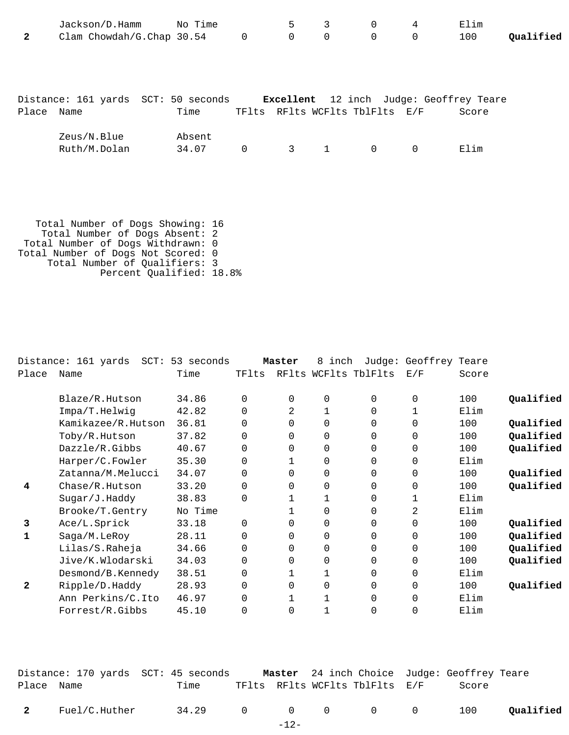| Place | Name | Time | TFlts | RFlts | WCFlts | TblFlts | E/F | Score | |
|---|---|---|---|---|---|---|---|---|---|
| | Jackson/D.Hamm | No Time | | 5 | 3 | 0 | 4 | Elim | |
| **2** | Clam Chowdah/G.Chap | 30.54 | 0 | 0 | 0 | 0 | 0 | 100 | **Qualified** |

Distance: 161 yards SCT: 50 seconds **Excellent** 12 inch Judge: Geoffrey Teare

| Place | Name | Time | TFlts | RFlts | WCFlts | TblFlts | E/F | Score |
|---|---|---|---|---|---|---|---|---|
| | Zeus/N.Blue | Absent | | | | | | |
| | Ruth/M.Dolan | 34.07 | 0 | 3 | 1 | 0 | 0 | Elim |

Total Number of Dogs Showing: 16
Total Number of Dogs Absent: 2
Total Number of Dogs Withdrawn: 0
Total Number of Dogs Not Scored: 0
Total Number of Qualifiers: 3
Percent Qualified: 18.8%

Distance: 161 yards SCT: 53 seconds **Master** 8 inch Judge: Geoffrey Teare

| Place | Name | Time | TFlts | RFlts | WCFlts | TblFlts | E/F | Score | |
|---|---|---|---|---|---|---|---|---|---|
| | Blaze/R.Hutson | 34.86 | 0 | 0 | 0 | 0 | 0 | 100 | **Qualified** |
| | Impa/T.Helwig | 42.82 | 0 | 2 | 1 | 0 | 1 | Elim | |
| | Kamikazee/R.Hutson | 36.81 | 0 | 0 | 0 | 0 | 0 | 100 | **Qualified** |
| | Toby/R.Hutson | 37.82 | 0 | 0 | 0 | 0 | 0 | 100 | **Qualified** |
| | Dazzle/R.Gibbs | 40.67 | 0 | 0 | 0 | 0 | 0 | 100 | **Qualified** |
| | Harper/C.Fowler | 35.30 | 0 | 1 | 0 | 0 | 0 | Elim | |
| | Zatanna/M.Melucci | 34.07 | 0 | 0 | 0 | 0 | 0 | 100 | **Qualified** |
| **4** | Chase/R.Hutson | 33.20 | 0 | 0 | 0 | 0 | 0 | 100 | **Qualified** |
| | Sugar/J.Haddy | 38.83 | 0 | 1 | 1 | 0 | 1 | Elim | |
| | Brooke/T.Gentry | No Time | | 1 | 0 | 0 | 2 | Elim | |
| **3** | Ace/L.Sprick | 33.18 | 0 | 0 | 0 | 0 | 0 | 100 | **Qualified** |
| **1** | Saga/M.LeRoy | 28.11 | 0 | 0 | 0 | 0 | 0 | 100 | **Qualified** |
| | Lilas/S.Raheja | 34.66 | 0 | 0 | 0 | 0 | 0 | 100 | **Qualified** |
| | Jive/K.Wlodarski | 34.03 | 0 | 0 | 0 | 0 | 0 | 100 | **Qualified** |
| | Desmond/B.Kennedy | 38.51 | 0 | 1 | 1 | 0 | 0 | Elim | |
| **2** | Ripple/D.Haddy | 28.93 | 0 | 0 | 0 | 0 | 0 | 100 | **Qualified** |
| | Ann Perkins/C.Ito | 46.97 | 0 | 1 | 1 | 0 | 0 | Elim | |
| | Forrest/R.Gibbs | 45.10 | 0 | 0 | 1 | 0 | 0 | Elim | |

Distance: 170 yards SCT: 45 seconds **Master** 24 inch Choice Judge: Geoffrey Teare

| Place | Name | Time | TFlts | RFlts | WCFlts | TblFlts | E/F | Score | |
|---|---|---|---|---|---|---|---|---|---|
| **2** | Fuel/C.Huther | 34.29 | 0 | 0 | 0 | 0 | 0 | 100 | **Qualified** |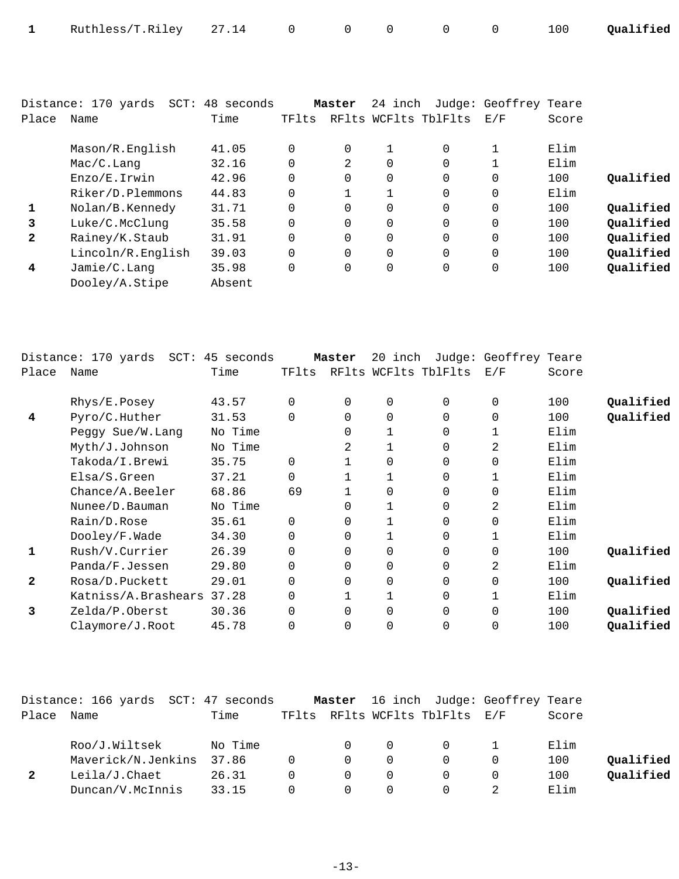| Place | Name | Time | TFlts | RFlts | WCFlts | TblFlts | E/F | Score | |
|---|---|---|---|---|---|---|---|---|---|
| 1 | Ruthless/T.Riley | 27.14 | 0 | 0 | 0 | 0 | 0 | 100 | **Qualified** |

Distance: 170 yards SCT: 48 seconds **Master** 24 inch Judge: Geoffrey Teare

| Place | Name | Time | TFlts | RFlts | WCFlts | TblFlts | E/F | Score | |
|---|---|---|---|---|---|---|---|---|---|
| | Mason/R.English | 41.05 | 0 | 0 | 1 | 0 | 1 | Elim | |
| | Mac/C.Lang | 32.16 | 0 | 2 | 0 | 0 | 1 | Elim | |
| | Enzo/E.Irwin | 42.96 | 0 | 0 | 0 | 0 | 0 | 100 | **Qualified** |
| | Riker/D.Plemmons | 44.83 | 0 | 1 | 1 | 0 | 0 | Elim | |
| 1 | Nolan/B.Kennedy | 31.71 | 0 | 0 | 0 | 0 | 0 | 100 | **Qualified** |
| 3 | Luke/C.McClung | 35.58 | 0 | 0 | 0 | 0 | 0 | 100 | **Qualified** |
| 2 | Rainey/K.Staub | 31.91 | 0 | 0 | 0 | 0 | 0 | 100 | **Qualified** |
| | Lincoln/R.English | 39.03 | 0 | 0 | 0 | 0 | 0 | 100 | **Qualified** |
| 4 | Jamie/C.Lang | 35.98 | 0 | 0 | 0 | 0 | 0 | 100 | **Qualified** |
| | Dooley/A.Stipe | Absent | | | | | | | |

Distance: 170 yards SCT: 45 seconds **Master** 20 inch Judge: Geoffrey Teare

| Place | Name | Time | TFlts | RFlts | WCFlts | TblFlts | E/F | Score | |
|---|---|---|---|---|---|---|---|---|---|
| | Rhys/E.Posey | 43.57 | 0 | 0 | 0 | 0 | 0 | 100 | **Qualified** |
| 4 | Pyro/C.Huther | 31.53 | 0 | 0 | 0 | 0 | 0 | 100 | **Qualified** |
| | Peggy Sue/W.Lang | No Time | | 0 | 1 | 0 | 1 | Elim | |
| | Myth/J.Johnson | No Time | | 2 | 1 | 0 | 2 | Elim | |
| | Takoda/I.Brewi | 35.75 | 0 | 1 | 0 | 0 | 0 | Elim | |
| | Elsa/S.Green | 37.21 | 0 | 1 | 1 | 0 | 1 | Elim | |
| | Chance/A.Beeler | 68.86 | 69 | 1 | 0 | 0 | 0 | Elim | |
| | Nunee/D.Bauman | No Time | | 0 | 1 | 0 | 2 | Elim | |
| | Rain/D.Rose | 35.61 | 0 | 0 | 1 | 0 | 0 | Elim | |
| | Dooley/F.Wade | 34.30 | 0 | 0 | 1 | 0 | 1 | Elim | |
| 1 | Rush/V.Currier | 26.39 | 0 | 0 | 0 | 0 | 0 | 100 | **Qualified** |
| | Panda/F.Jessen | 29.80 | 0 | 0 | 0 | 0 | 2 | Elim | |
| 2 | Rosa/D.Puckett | 29.01 | 0 | 0 | 0 | 0 | 0 | 100 | **Qualified** |
| | Katniss/A.Brashears | 37.28 | 0 | 1 | 1 | 0 | 1 | Elim | |
| 3 | Zelda/P.Oberst | 30.36 | 0 | 0 | 0 | 0 | 0 | 100 | **Qualified** |
| | Claymore/J.Root | 45.78 | 0 | 0 | 0 | 0 | 0 | 100 | **Qualified** |

Distance: 166 yards SCT: 47 seconds **Master** 16 inch Judge: Geoffrey Teare

| Place | Name | Time | TFlts | RFlts | WCFlts | TblFlts | E/F | Score | |
|---|---|---|---|---|---|---|---|---|---|
| | Roo/J.Wiltsek | No Time | | 0 | 0 | 0 | 1 | Elim | |
| | Maverick/N.Jenkins | 37.86 | 0 | 0 | 0 | 0 | 0 | 100 | **Qualified** |
| 2 | Leila/J.Chaet | 26.31 | 0 | 0 | 0 | 0 | 0 | 100 | **Qualified** |
| | Duncan/V.McInnis | 33.15 | 0 | 0 | 0 | 0 | 2 | Elim | |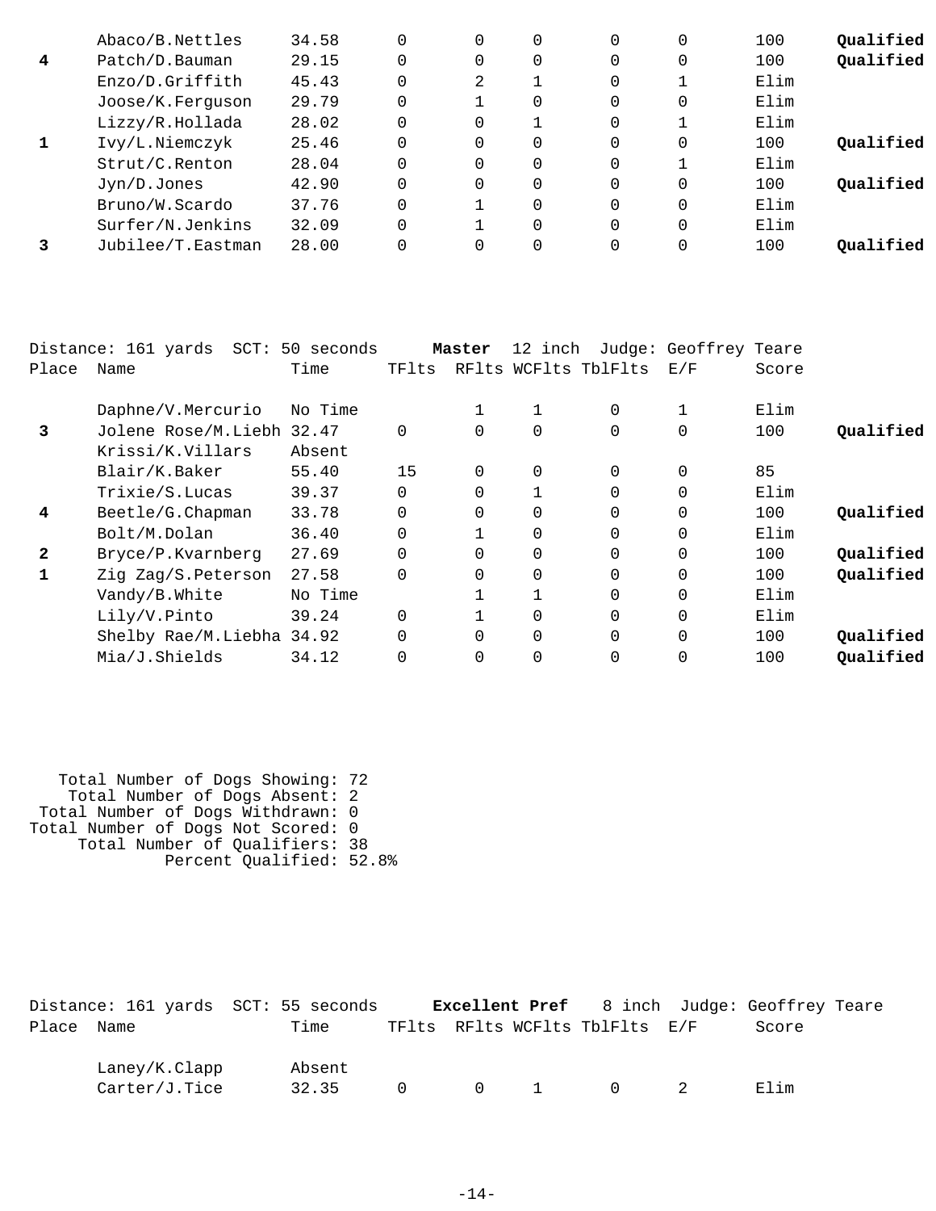| Place | Name | Time | TFlts | RFlts | WCFlts | TblFlts | E/F | Score | |
|---|---|---|---|---|---|---|---|---|---|
| | Abaco/B.Nettles | 34.58 | 0 | 0 | 0 | 0 | 0 | 100 | **Qualified** |
| **4** | Patch/D.Bauman | 29.15 | 0 | 0 | 0 | 0 | 0 | 100 | **Qualified** |
| | Enzo/D.Griffith | 45.43 | 0 | 2 | 1 | 0 | 1 | Elim | |
| | Joose/K.Ferguson | 29.79 | 0 | 1 | 0 | 0 | 0 | Elim | |
| | Lizzy/R.Hollada | 28.02 | 0 | 0 | 1 | 0 | 1 | Elim | |
| **1** | Ivy/L.Niemczyk | 25.46 | 0 | 0 | 0 | 0 | 0 | 100 | **Qualified** |
| | Strut/C.Renton | 28.04 | 0 | 0 | 0 | 0 | 1 | Elim | |
| | Jyn/D.Jones | 42.90 | 0 | 0 | 0 | 0 | 0 | 100 | **Qualified** |
| | Bruno/W.Scardo | 37.76 | 0 | 1 | 0 | 0 | 0 | Elim | |
| | Surfer/N.Jenkins | 32.09 | 0 | 1 | 0 | 0 | 0 | Elim | |
| **3** | Jubilee/T.Eastman | 28.00 | 0 | 0 | 0 | 0 | 0 | 100 | **Qualified** |

Distance: 161 yards SCT: 50 seconds **Master** 12 inch Judge: Geoffrey Teare

| Place | Name | Time | TFlts | RFlts | WCFlts | TblFlts | E/F | Score | |
|---|---|---|---|---|---|---|---|---|---|
| | Daphne/V.Mercurio | No Time | | 1 | 1 | 0 | 1 | Elim | |
| **3** | Jolene Rose/M.Liebh | 32.47 | 0 | 0 | 0 | 0 | 0 | 100 | **Qualified** |
| | Krissi/K.Villars | Absent | | | | | | | |
| | Blair/K.Baker | 55.40 | 15 | 0 | 0 | 0 | 0 | 85 | |
| | Trixie/S.Lucas | 39.37 | 0 | 0 | 1 | 0 | 0 | Elim | |
| **4** | Beetle/G.Chapman | 33.78 | 0 | 0 | 0 | 0 | 0 | 100 | **Qualified** |
| | Bolt/M.Dolan | 36.40 | 0 | 1 | 0 | 0 | 0 | Elim | |
| **2** | Bryce/P.Kvarnberg | 27.69 | 0 | 0 | 0 | 0 | 0 | 100 | **Qualified** |
| **1** | Zig Zag/S.Peterson | 27.58 | 0 | 0 | 0 | 0 | 0 | 100 | **Qualified** |
| | Vandy/B.White | No Time | | 1 | 1 | 0 | 0 | Elim | |
| | Lily/V.Pinto | 39.24 | 0 | 1 | 0 | 0 | 0 | Elim | |
| | Shelby Rae/M.Liebha | 34.92 | 0 | 0 | 0 | 0 | 0 | 100 | **Qualified** |
| | Mia/J.Shields | 34.12 | 0 | 0 | 0 | 0 | 0 | 100 | **Qualified** |

Total Number of Dogs Showing: 72
Total Number of Dogs Absent: 2
Total Number of Dogs Withdrawn: 0
Total Number of Dogs Not Scored: 0
Total Number of Qualifiers: 38
Percent Qualified: 52.8%

Distance: 161 yards SCT: 55 seconds **Excellent Pref** 8 inch Judge: Geoffrey Teare

| Place | Name | Time | TFlts | RFlts | WCFlts | TblFlts | E/F | Score |
|---|---|---|---|---|---|---|---|---|
| | Laney/K.Clapp | Absent | | | | | | |
| | Carter/J.Tice | 32.35 | 0 | 0 | 1 | 0 | 2 | Elim |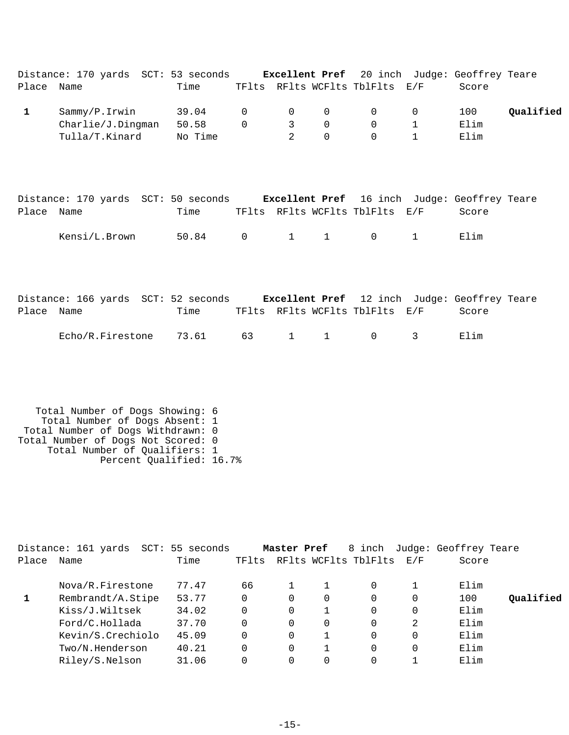Distance: 170 yards SCT: 53 seconds **Excellent Pref** 20 inch Judge: Geoffrey Teare

| Place | Name | Time | TFlts | RFlts | WCFlts | TblFlts | E/F | Score | |
|---|---|---|---|---|---|---|---|---|---|
| **1** | Sammy/P.Irwin | 39.04 | 0 | 0 | 0 | 0 | 0 | 100 | **Qualified** |
| | Charlie/J.Dingman | 50.58 | 0 | 3 | 0 | 0 | 1 | Elim | |
| | Tulla/T.Kinard | No Time | | 2 | 0 | 0 | 1 | Elim | |

Distance: 170 yards SCT: 50 seconds **Excellent Pref** 16 inch Judge: Geoffrey Teare

| Place | Name | Time | TFlts | RFlts | WCFlts | TblFlts | E/F | Score |
|---|---|---|---|---|---|---|---|---|
| | Kensi/L.Brown | 50.84 | 0 | 1 | 1 | 0 | 1 | Elim |

Distance: 166 yards SCT: 52 seconds **Excellent Pref** 12 inch Judge: Geoffrey Teare

| Place | Name | Time | TFlts | RFlts | WCFlts | TblFlts | E/F | Score |
|---|---|---|---|---|---|---|---|---|
| | Echo/R.Firestone | 73.61 | 63 | 1 | 1 | 0 | 3 | Elim |

Total Number of Dogs Showing: 6
Total Number of Dogs Absent: 1
Total Number of Dogs Withdrawn: 0
Total Number of Dogs Not Scored: 0
Total Number of Qualifiers: 1
Percent Qualified: 16.7%

Distance: 161 yards SCT: 55 seconds **Master Pref** 8 inch Judge: Geoffrey Teare

| Place | Name | Time | TFlts | RFlts | WCFlts | TblFlts | E/F | Score | |
|---|---|---|---|---|---|---|---|---|---|
| | Nova/R.Firestone | 77.47 | 66 | 1 | 1 | 0 | 1 | Elim | |
| **1** | Rembrandt/A.Stipe | 53.77 | 0 | 0 | 0 | 0 | 0 | 100 | **Qualified** |
| | Kiss/J.Wiltsek | 34.02 | 0 | 0 | 1 | 0 | 0 | Elim | |
| | Ford/C.Hollada | 37.70 | 0 | 0 | 0 | 0 | 2 | Elim | |
| | Kevin/S.Crechiolo | 45.09 | 0 | 0 | 1 | 0 | 0 | Elim | |
| | Two/N.Henderson | 40.21 | 0 | 0 | 1 | 0 | 0 | Elim | |
| | Riley/S.Nelson | 31.06 | 0 | 0 | 0 | 0 | 1 | Elim | |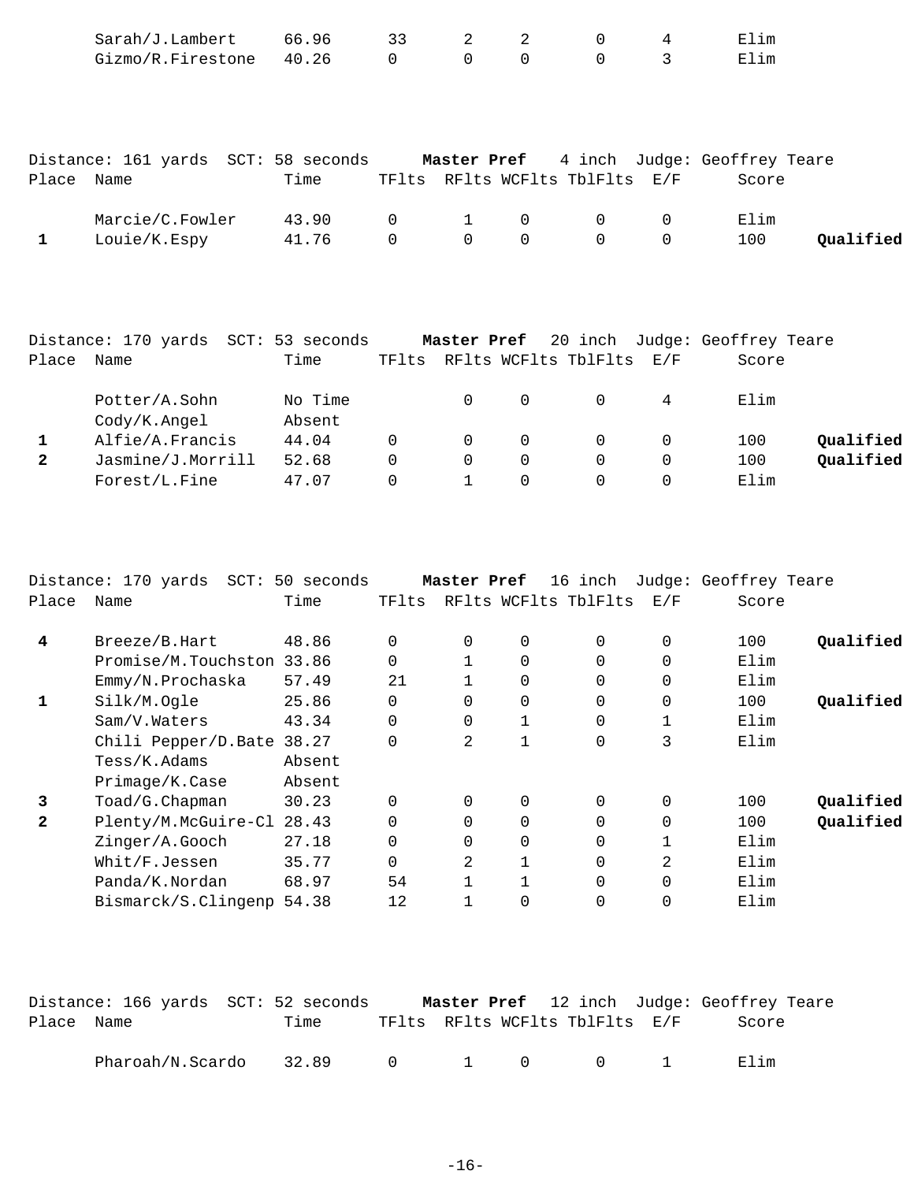| Place | Name | Time | TFlts | RFlts | WCFlts | TblFlts | E/F | Score | |
|---|---|---|---|---|---|---|---|---|---|
| | Sarah/J.Lambert | 66.96 | 33 | 2 | 2 | 0 | 4 | Elim | |
| | Gizmo/R.Firestone | 40.26 | 0 | 0 | 0 | 0 | 3 | Elim | |

Distance: 161 yards SCT: 58 seconds **Master Pref** 4 inch Judge: Geoffrey Teare

| Place | Name | Time | TFlts | RFlts | WCFlts | TblFlts | E/F | Score | |
|---|---|---|---|---|---|---|---|---|---|
| | Marcie/C.Fowler | 43.90 | 0 | 1 | 0 | 0 | 0 | Elim | |
| 1 | Louie/K.Espy | 41.76 | 0 | 0 | 0 | 0 | 0 | 100 | **Qualified** |

Distance: 170 yards SCT: 53 seconds **Master Pref** 20 inch Judge: Geoffrey Teare

| Place | Name | Time | TFlts | RFlts | WCFlts | TblFlts | E/F | Score | |
|---|---|---|---|---|---|---|---|---|---|
| | Potter/A.Sohn | No Time | | 0 | 0 | 0 | 4 | Elim | |
| | Cody/K.Angel | Absent | | | | | | | |
| 1 | Alfie/A.Francis | 44.04 | 0 | 0 | 0 | 0 | 0 | 100 | **Qualified** |
| 2 | Jasmine/J.Morrill | 52.68 | 0 | 0 | 0 | 0 | 0 | 100 | **Qualified** |
| | Forest/L.Fine | 47.07 | 0 | 1 | 0 | 0 | 0 | Elim | |

Distance: 170 yards SCT: 50 seconds **Master Pref** 16 inch Judge: Geoffrey Teare

| Place | Name | Time | TFlts | RFlts | WCFlts | TblFlts | E/F | Score | |
|---|---|---|---|---|---|---|---|---|---|
| 4 | Breeze/B.Hart | 48.86 | 0 | 0 | 0 | 0 | 0 | 100 | **Qualified** |
| | Promise/M.Touchston | 33.86 | 0 | 1 | 0 | 0 | 0 | Elim | |
| | Emmy/N.Prochaska | 57.49 | 21 | 1 | 0 | 0 | 0 | Elim | |
| 1 | Silk/M.Ogle | 25.86 | 0 | 0 | 0 | 0 | 0 | 100 | **Qualified** |
| | Sam/V.Waters | 43.34 | 0 | 0 | 1 | 0 | 1 | Elim | |
| | Chili Pepper/D.Bate | 38.27 | 0 | 2 | 1 | 0 | 3 | Elim | |
| | Tess/K.Adams | Absent | | | | | | | |
| | Primage/K.Case | Absent | | | | | | | |
| 3 | Toad/G.Chapman | 30.23 | 0 | 0 | 0 | 0 | 0 | 100 | **Qualified** |
| 2 | Plenty/M.McGuire-Cl | 28.43 | 0 | 0 | 0 | 0 | 0 | 100 | **Qualified** |
| | Zinger/A.Gooch | 27.18 | 0 | 0 | 0 | 0 | 1 | Elim | |
| | Whit/F.Jessen | 35.77 | 0 | 2 | 1 | 0 | 2 | Elim | |
| | Panda/K.Nordan | 68.97 | 54 | 1 | 1 | 0 | 0 | Elim | |
| | Bismarck/S.Clingenp | 54.38 | 12 | 1 | 0 | 0 | 0 | Elim | |

Distance: 166 yards SCT: 52 seconds **Master Pref** 12 inch Judge: Geoffrey Teare

| Place | Name | Time | TFlts | RFlts | WCFlts | TblFlts | E/F | Score |
|---|---|---|---|---|---|---|---|---|
| | Pharoah/N.Scardo | 32.89 | 0 | 1 | 0 | 0 | 1 | Elim |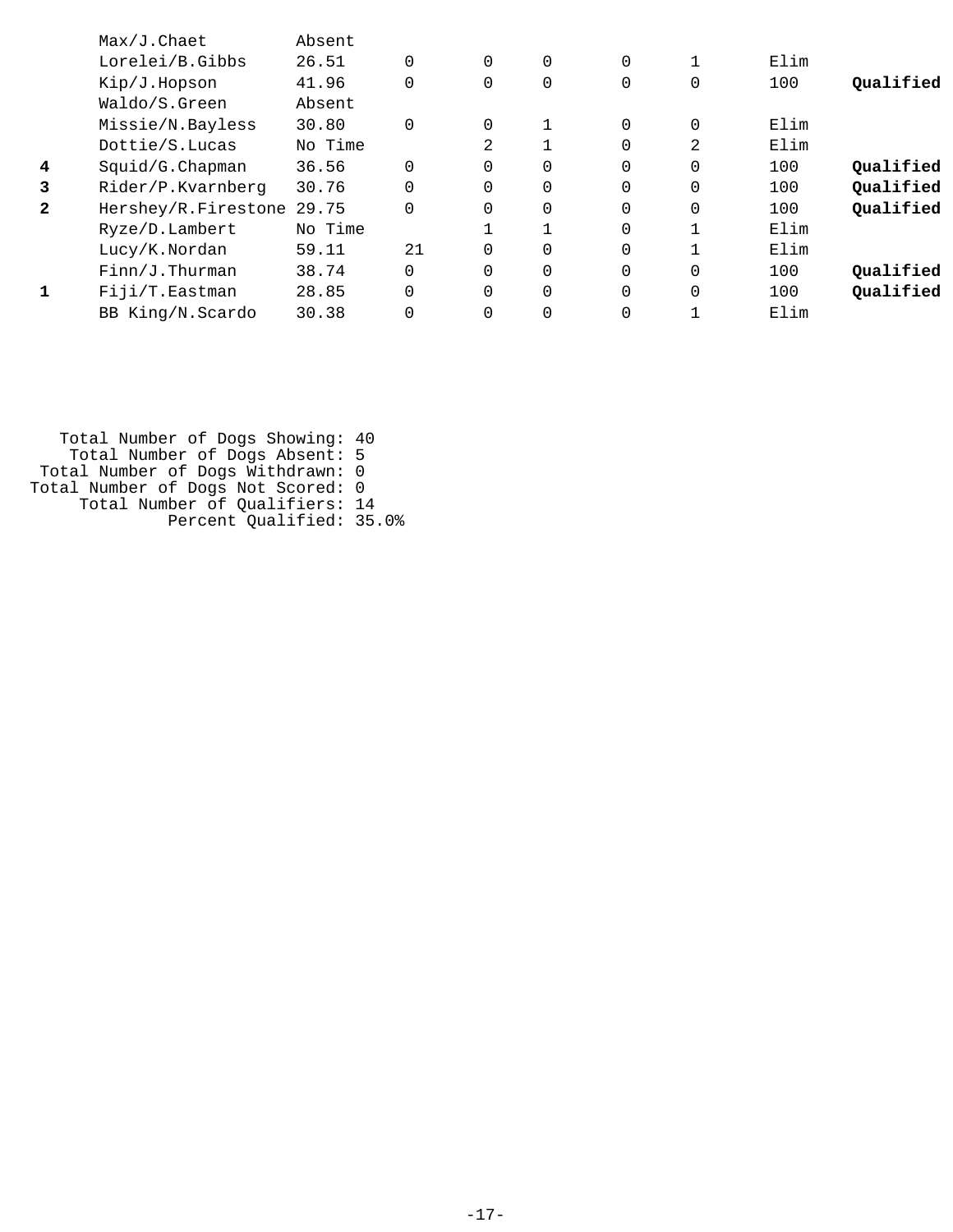| Place | Dog/Handler | Time | | | | | | Score | Result |
|---|---|---|---|---|---|---|---|---|---|
| | Max/J.Chaet | Absent | | | | | | | |
| | Lorelei/B.Gibbs | 26.51 | 0 | 0 | 0 | 0 | 1 | Elim | |
| | Kip/J.Hopson | 41.96 | 0 | 0 | 0 | 0 | 0 | 100 | **Qualified** |
| | Waldo/S.Green | Absent | | | | | | | |
| | Missie/N.Bayless | 30.80 | 0 | 0 | 1 | 0 | 0 | Elim | |
| | Dottie/S.Lucas | No Time | | 2 | 1 | 0 | 2 | Elim | |
| **4** | Squid/G.Chapman | 36.56 | 0 | 0 | 0 | 0 | 0 | 100 | **Qualified** |
| **3** | Rider/P.Kvarnberg | 30.76 | 0 | 0 | 0 | 0 | 0 | 100 | **Qualified** |
| **2** | Hershey/R.Firestone | 29.75 | 0 | 0 | 0 | 0 | 0 | 100 | **Qualified** |
| | Ryze/D.Lambert | No Time | | 1 | 1 | 0 | 1 | Elim | |
| | Lucy/K.Nordan | 59.11 | 21 | 0 | 0 | 0 | 1 | Elim | |
| | Finn/J.Thurman | 38.74 | 0 | 0 | 0 | 0 | 0 | 100 | **Qualified** |
| **1** | Fiji/T.Eastman | 28.85 | 0 | 0 | 0 | 0 | 0 | 100 | **Qualified** |
| | BB King/N.Scardo | 30.38 | 0 | 0 | 0 | 0 | 1 | Elim | |

Total Number of Dogs Showing: 40
Total Number of Dogs Absent: 5
Total Number of Dogs Withdrawn: 0
Total Number of Dogs Not Scored: 0
Total Number of Qualifiers: 14
Percent Qualified: 35.0%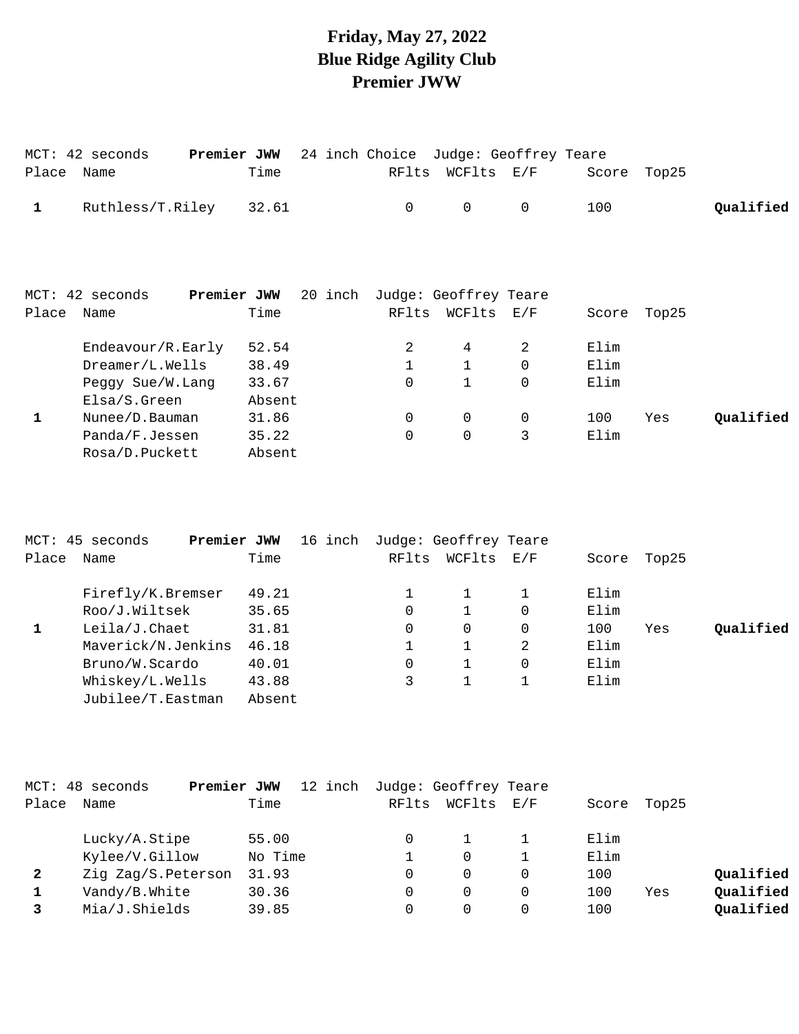# Friday, May 27, 2022
# Blue Ridge Agility Club
# Premier JWW

MCT: 42 seconds **Premier JWW** 24 inch Choice Judge: Geoffrey Teare

| Place | Name | Time | RFlts | WCFlts | E/F | Score | Top25 | |
|---|---|---|---|---|---|---|---|---|
| 1 | Ruthless/T.Riley | 32.61 | 0 | 0 | 0 | 100 | | **Qualified** |

MCT: 42 seconds **Premier JWW** 20 inch Judge: Geoffrey Teare

| Place | Name | Time | RFlts | WCFlts | E/F | Score | Top25 | |
|---|---|---|---|---|---|---|---|---|
| | Endeavour/R.Early | 52.54 | 2 | 4 | 2 | Elim | | |
| | Dreamer/L.Wells | 38.49 | 1 | 1 | 0 | Elim | | |
| | Peggy Sue/W.Lang | 33.67 | 0 | 1 | 0 | Elim | | |
| | Elsa/S.Green | Absent | | | | | | |
| 1 | Nunee/D.Bauman | 31.86 | 0 | 0 | 0 | 100 | Yes | **Qualified** |
| | Panda/F.Jessen | 35.22 | 0 | 0 | 3 | Elim | | |
| | Rosa/D.Puckett | Absent | | | | | | |

MCT: 45 seconds **Premier JWW** 16 inch Judge: Geoffrey Teare

| Place | Name | Time | RFlts | WCFlts | E/F | Score | Top25 | |
|---|---|---|---|---|---|---|---|---|
| | Firefly/K.Bremser | 49.21 | 1 | 1 | 1 | Elim | | |
| | Roo/J.Wiltsek | 35.65 | 0 | 1 | 0 | Elim | | |
| 1 | Leila/J.Chaet | 31.81 | 0 | 0 | 0 | 100 | Yes | **Qualified** |
| | Maverick/N.Jenkins | 46.18 | 1 | 1 | 2 | Elim | | |
| | Bruno/W.Scardo | 40.01 | 0 | 1 | 0 | Elim | | |
| | Whiskey/L.Wells | 43.88 | 3 | 1 | 1 | Elim | | |
| | Jubilee/T.Eastman | Absent | | | | | | |

MCT: 48 seconds **Premier JWW** 12 inch Judge: Geoffrey Teare

| Place | Name | Time | RFlts | WCFlts | E/F | Score | Top25 | |
|---|---|---|---|---|---|---|---|---|
| | Lucky/A.Stipe | 55.00 | 0 | 1 | 1 | Elim | | |
| | Kylee/V.Gillow | No Time | 1 | 0 | 1 | Elim | | |
| 2 | Zig Zag/S.Peterson | 31.93 | 0 | 0 | 0 | 100 | | **Qualified** |
| 1 | Vandy/B.White | 30.36 | 0 | 0 | 0 | 100 | Yes | **Qualified** |
| 3 | Mia/J.Shields | 39.85 | 0 | 0 | 0 | 100 | | **Qualified** |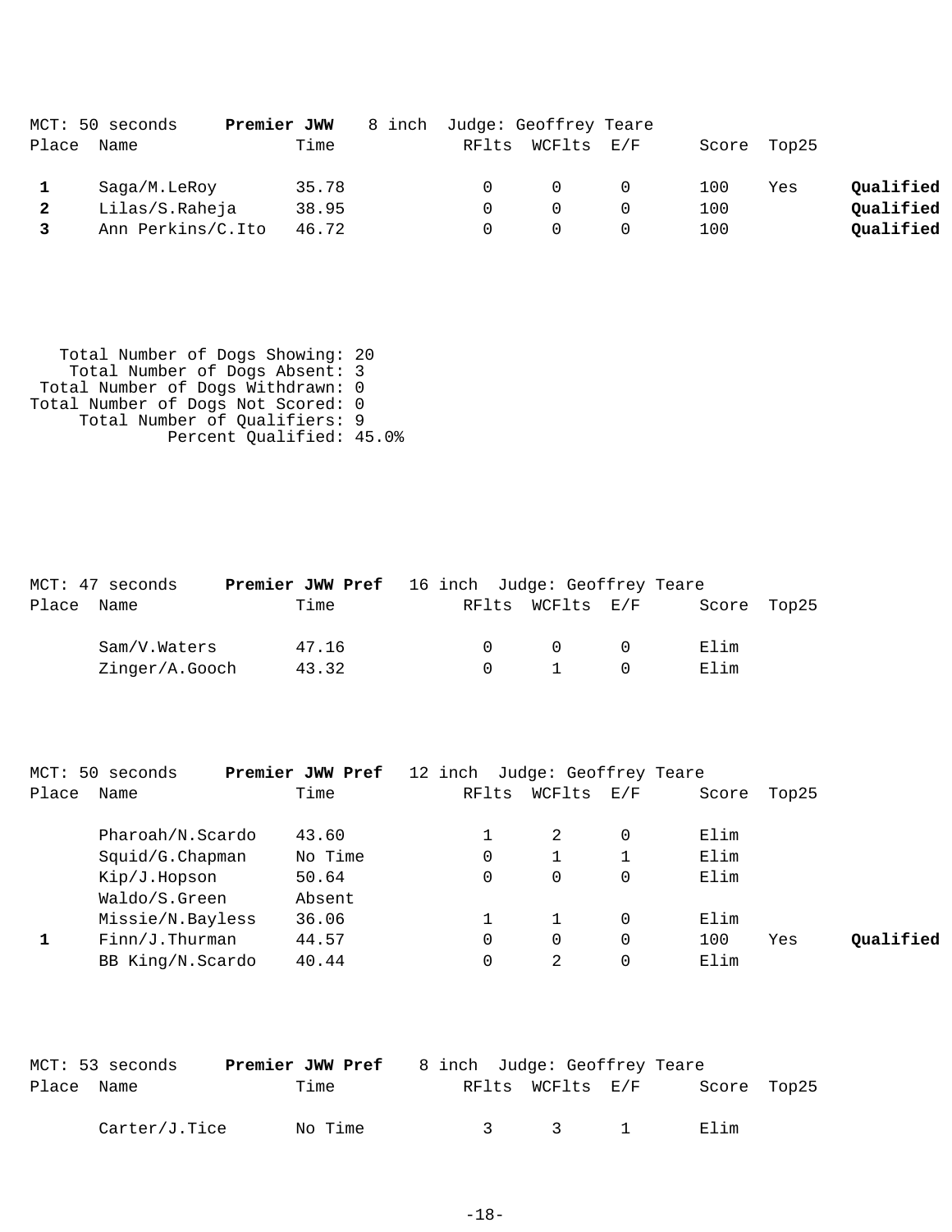MCT: 50 seconds **Premier JWW** 8 inch Judge: Geoffrey Teare

| Place | Name | Time | RFlts | WCFlts | E/F | Score | Top25 | |
|---|---|---|---|---|---|---|---|---|
| 1 | Saga/M.LeRoy | 35.78 | 0 | 0 | 0 | 100 | Yes | **Qualified** |
| 2 | Lilas/S.Raheja | 38.95 | 0 | 0 | 0 | 100 | | **Qualified** |
| 3 | Ann Perkins/C.Ito | 46.72 | 0 | 0 | 0 | 100 | | **Qualified** |

Total Number of Dogs Showing: 20
Total Number of Dogs Absent: 3
Total Number of Dogs Withdrawn: 0
Total Number of Dogs Not Scored: 0
Total Number of Qualifiers: 9
Percent Qualified: 45.0%

MCT: 47 seconds **Premier JWW Pref** 16 inch Judge: Geoffrey Teare

| Place | Name | Time | RFlts | WCFlts | E/F | Score | Top25 | |
|---|---|---|---|---|---|---|---|---|
| | Sam/V.Waters | 47.16 | 0 | 0 | 0 | Elim | | |
| | Zinger/A.Gooch | 43.32 | 0 | 1 | 0 | Elim | | |

MCT: 50 seconds **Premier JWW Pref** 12 inch Judge: Geoffrey Teare

| Place | Name | Time | RFlts | WCFlts | E/F | Score | Top25 | |
|---|---|---|---|---|---|---|---|---|
| | Pharoah/N.Scardo | 43.60 | 1 | 2 | 0 | Elim | | |
| | Squid/G.Chapman | No Time | 0 | 1 | 1 | Elim | | |
| | Kip/J.Hopson | 50.64 | 0 | 0 | 0 | Elim | | |
| | Waldo/S.Green | Absent | | | | | | |
| | Missie/N.Bayless | 36.06 | 1 | 1 | 0 | Elim | | |
| 1 | Finn/J.Thurman | 44.57 | 0 | 0 | 0 | 100 | Yes | **Qualified** |
| | BB King/N.Scardo | 40.44 | 0 | 2 | 0 | Elim | | |

MCT: 53 seconds **Premier JWW Pref** 8 inch Judge: Geoffrey Teare

| Place | Name | Time | RFlts | WCFlts | E/F | Score | Top25 |
|---|---|---|---|---|---|---|---|
| | Carter/J.Tice | No Time | 3 | 3 | 1 | Elim | |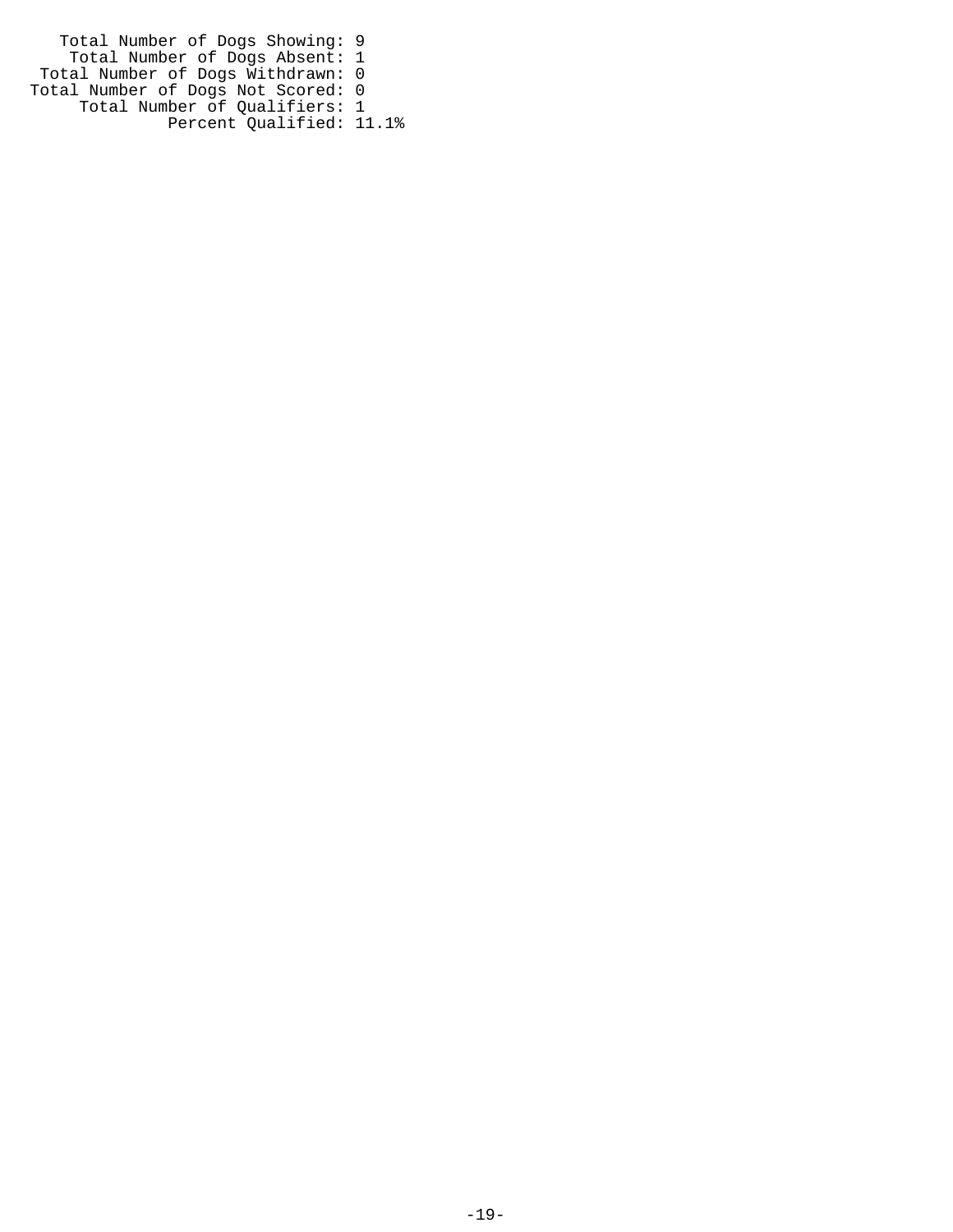Total Number of Dogs Showing: 9
Total Number of Dogs Absent: 1
Total Number of Dogs Withdrawn: 0
Total Number of Dogs Not Scored: 0
Total Number of Qualifiers: 1
Percent Qualified: 11.1%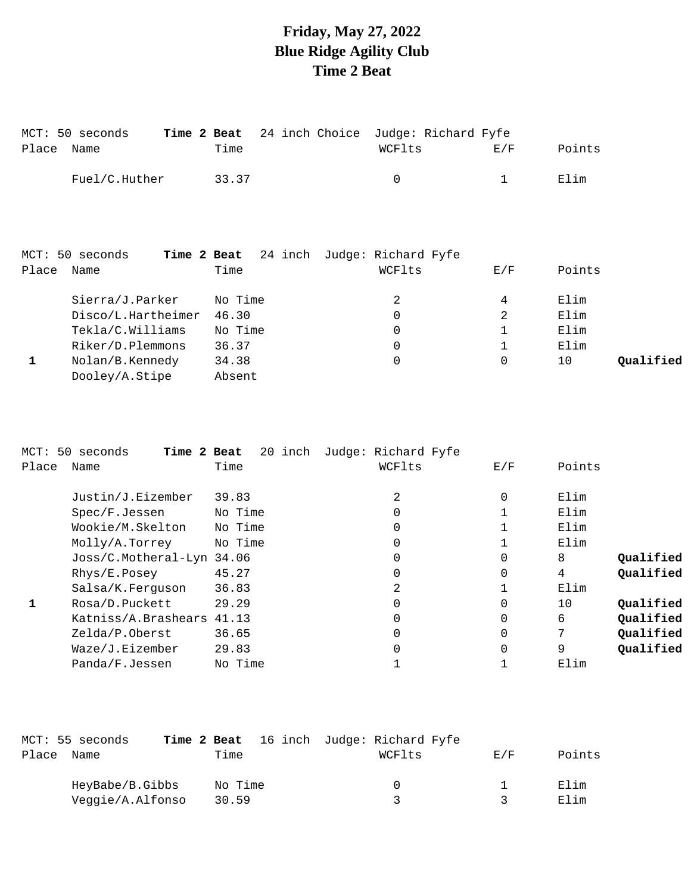# Friday, May 27, 2022
# Blue Ridge Agility Club
# Time 2 Beat

MCT: 50 seconds **Time 2 Beat** 24 inch Choice Judge: Richard Fyfe

| Place | Name | Time | WCFlts | E/F | Points | |
|---|---|---|---|---|---|---|
| | Fuel/C.Huther | 33.37 | 0 | 1 | Elim | |

MCT: 50 seconds **Time 2 Beat** 24 inch Judge: Richard Fyfe

| Place | Name | Time | WCFlts | E/F | Points | |
|---|---|---|---|---|---|---|
| | Sierra/J.Parker | No Time | 2 | 4 | Elim | |
| | Disco/L.Hartheimer | 46.30 | 0 | 2 | Elim | |
| | Tekla/C.Williams | No Time | 0 | 1 | Elim | |
| | Riker/D.Plemmons | 36.37 | 0 | 1 | Elim | |
| **1** | Nolan/B.Kennedy | 34.38 | 0 | 0 | 10 | **Qualified** |
| | Dooley/A.Stipe | Absent | | | | |

MCT: 50 seconds **Time 2 Beat** 20 inch Judge: Richard Fyfe

| Place | Name | Time | WCFlts | E/F | Points | |
|---|---|---|---|---|---|---|
| | Justin/J.Eizember | 39.83 | 2 | 0 | Elim | |
| | Spec/F.Jessen | No Time | 0 | 1 | Elim | |
| | Wookie/M.Skelton | No Time | 0 | 1 | Elim | |
| | Molly/A.Torrey | No Time | 0 | 1 | Elim | |
| | Joss/C.Motheral-Lyn | 34.06 | 0 | 0 | 8 | **Qualified** |
| | Rhys/E.Posey | 45.27 | 0 | 0 | 4 | **Qualified** |
| | Salsa/K.Ferguson | 36.83 | 2 | 1 | Elim | |
| **1** | Rosa/D.Puckett | 29.29 | 0 | 0 | 10 | **Qualified** |
| | Katniss/A.Brashears | 41.13 | 0 | 0 | 6 | **Qualified** |
| | Zelda/P.Oberst | 36.65 | 0 | 0 | 7 | **Qualified** |
| | Waze/J.Eizember | 29.83 | 0 | 0 | 9 | **Qualified** |
| | Panda/F.Jessen | No Time | 1 | 1 | Elim | |

MCT: 55 seconds **Time 2 Beat** 16 inch Judge: Richard Fyfe

| Place | Name | Time | WCFlts | E/F | Points | |
|---|---|---|---|---|---|---|
| | HeyBabe/B.Gibbs | No Time | 0 | 1 | Elim | |
| | Veggie/A.Alfonso | 30.59 | 3 | 3 | Elim | |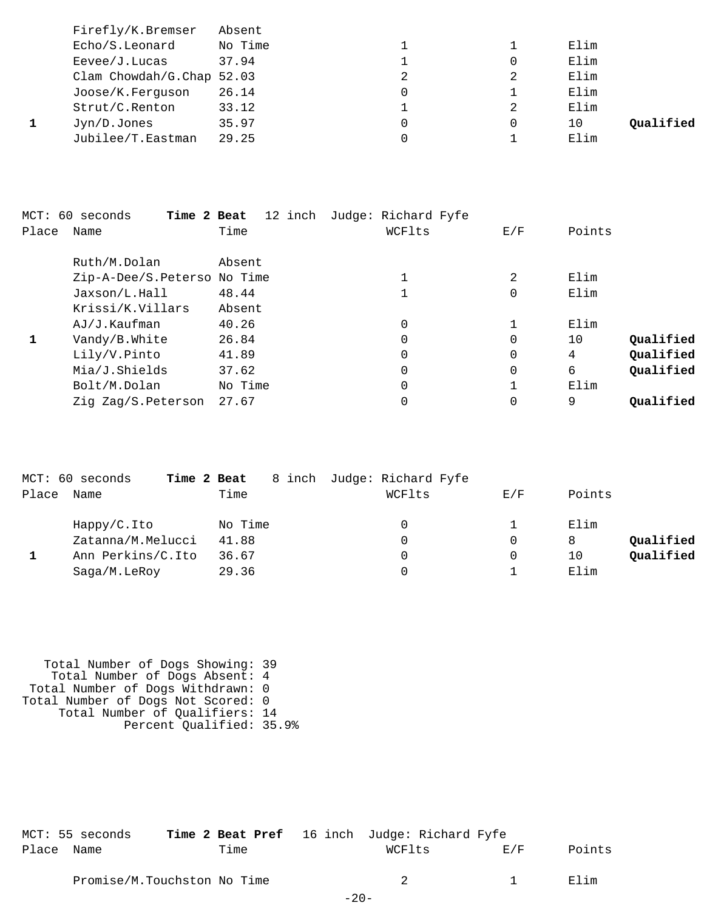| Place | Name | Time | WCFlts | E/F | Points | |
|---|---|---|---|---|---|---|
| | Firefly/K.Bremser | Absent | | | | |
| | Echo/S.Leonard | No Time | 1 | 1 | Elim | |
| | Eevee/J.Lucas | 37.94 | 1 | 0 | Elim | |
| | Clam Chowdah/G.Chap | 52.03 | 2 | 2 | Elim | |
| | Joose/K.Ferguson | 26.14 | 0 | 1 | Elim | |
| | Strut/C.Renton | 33.12 | 1 | 2 | Elim | |
| **1** | Jyn/D.Jones | 35.97 | 0 | 0 | 10 | **Qualified** |
| | Jubilee/T.Eastman | 29.25 | 0 | 1 | Elim | |

MCT: 60 seconds **Time 2 Beat** 12 inch Judge: Richard Fyfe

| Place | Name | Time | WCFlts | E/F | Points | |
|---|---|---|---|---|---|---|
| | Ruth/M.Dolan | Absent | | | | |
| | Zip-A-Dee/S.Peterso | No Time | 1 | 2 | Elim | |
| | Jaxson/L.Hall | 48.44 | 1 | 0 | Elim | |
| | Krissi/K.Villars | Absent | | | | |
| | AJ/J.Kaufman | 40.26 | 0 | 1 | Elim | |
| **1** | Vandy/B.White | 26.84 | 0 | 0 | 10 | **Qualified** |
| | Lily/V.Pinto | 41.89 | 0 | 0 | 4 | **Qualified** |
| | Mia/J.Shields | 37.62 | 0 | 0 | 6 | **Qualified** |
| | Bolt/M.Dolan | No Time | 0 | 1 | Elim | |
| | Zig Zag/S.Peterson | 27.67 | 0 | 0 | 9 | **Qualified** |

MCT: 60 seconds **Time 2 Beat** 8 inch Judge: Richard Fyfe

| Place | Name | Time | WCFlts | E/F | Points | |
|---|---|---|---|---|---|---|
| | Happy/C.Ito | No Time | 0 | 1 | Elim | |
| | Zatanna/M.Melucci | 41.88 | 0 | 0 | 8 | **Qualified** |
| **1** | Ann Perkins/C.Ito | 36.67 | 0 | 0 | 10 | **Qualified** |
| | Saga/M.LeRoy | 29.36 | 0 | 1 | Elim | |

Total Number of Dogs Showing: 39
Total Number of Dogs Absent: 4
Total Number of Dogs Withdrawn: 0
Total Number of Dogs Not Scored: 0
Total Number of Qualifiers: 14
Percent Qualified: 35.9%

MCT: 55 seconds **Time 2 Beat Pref** 16 inch Judge: Richard Fyfe

| Place | Name | Time | WCFlts | E/F | Points |
|---|---|---|---|---|---|
| | Promise/M.Touchston | No Time | 2 | 1 | Elim |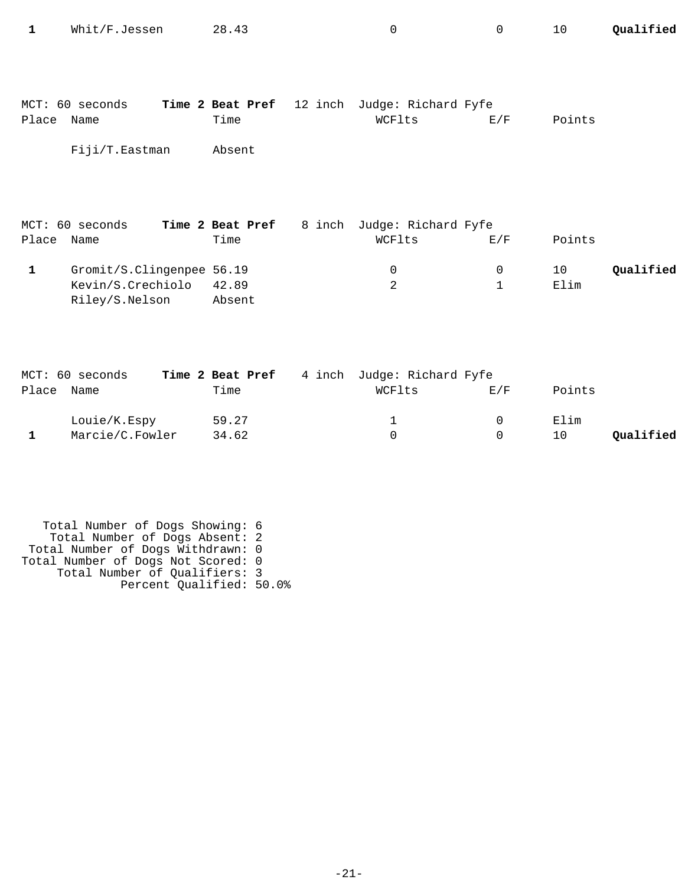| Place | Name | Time | WCFlts | E/F | Points | |
|---|---|---|---|---|---|---|
| **1** | Whit/F.Jessen | 28.43 | 0 | 0 | 10 | **Qualified** |

MCT: 60 seconds **Time 2 Beat Pref** 12 inch Judge: Richard Fyfe

| Place | Name | Time | WCFlts | E/F | Points | |
|---|---|---|---|---|---|---|
| | Fiji/T.Eastman | Absent | | | | |

MCT: 60 seconds **Time 2 Beat Pref** 8 inch Judge: Richard Fyfe

| Place | Name | Time | WCFlts | E/F | Points | |
|---|---|---|---|---|---|---|
| **1** | Gromit/S.Clingenpee | 56.19 | 0 | 0 | 10 | **Qualified** |
| | Kevin/S.Crechiolo | 42.89 | 2 | 1 | Elim | |
| | Riley/S.Nelson | Absent | | | | |

MCT: 60 seconds **Time 2 Beat Pref** 4 inch Judge: Richard Fyfe

| Place | Name | Time | WCFlts | E/F | Points | |
|---|---|---|---|---|---|---|
| | Louie/K.Espy | 59.27 | 1 | 0 | Elim | |
| **1** | Marcie/C.Fowler | 34.62 | 0 | 0 | 10 | **Qualified** |

Total Number of Dogs Showing: 6
Total Number of Dogs Absent: 2
Total Number of Dogs Withdrawn: 0
Total Number of Dogs Not Scored: 0
Total Number of Qualifiers: 3
Percent Qualified: 50.0%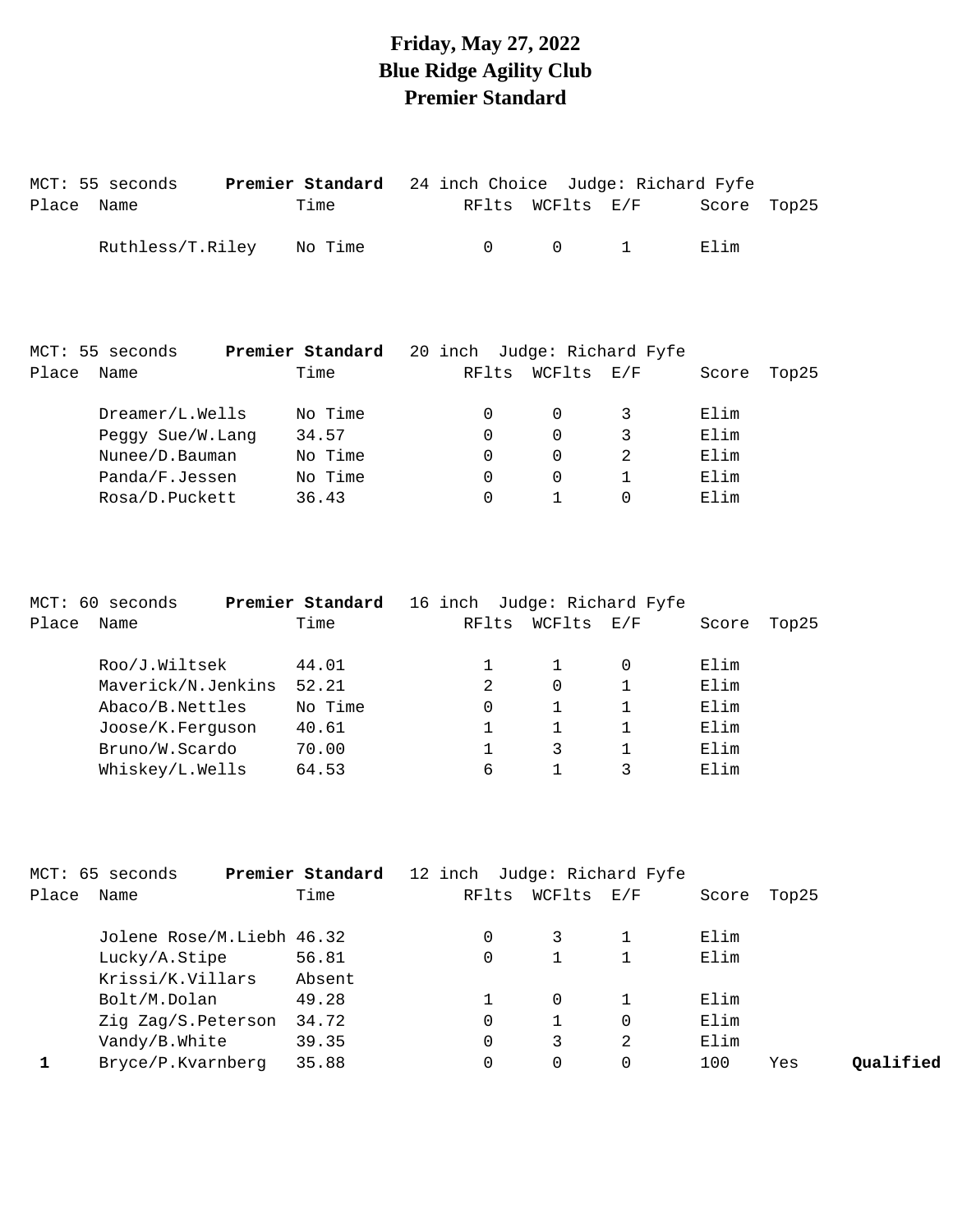# Friday, May 27, 2022
# Blue Ridge Agility Club
# Premier Standard

MCT: 55 seconds **Premier Standard** 24 inch Choice Judge: Richard Fyfe

| Place | Name | Time | RFlts | WCFlts | E/F | Score | Top25 |
|---|---|---|---|---|---|---|---|
| | Ruthless/T.Riley | No Time | 0 | 0 | 1 | Elim | |

MCT: 55 seconds **Premier Standard** 20 inch Judge: Richard Fyfe

| Place | Name | Time | RFlts | WCFlts | E/F | Score | Top25 |
|---|---|---|---|---|---|---|---|
| | Dreamer/L.Wells | No Time | 0 | 0 | 3 | Elim | |
| | Peggy Sue/W.Lang | 34.57 | 0 | 0 | 3 | Elim | |
| | Nunee/D.Bauman | No Time | 0 | 0 | 2 | Elim | |
| | Panda/F.Jessen | No Time | 0 | 0 | 1 | Elim | |
| | Rosa/D.Puckett | 36.43 | 0 | 1 | 0 | Elim | |

MCT: 60 seconds **Premier Standard** 16 inch Judge: Richard Fyfe

| Place | Name | Time | RFlts | WCFlts | E/F | Score | Top25 |
|---|---|---|---|---|---|---|---|
| | Roo/J.Wiltsek | 44.01 | 1 | 1 | 0 | Elim | |
| | Maverick/N.Jenkins | 52.21 | 2 | 0 | 1 | Elim | |
| | Abaco/B.Nettles | No Time | 0 | 1 | 1 | Elim | |
| | Joose/K.Ferguson | 40.61 | 1 | 1 | 1 | Elim | |
| | Bruno/W.Scardo | 70.00 | 1 | 3 | 1 | Elim | |
| | Whiskey/L.Wells | 64.53 | 6 | 1 | 3 | Elim | |

MCT: 65 seconds **Premier Standard** 12 inch Judge: Richard Fyfe

| Place | Name | Time | RFlts | WCFlts | E/F | Score | Top25 | |
|---|---|---|---|---|---|---|---|---|
| | Jolene Rose/M.Liebh | 46.32 | 0 | 3 | 1 | Elim | | |
| | Lucky/A.Stipe | 56.81 | 0 | 1 | 1 | Elim | | |
| | Krissi/K.Villars | Absent | | | | | | |
| | Bolt/M.Dolan | 49.28 | 1 | 0 | 1 | Elim | | |
| | Zig Zag/S.Peterson | 34.72 | 0 | 1 | 0 | Elim | | |
| | Vandy/B.White | 39.35 | 0 | 3 | 2 | Elim | | |
| **1** | Bryce/P.Kvarnberg | 35.88 | 0 | 0 | 0 | 100 | Yes | **Qualified** |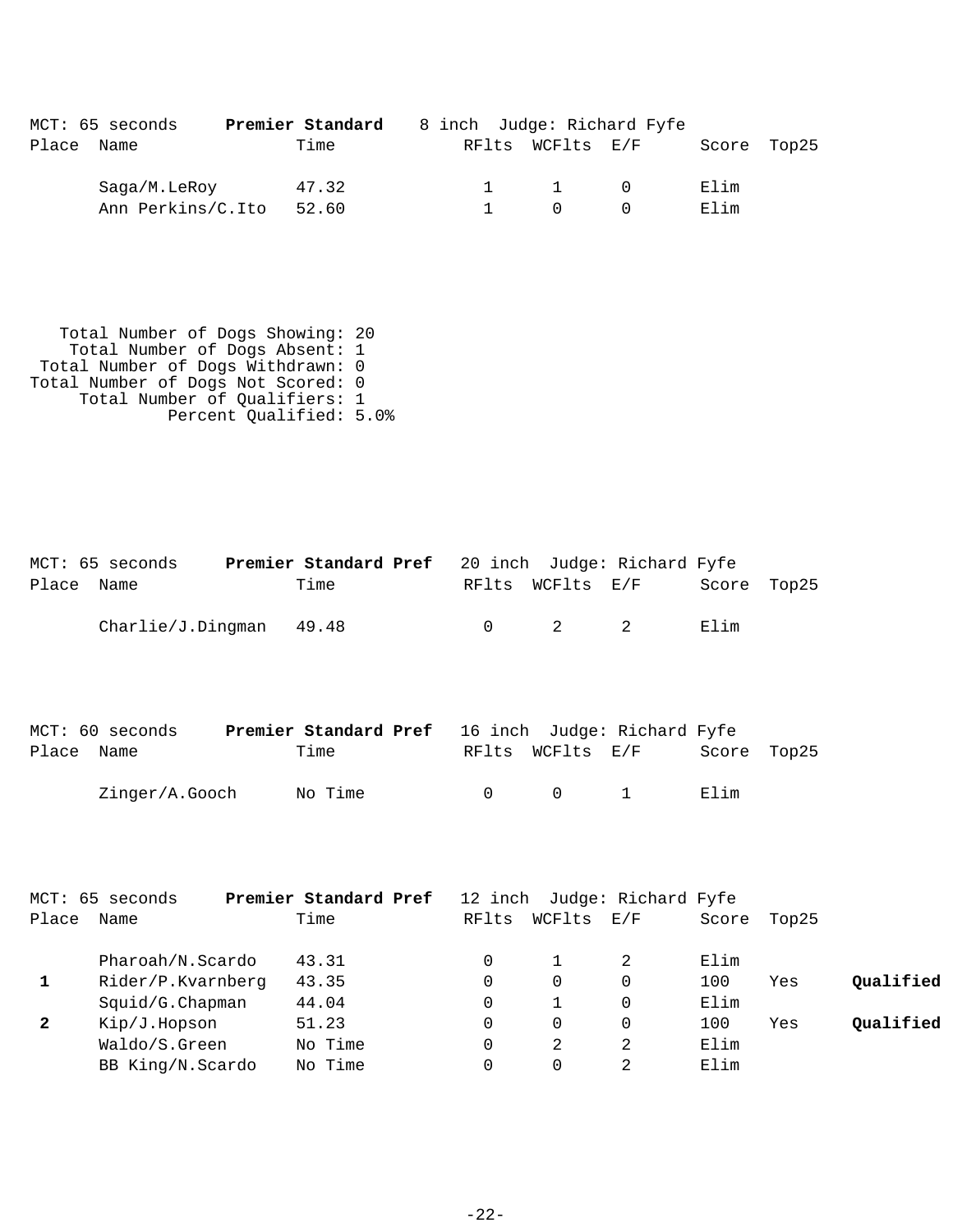MCT: 65 seconds **Premier Standard** 8 inch Judge: Richard Fyfe

| Place | Name | Time | RFlts | WCFlts | E/F | Score | Top25 | |
|---|---|---|---|---|---|---|---|---|
| | Saga/M.LeRoy | 47.32 | 1 | 1 | 0 | Elim | | |
| | Ann Perkins/C.Ito | 52.60 | 1 | 0 | 0 | Elim | | |

Total Number of Dogs Showing: 20
Total Number of Dogs Absent: 1
Total Number of Dogs Withdrawn: 0
Total Number of Dogs Not Scored: 0
Total Number of Qualifiers: 1
Percent Qualified: 5.0%

MCT: 65 seconds **Premier Standard Pref** 20 inch Judge: Richard Fyfe

| Place | Name | Time | RFlts | WCFlts | E/F | Score | Top25 | |
|---|---|---|---|---|---|---|---|---|
| | Charlie/J.Dingman | 49.48 | 0 | 2 | 2 | Elim | | |

MCT: 60 seconds **Premier Standard Pref** 16 inch Judge: Richard Fyfe

| Place | Name | Time | RFlts | WCFlts | E/F | Score | Top25 | |
|---|---|---|---|---|---|---|---|---|
| | Zinger/A.Gooch | No Time | 0 | 0 | 1 | Elim | | |

MCT: 65 seconds **Premier Standard Pref** 12 inch Judge: Richard Fyfe

| Place | Name | Time | RFlts | WCFlts | E/F | Score | Top25 | |
|---|---|---|---|---|---|---|---|---|
| | Pharoah/N.Scardo | 43.31 | 0 | 1 | 2 | Elim | | |
| **1** | Rider/P.Kvarnberg | 43.35 | 0 | 0 | 0 | 100 | Yes | **Qualified** |
| | Squid/G.Chapman | 44.04 | 0 | 1 | 0 | Elim | | |
| **2** | Kip/J.Hopson | 51.23 | 0 | 0 | 0 | 100 | Yes | **Qualified** |
| | Waldo/S.Green | No Time | 0 | 2 | 2 | Elim | | |
| | BB King/N.Scardo | No Time | 0 | 0 | 2 | Elim | | |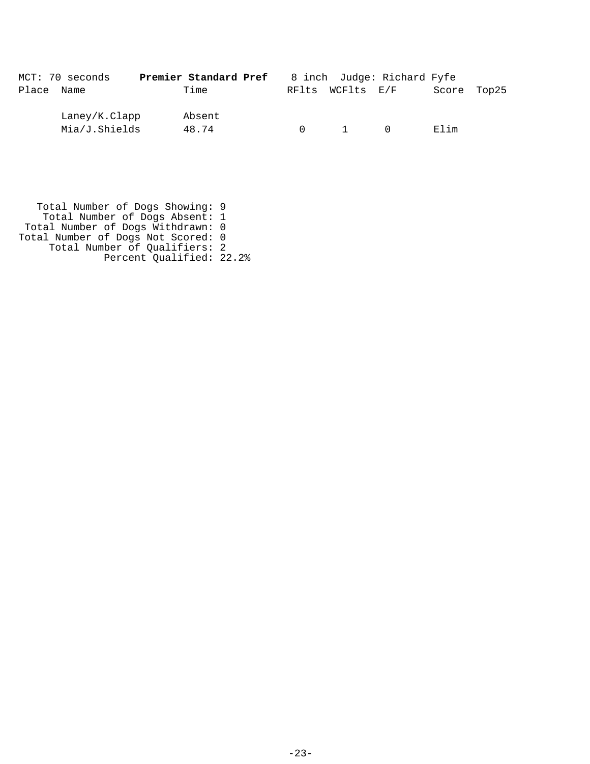MCT: 70 seconds **Premier Standard Pref** 8 inch Judge: Richard Fyfe

| Place | Name | Time | RFlts | WCFlts | E/F | Score | Top25 |
|---|---|---|---|---|---|---|---|
| | Laney/K.Clapp | Absent | | | | | |
| | Mia/J.Shields | 48.74 | 0 | 1 | 0 | Elim | |

Total Number of Dogs Showing: 9
Total Number of Dogs Absent: 1
Total Number of Dogs Withdrawn: 0
Total Number of Dogs Not Scored: 0
Total Number of Qualifiers: 2
Percent Qualified: 22.2%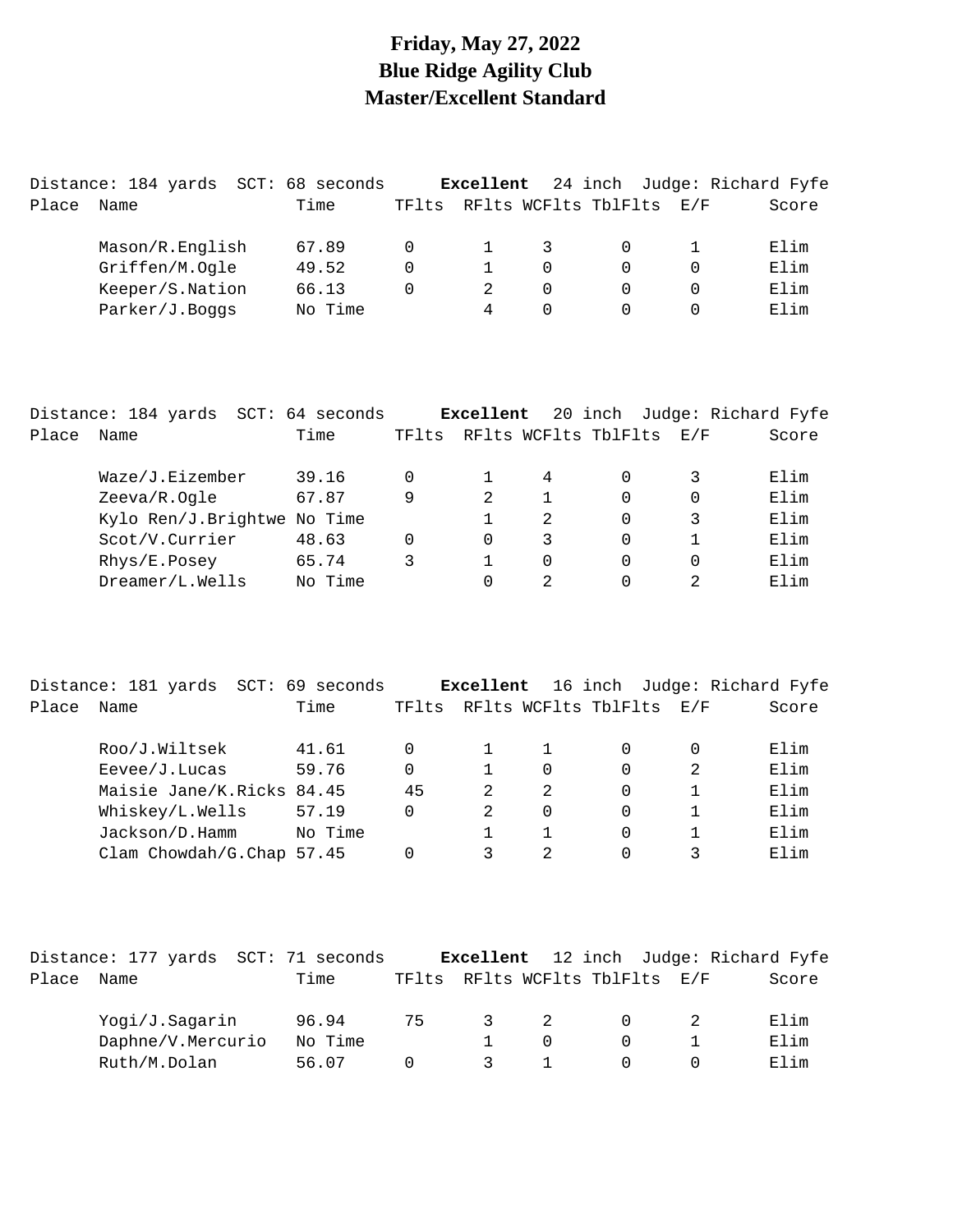# Friday, May 27, 2022
# Blue Ridge Agility Club
# Master/Excellent Standard

Distance: 184 yards SCT: 68 seconds **Excellent** 24 inch Judge: Richard Fyfe

| Place | Name | Time | TFlts | RFlts | WCFlts | TblFlts | E/F | Score |
|---|---|---|---|---|---|---|---|---|
| | Mason/R.English | 67.89 | 0 | 1 | 3 | 0 | 1 | Elim |
| | Griffen/M.Ogle | 49.52 | 0 | 1 | 0 | 0 | 0 | Elim |
| | Keeper/S.Nation | 66.13 | 0 | 2 | 0 | 0 | 0 | Elim |
| | Parker/J.Boggs | No Time | | 4 | 0 | 0 | 0 | Elim |

Distance: 184 yards SCT: 64 seconds **Excellent** 20 inch Judge: Richard Fyfe

| Place | Name | Time | TFlts | RFlts | WCFlts | TblFlts | E/F | Score |
|---|---|---|---|---|---|---|---|---|
| | Waze/J.Eizember | 39.16 | 0 | 1 | 4 | 0 | 3 | Elim |
| | Zeeva/R.Ogle | 67.87 | 9 | 2 | 1 | 0 | 0 | Elim |
| | Kylo Ren/J.Brightwe | No Time | | 1 | 2 | 0 | 3 | Elim |
| | Scot/V.Currier | 48.63 | 0 | 0 | 3 | 0 | 1 | Elim |
| | Rhys/E.Posey | 65.74 | 3 | 1 | 0 | 0 | 0 | Elim |
| | Dreamer/L.Wells | No Time | | 0 | 2 | 0 | 2 | Elim |

Distance: 181 yards SCT: 69 seconds **Excellent** 16 inch Judge: Richard Fyfe

| Place | Name | Time | TFlts | RFlts | WCFlts | TblFlts | E/F | Score |
|---|---|---|---|---|---|---|---|---|
| | Roo/J.Wiltsek | 41.61 | 0 | 1 | 1 | 0 | 0 | Elim |
| | Eevee/J.Lucas | 59.76 | 0 | 1 | 0 | 0 | 2 | Elim |
| | Maisie Jane/K.Ricks | 84.45 | 45 | 2 | 2 | 0 | 1 | Elim |
| | Whiskey/L.Wells | 57.19 | 0 | 2 | 0 | 0 | 1 | Elim |
| | Jackson/D.Hamm | No Time | | 1 | 1 | 0 | 1 | Elim |
| | Clam Chowdah/G.Chap | 57.45 | 0 | 3 | 2 | 0 | 3 | Elim |

Distance: 177 yards SCT: 71 seconds **Excellent** 12 inch Judge: Richard Fyfe

| Place | Name | Time | TFlts | RFlts | WCFlts | TblFlts | E/F | Score |
|---|---|---|---|---|---|---|---|---|
| | Yogi/J.Sagarin | 96.94 | 75 | 3 | 2 | 0 | 2 | Elim |
| | Daphne/V.Mercurio | No Time | | 1 | 0 | 0 | 1 | Elim |
| | Ruth/M.Dolan | 56.07 | 0 | 3 | 1 | 0 | 0 | Elim |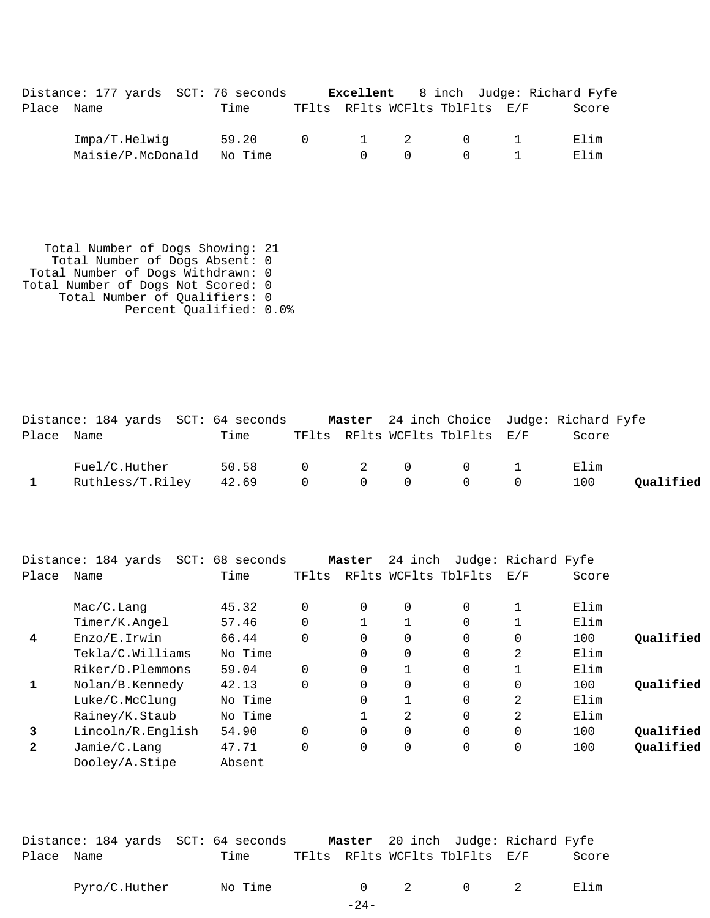Distance: 177 yards  SCT: 76 seconds  **Excellent**  8 inch  Judge: Richard Fyfe

| Place | Name | Time | TFlts | RFlts | WCFlts | TblFlts | E/F | Score | |
|---|---|---|---|---|---|---|---|---|---|
| | Impa/T.Helwig | 59.20 | 0 | 1 | 2 | 0 | 1 | Elim | |
| | Maisie/P.McDonald | No Time | | 0 | 0 | 0 | 1 | Elim | |

Total Number of Dogs Showing: 21
Total Number of Dogs Absent: 0
Total Number of Dogs Withdrawn: 0
Total Number of Dogs Not Scored: 0
Total Number of Qualifiers: 0
Percent Qualified: 0.0%

Distance: 184 yards  SCT: 64 seconds  **Master**  24 inch Choice  Judge: Richard Fyfe

| Place | Name | Time | TFlts | RFlts | WCFlts | TblFlts | E/F | Score | |
|---|---|---|---|---|---|---|---|---|---|
| | Fuel/C.Huther | 50.58 | 0 | 2 | 0 | 0 | 1 | Elim | |
| 1 | Ruthless/T.Riley | 42.69 | 0 | 0 | 0 | 0 | 0 | 100 | **Qualified** |

Distance: 184 yards  SCT: 68 seconds  **Master**  24 inch  Judge: Richard Fyfe

| Place | Name | Time | TFlts | RFlts | WCFlts | TblFlts | E/F | Score | |
|---|---|---|---|---|---|---|---|---|---|
| | Mac/C.Lang | 45.32 | 0 | 0 | 0 | 0 | 1 | Elim | |
| | Timer/K.Angel | 57.46 | 0 | 1 | 1 | 0 | 1 | Elim | |
| 4 | Enzo/E.Irwin | 66.44 | 0 | 0 | 0 | 0 | 0 | 100 | **Qualified** |
| | Tekla/C.Williams | No Time | | 0 | 0 | 0 | 2 | Elim | |
| | Riker/D.Plemmons | 59.04 | 0 | 0 | 1 | 0 | 1 | Elim | |
| 1 | Nolan/B.Kennedy | 42.13 | 0 | 0 | 0 | 0 | 0 | 100 | **Qualified** |
| | Luke/C.McClung | No Time | | 0 | 1 | 0 | 2 | Elim | |
| | Rainey/K.Staub | No Time | | 1 | 2 | 0 | 2 | Elim | |
| 3 | Lincoln/R.English | 54.90 | 0 | 0 | 0 | 0 | 0 | 100 | **Qualified** |
| 2 | Jamie/C.Lang | 47.71 | 0 | 0 | 0 | 0 | 0 | 100 | **Qualified** |
| | Dooley/A.Stipe | Absent | | | | | | | |

Distance: 184 yards  SCT: 64 seconds  **Master**  20 inch  Judge: Richard Fyfe

| Place | Name | Time | TFlts | RFlts | WCFlts | TblFlts | E/F | Score | |
|---|---|---|---|---|---|---|---|---|---|
| | Pyro/C.Huther | No Time | | 0 | 2 | 0 | 2 | Elim | |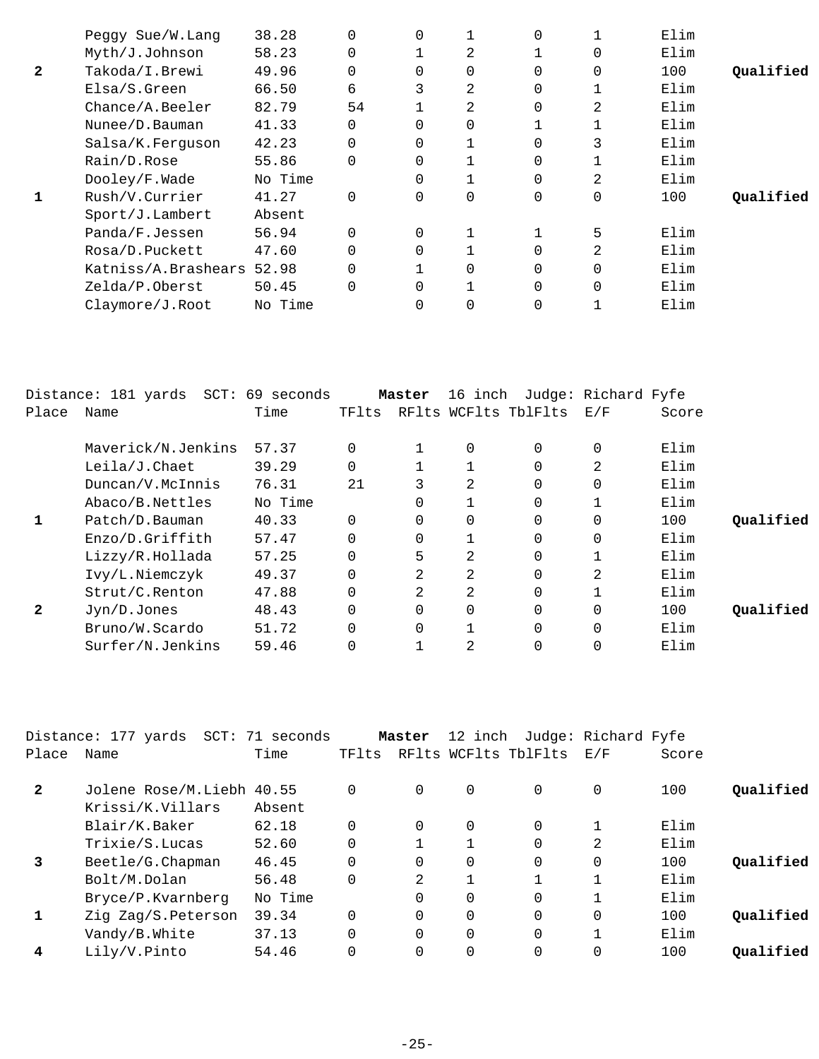| Place | Name | Time | TFlts | RFlts | WCFlts | TblFlts | E/F | Score | |
|---|---|---|---|---|---|---|---|---|---|
| | Peggy Sue/W.Lang | 38.28 | 0 | 0 | 1 | 0 | 1 | Elim | |
| | Myth/J.Johnson | 58.23 | 0 | 1 | 2 | 1 | 0 | Elim | |
| **2** | Takoda/I.Brewi | 49.96 | 0 | 0 | 0 | 0 | 0 | 100 | **Qualified** |
| | Elsa/S.Green | 66.50 | 6 | 3 | 2 | 0 | 1 | Elim | |
| | Chance/A.Beeler | 82.79 | 54 | 1 | 2 | 0 | 2 | Elim | |
| | Nunee/D.Bauman | 41.33 | 0 | 0 | 0 | 1 | 1 | Elim | |
| | Salsa/K.Ferguson | 42.23 | 0 | 0 | 1 | 0 | 3 | Elim | |
| | Rain/D.Rose | 55.86 | 0 | 0 | 1 | 0 | 1 | Elim | |
| | Dooley/F.Wade | No Time | | 0 | 1 | 0 | 2 | Elim | |
| **1** | Rush/V.Currier | 41.27 | 0 | 0 | 0 | 0 | 0 | 100 | **Qualified** |
| | Sport/J.Lambert | Absent | | | | | | | |
| | Panda/F.Jessen | 56.94 | 0 | 0 | 1 | 1 | 5 | Elim | |
| | Rosa/D.Puckett | 47.60 | 0 | 0 | 1 | 0 | 2 | Elim | |
| | Katniss/A.Brashears | 52.98 | 0 | 1 | 0 | 0 | 0 | Elim | |
| | Zelda/P.Oberst | 50.45 | 0 | 0 | 1 | 0 | 0 | Elim | |
| | Claymore/J.Root | No Time | | 0 | 0 | 0 | 1 | Elim | |

Distance: 181 yards SCT: 69 seconds **Master** 16 inch Judge: Richard Fyfe

| Place | Name | Time | TFlts | RFlts | WCFlts | TblFlts | E/F | Score | |
|---|---|---|---|---|---|---|---|---|---|
| | Maverick/N.Jenkins | 57.37 | 0 | 1 | 0 | 0 | 0 | Elim | |
| | Leila/J.Chaet | 39.29 | 0 | 1 | 1 | 0 | 2 | Elim | |
| | Duncan/V.McInnis | 76.31 | 21 | 3 | 2 | 0 | 0 | Elim | |
| | Abaco/B.Nettles | No Time | | 0 | 1 | 0 | 1 | Elim | |
| **1** | Patch/D.Bauman | 40.33 | 0 | 0 | 0 | 0 | 0 | 100 | **Qualified** |
| | Enzo/D.Griffith | 57.47 | 0 | 0 | 1 | 0 | 0 | Elim | |
| | Lizzy/R.Hollada | 57.25 | 0 | 5 | 2 | 0 | 1 | Elim | |
| | Ivy/L.Niemczyk | 49.37 | 0 | 2 | 2 | 0 | 2 | Elim | |
| | Strut/C.Renton | 47.88 | 0 | 2 | 2 | 0 | 1 | Elim | |
| **2** | Jyn/D.Jones | 48.43 | 0 | 0 | 0 | 0 | 0 | 100 | **Qualified** |
| | Bruno/W.Scardo | 51.72 | 0 | 0 | 1 | 0 | 0 | Elim | |
| | Surfer/N.Jenkins | 59.46 | 0 | 1 | 2 | 0 | 0 | Elim | |

Distance: 177 yards SCT: 71 seconds **Master** 12 inch Judge: Richard Fyfe

| Place | Name | Time | TFlts | RFlts | WCFlts | TblFlts | E/F | Score | |
|---|---|---|---|---|---|---|---|---|---|
| **2** | Jolene Rose/M.Liebh | 40.55 | 0 | 0 | 0 | 0 | 0 | 100 | **Qualified** |
| | Krissi/K.Villars | Absent | | | | | | | |
| | Blair/K.Baker | 62.18 | 0 | 0 | 0 | 0 | 1 | Elim | |
| | Trixie/S.Lucas | 52.60 | 0 | 1 | 1 | 0 | 2 | Elim | |
| **3** | Beetle/G.Chapman | 46.45 | 0 | 0 | 0 | 0 | 0 | 100 | **Qualified** |
| | Bolt/M.Dolan | 56.48 | 0 | 2 | 1 | 1 | 1 | Elim | |
| | Bryce/P.Kvarnberg | No Time | | 0 | 0 | 0 | 1 | Elim | |
| **1** | Zig Zag/S.Peterson | 39.34 | 0 | 0 | 0 | 0 | 0 | 100 | **Qualified** |
| | Vandy/B.White | 37.13 | 0 | 0 | 0 | 0 | 1 | Elim | |
| **4** | Lily/V.Pinto | 54.46 | 0 | 0 | 0 | 0 | 0 | 100 | **Qualified** |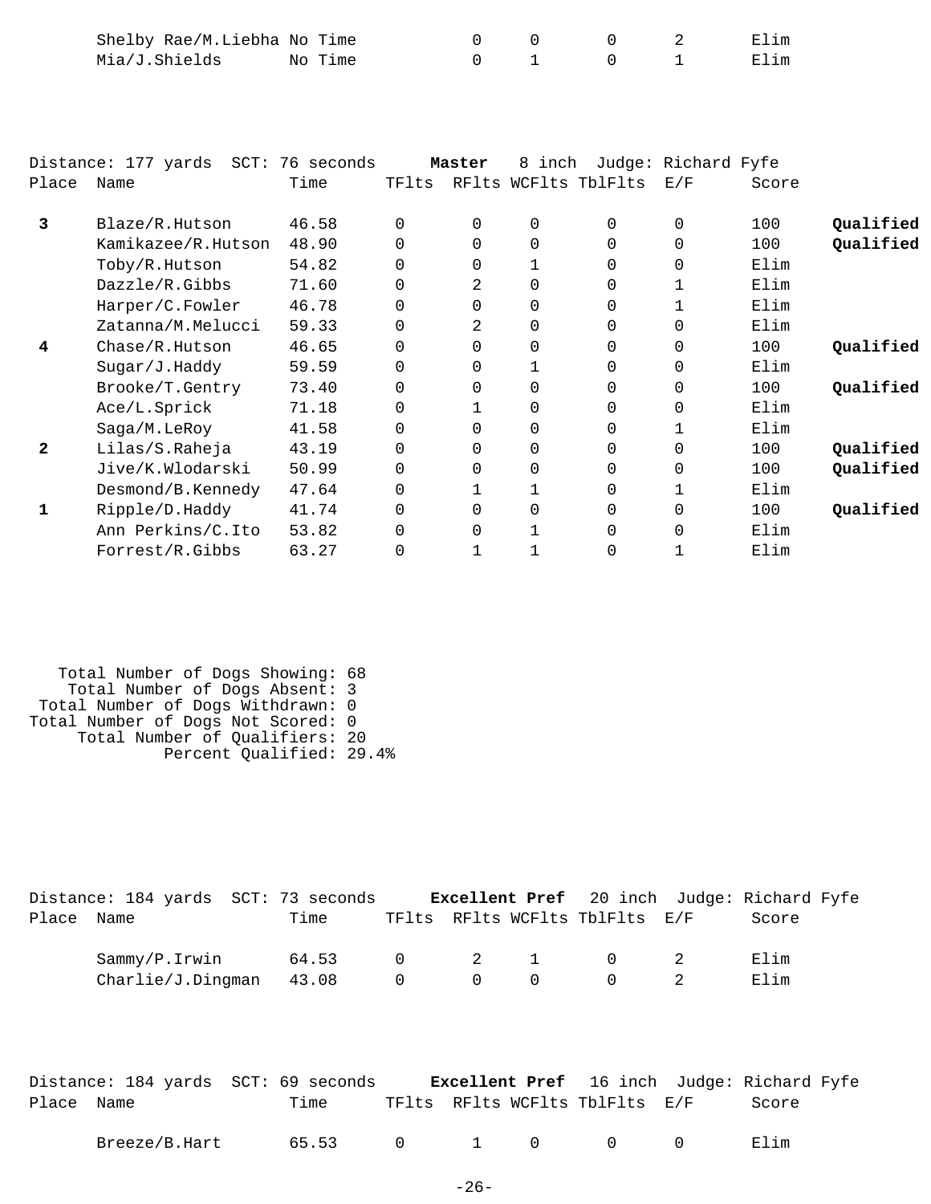| Place | Name | Time | TFlts | RFlts | WCFlts | TblFlts | E/F | Score | |
|---|---|---|---|---|---|---|---|---|---|
| | Shelby Rae/M.Liebha | No Time | | 0 | 0 | 0 | 2 | Elim | |
| | Mia/J.Shields | No Time | | 0 | 1 | 0 | 1 | Elim | |

Distance: 177 yards  SCT: 76 seconds  **Master**  8 inch  Judge: Richard Fyfe

| Place | Name | Time | TFlts | RFlts | WCFlts | TblFlts | E/F | Score | |
|---|---|---|---|---|---|---|---|---|---|
| **3** | Blaze/R.Hutson | 46.58 | 0 | 0 | 0 | 0 | 0 | 100 | **Qualified** |
| | Kamikazee/R.Hutson | 48.90 | 0 | 0 | 0 | 0 | 0 | 100 | **Qualified** |
| | Toby/R.Hutson | 54.82 | 0 | 0 | 1 | 0 | 0 | Elim | |
| | Dazzle/R.Gibbs | 71.60 | 0 | 2 | 0 | 0 | 1 | Elim | |
| | Harper/C.Fowler | 46.78 | 0 | 0 | 0 | 0 | 1 | Elim | |
| | Zatanna/M.Melucci | 59.33 | 0 | 2 | 0 | 0 | 0 | Elim | |
| **4** | Chase/R.Hutson | 46.65 | 0 | 0 | 0 | 0 | 0 | 100 | **Qualified** |
| | Sugar/J.Haddy | 59.59 | 0 | 0 | 1 | 0 | 0 | Elim | |
| | Brooke/T.Gentry | 73.40 | 0 | 0 | 0 | 0 | 0 | 100 | **Qualified** |
| | Ace/L.Sprick | 71.18 | 0 | 1 | 0 | 0 | 0 | Elim | |
| | Saga/M.LeRoy | 41.58 | 0 | 0 | 0 | 0 | 1 | Elim | |
| **2** | Lilas/S.Raheja | 43.19 | 0 | 0 | 0 | 0 | 0 | 100 | **Qualified** |
| | Jive/K.Wlodarski | 50.99 | 0 | 0 | 0 | 0 | 0 | 100 | **Qualified** |
| | Desmond/B.Kennedy | 47.64 | 0 | 1 | 1 | 0 | 1 | Elim | |
| **1** | Ripple/D.Haddy | 41.74 | 0 | 0 | 0 | 0 | 0 | 100 | **Qualified** |
| | Ann Perkins/C.Ito | 53.82 | 0 | 0 | 1 | 0 | 0 | Elim | |
| | Forrest/R.Gibbs | 63.27 | 0 | 1 | 1 | 0 | 1 | Elim | |

Total Number of Dogs Showing: 68
Total Number of Dogs Absent: 3
Total Number of Dogs Withdrawn: 0
Total Number of Dogs Not Scored: 0
Total Number of Qualifiers: 20
Percent Qualified: 29.4%

Distance: 184 yards  SCT: 73 seconds  **Excellent Pref**  20 inch  Judge: Richard Fyfe

| Place | Name | Time | TFlts | RFlts | WCFlts | TblFlts | E/F | Score |
|---|---|---|---|---|---|---|---|---|
| | Sammy/P.Irwin | 64.53 | 0 | 2 | 1 | 0 | 2 | Elim |
| | Charlie/J.Dingman | 43.08 | 0 | 0 | 0 | 0 | 2 | Elim |

Distance: 184 yards  SCT: 69 seconds  **Excellent Pref**  16 inch  Judge: Richard Fyfe

| Place | Name | Time | TFlts | RFlts | WCFlts | TblFlts | E/F | Score |
|---|---|---|---|---|---|---|---|---|
| | Breeze/B.Hart | 65.53 | 0 | 1 | 0 | 0 | 0 | Elim |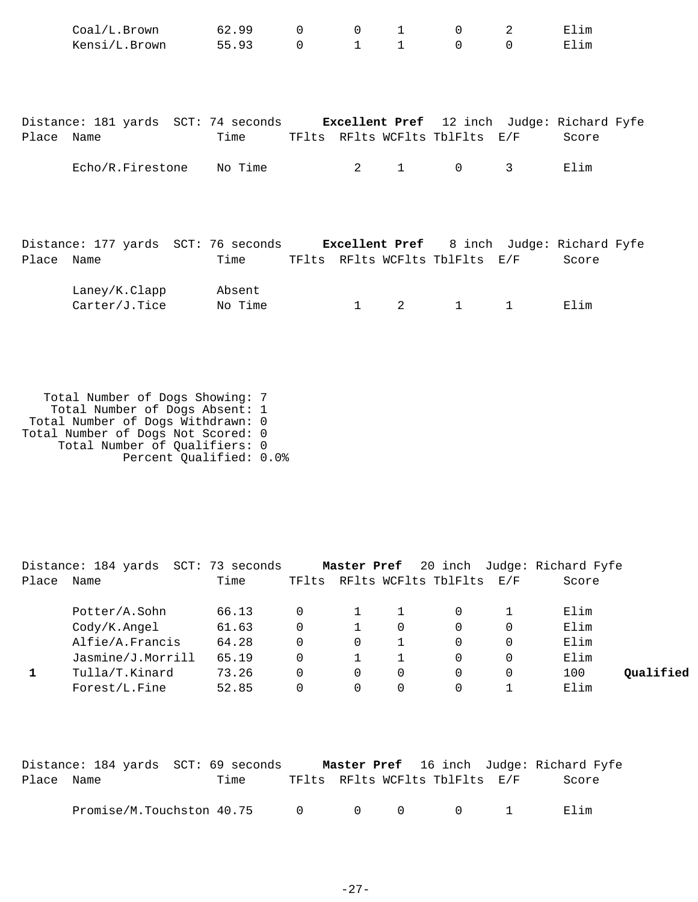| Place | Name | Time | TFlts | RFlts | WCFlts | TblFlts | E/F | Score |
|---|---|---|---|---|---|---|---|---|
| | Coal/L.Brown | 62.99 | 0 | 0 | 1 | 0 | 2 | Elim |
| | Kensi/L.Brown | 55.93 | 0 | 1 | 1 | 0 | 0 | Elim |

Distance: 181 yards SCT: 74 seconds **Excellent Pref** 12 inch Judge: Richard Fyfe

| Place | Name | Time | TFlts | RFlts | WCFlts | TblFlts | E/F | Score |
|---|---|---|---|---|---|---|---|---|
| | Echo/R.Firestone | No Time | | 2 | 1 | 0 | 3 | Elim |

Distance: 177 yards SCT: 76 seconds **Excellent Pref** 8 inch Judge: Richard Fyfe

| Place | Name | Time | TFlts | RFlts | WCFlts | TblFlts | E/F | Score |
|---|---|---|---|---|---|---|---|---|
| | Laney/K.Clapp | Absent | | | | | | |
| | Carter/J.Tice | No Time | | 1 | 2 | 1 | 1 | Elim |

Total Number of Dogs Showing: 7
Total Number of Dogs Absent: 1
Total Number of Dogs Withdrawn: 0
Total Number of Dogs Not Scored: 0
Total Number of Qualifiers: 0
Percent Qualified: 0.0%

Distance: 184 yards SCT: 73 seconds **Master Pref** 20 inch Judge: Richard Fyfe

| Place | Name | Time | TFlts | RFlts | WCFlts | TblFlts | E/F | Score | |
|---|---|---|---|---|---|---|---|---|---|
| | Potter/A.Sohn | 66.13 | 0 | 1 | 1 | 0 | 1 | Elim | |
| | Cody/K.Angel | 61.63 | 0 | 1 | 0 | 0 | 0 | Elim | |
| | Alfie/A.Francis | 64.28 | 0 | 0 | 1 | 0 | 0 | Elim | |
| | Jasmine/J.Morrill | 65.19 | 0 | 1 | 1 | 0 | 0 | Elim | |
| **1** | Tulla/T.Kinard | 73.26 | 0 | 0 | 0 | 0 | 0 | 100 | **Qualified** |
| | Forest/L.Fine | 52.85 | 0 | 0 | 0 | 0 | 1 | Elim | |

Distance: 184 yards SCT: 69 seconds **Master Pref** 16 inch Judge: Richard Fyfe

| Place | Name | Time | TFlts | RFlts | WCFlts | TblFlts | E/F | Score |
|---|---|---|---|---|---|---|---|---|
| | Promise/M.Touchston | 40.75 | 0 | 0 | 0 | 0 | 1 | Elim |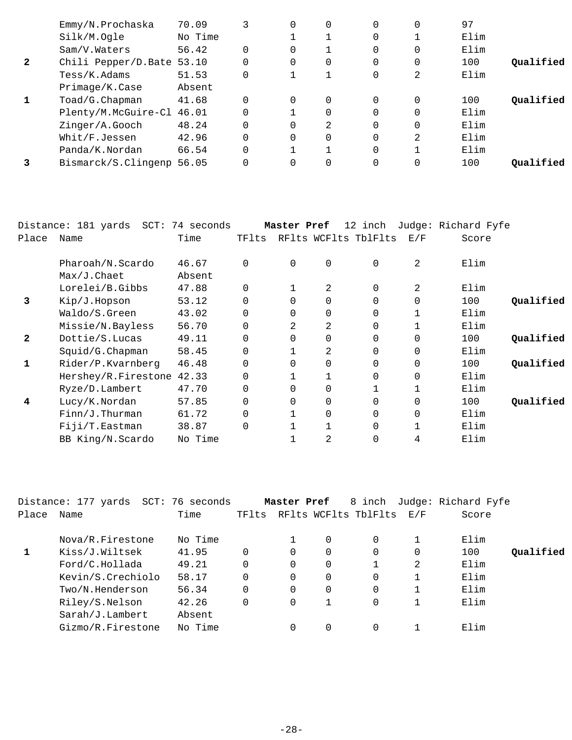| Place | Name | Time | TFlts | RFlts | WCFlts | TblFlts | E/F | Score | |
|---|---|---|---|---|---|---|---|---|---|
| | Emmy/N.Prochaska | 70.09 | 3 | 0 | 0 | 0 | 0 | 97 | |
| | Silk/M.Ogle | No Time | | 1 | 1 | 0 | 1 | Elim | |
| | Sam/V.Waters | 56.42 | 0 | 0 | 1 | 0 | 0 | Elim | |
| **2** | Chili Pepper/D.Bate | 53.10 | 0 | 0 | 0 | 0 | 0 | 100 | **Qualified** |
| | Tess/K.Adams | 51.53 | 0 | 1 | 1 | 0 | 2 | Elim | |
| | Primage/K.Case | Absent | | | | | | | |
| **1** | Toad/G.Chapman | 41.68 | 0 | 0 | 0 | 0 | 0 | 100 | **Qualified** |
| | Plenty/M.McGuire-Cl | 46.01 | 0 | 1 | 0 | 0 | 0 | Elim | |
| | Zinger/A.Gooch | 48.24 | 0 | 0 | 2 | 0 | 0 | Elim | |
| | Whit/F.Jessen | 42.96 | 0 | 0 | 0 | 0 | 2 | Elim | |
| | Panda/K.Nordan | 66.54 | 0 | 1 | 1 | 0 | 1 | Elim | |
| **3** | Bismarck/S.Clingenp | 56.05 | 0 | 0 | 0 | 0 | 0 | 100 | **Qualified** |

Distance: 181 yards SCT: 74 seconds **Master Pref** 12 inch Judge: Richard Fyfe

| Place | Name | Time | TFlts | RFlts | WCFlts | TblFlts | E/F | Score | |
|---|---|---|---|---|---|---|---|---|---|
| | Pharoah/N.Scardo | 46.67 | 0 | 0 | 0 | 0 | 2 | Elim | |
| | Max/J.Chaet | Absent | | | | | | | |
| | Lorelei/B.Gibbs | 47.88 | 0 | 1 | 2 | 0 | 2 | Elim | |
| **3** | Kip/J.Hopson | 53.12 | 0 | 0 | 0 | 0 | 0 | 100 | **Qualified** |
| | Waldo/S.Green | 43.02 | 0 | 0 | 0 | 0 | 1 | Elim | |
| | Missie/N.Bayless | 56.70 | 0 | 2 | 2 | 0 | 1 | Elim | |
| **2** | Dottie/S.Lucas | 49.11 | 0 | 0 | 0 | 0 | 0 | 100 | **Qualified** |
| | Squid/G.Chapman | 58.45 | 0 | 1 | 2 | 0 | 0 | Elim | |
| **1** | Rider/P.Kvarnberg | 46.48 | 0 | 0 | 0 | 0 | 0 | 100 | **Qualified** |
| | Hershey/R.Firestone | 42.33 | 0 | 1 | 1 | 0 | 0 | Elim | |
| | Ryze/D.Lambert | 47.70 | 0 | 0 | 0 | 1 | 1 | Elim | |
| **4** | Lucy/K.Nordan | 57.85 | 0 | 0 | 0 | 0 | 0 | 100 | **Qualified** |
| | Finn/J.Thurman | 61.72 | 0 | 1 | 0 | 0 | 0 | Elim | |
| | Fiji/T.Eastman | 38.87 | 0 | 1 | 1 | 0 | 1 | Elim | |
| | BB King/N.Scardo | No Time | | 1 | 2 | 0 | 4 | Elim | |

Distance: 177 yards SCT: 76 seconds **Master Pref** 8 inch Judge: Richard Fyfe

| Place | Name | Time | TFlts | RFlts | WCFlts | TblFlts | E/F | Score | |
|---|---|---|---|---|---|---|---|---|---|
| | Nova/R.Firestone | No Time | | 1 | 0 | 0 | 1 | Elim | |
| **1** | Kiss/J.Wiltsek | 41.95 | 0 | 0 | 0 | 0 | 0 | 100 | **Qualified** |
| | Ford/C.Hollada | 49.21 | 0 | 0 | 0 | 1 | 2 | Elim | |
| | Kevin/S.Crechiolo | 58.17 | 0 | 0 | 0 | 0 | 1 | Elim | |
| | Two/N.Henderson | 56.34 | 0 | 0 | 0 | 0 | 1 | Elim | |
| | Riley/S.Nelson | 42.26 | 0 | 0 | 1 | 0 | 1 | Elim | |
| | Sarah/J.Lambert | Absent | | | | | | | |
| | Gizmo/R.Firestone | No Time | | 0 | 0 | 0 | 1 | Elim | |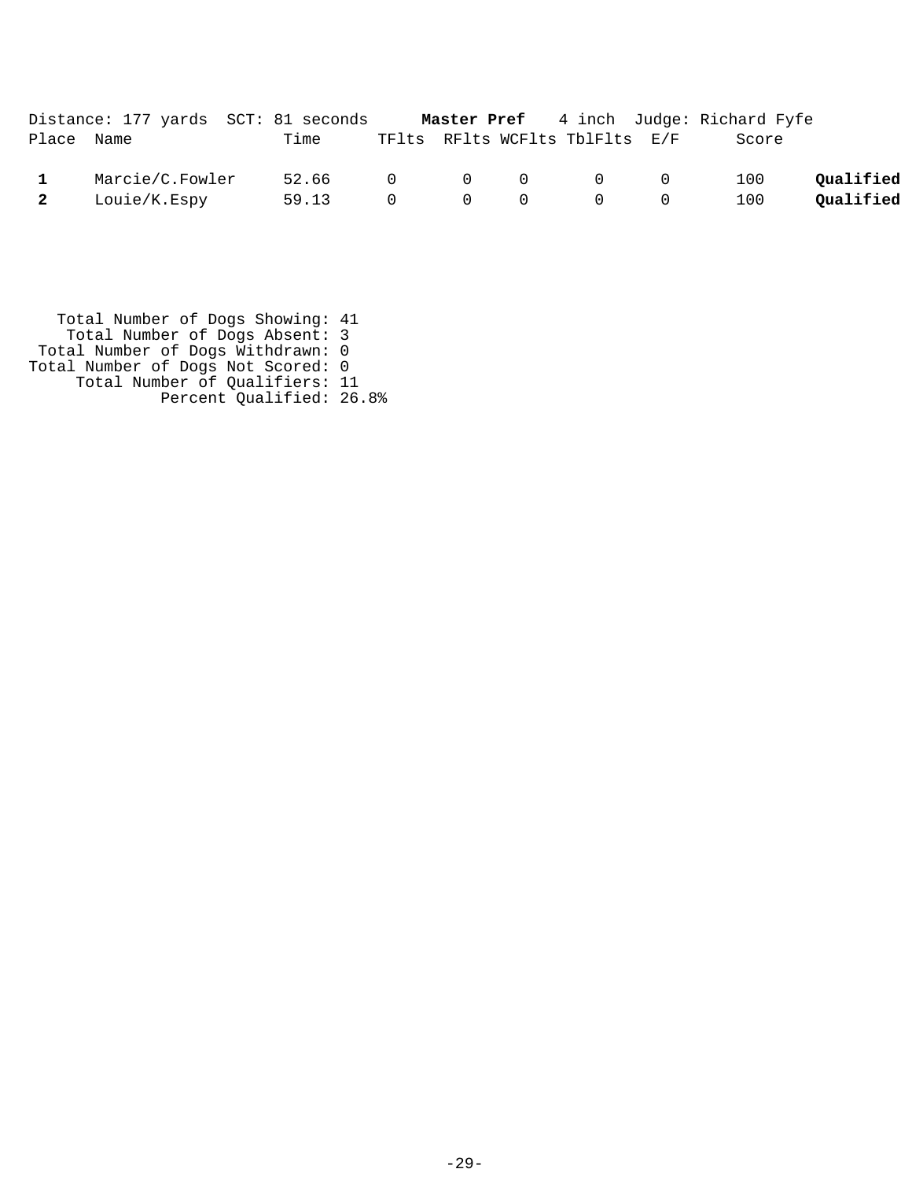Distance: 177 yards SCT: 81 seconds **Master Pref** 4 inch Judge: Richard Fyfe

| Place | Name | Time | TFlts | RFlts | WCFlts | TblFlts | E/F | Score | |
|---|---|---|---|---|---|---|---|---|---|
| **1** | Marcie/C.Fowler | 52.66 | 0 | 0 | 0 | 0 | 0 | 100 | **Qualified** |
| **2** | Louie/K.Espy | 59.13 | 0 | 0 | 0 | 0 | 0 | 100 | **Qualified** |

Total Number of Dogs Showing: 41
Total Number of Dogs Absent: 3
Total Number of Dogs Withdrawn: 0
Total Number of Dogs Not Scored: 0
Total Number of Qualifiers: 11
Percent Qualified: 26.8%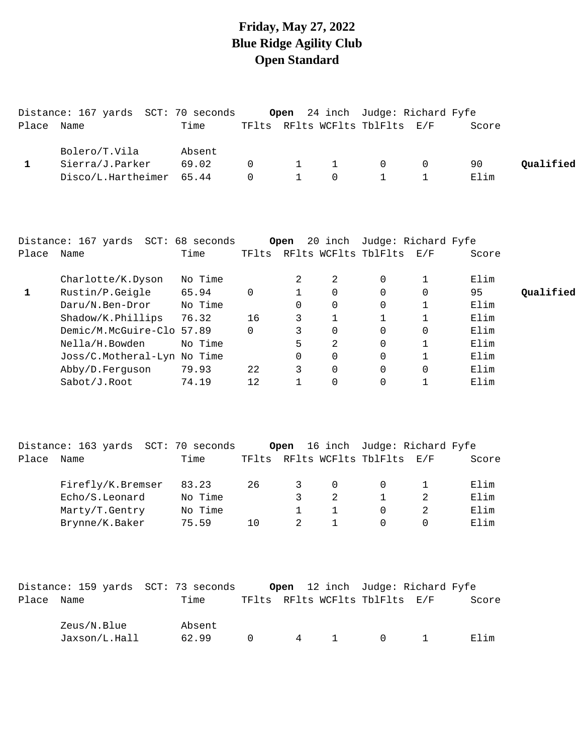# Friday, May 27, 2022
# Blue Ridge Agility Club
# Open Standard

Distance: 167 yards SCT: 70 seconds **Open** 24 inch Judge: Richard Fyfe

| Place | Name | Time | TFlts | RFlts | WCFlts | TblFlts | E/F | Score | |
|---|---|---|---|---|---|---|---|---|---|
| | Bolero/T.Vila | Absent | | | | | | | |
| **1** | Sierra/J.Parker | 69.02 | 0 | 1 | 1 | 0 | 0 | 90 | **Qualified** |
| | Disco/L.Hartheimer | 65.44 | 0 | 1 | 0 | 1 | 1 | Elim | |

Distance: 167 yards SCT: 68 seconds **Open** 20 inch Judge: Richard Fyfe

| Place | Name | Time | TFlts | RFlts | WCFlts | TblFlts | E/F | Score | |
|---|---|---|---|---|---|---|---|---|---|
| | Charlotte/K.Dyson | No Time | | 2 | 2 | 0 | 1 | Elim | |
| **1** | Rustin/P.Geigle | 65.94 | 0 | 1 | 0 | 0 | 0 | 95 | **Qualified** |
| | Daru/N.Ben-Dror | No Time | | 0 | 0 | 0 | 1 | Elim | |
| | Shadow/K.Phillips | 76.32 | 16 | 3 | 1 | 1 | 1 | Elim | |
| | Demic/M.McGuire-Clo | 57.89 | 0 | 3 | 0 | 0 | 0 | Elim | |
| | Nella/H.Bowden | No Time | | 5 | 2 | 0 | 1 | Elim | |
| | Joss/C.Motheral-Lyn | No Time | | 0 | 0 | 0 | 1 | Elim | |
| | Abby/D.Ferguson | 79.93 | 22 | 3 | 0 | 0 | 0 | Elim | |
| | Sabot/J.Root | 74.19 | 12 | 1 | 0 | 0 | 1 | Elim | |

Distance: 163 yards SCT: 70 seconds **Open** 16 inch Judge: Richard Fyfe

| Place | Name | Time | TFlts | RFlts | WCFlts | TblFlts | E/F | Score |
|---|---|---|---|---|---|---|---|---|
| | Firefly/K.Bremser | 83.23 | 26 | 3 | 0 | 0 | 1 | Elim |
| | Echo/S.Leonard | No Time | | 3 | 2 | 1 | 2 | Elim |
| | Marty/T.Gentry | No Time | | 1 | 1 | 0 | 2 | Elim |
| | Brynne/K.Baker | 75.59 | 10 | 2 | 1 | 0 | 0 | Elim |

Distance: 159 yards SCT: 73 seconds **Open** 12 inch Judge: Richard Fyfe

| Place | Name | Time | TFlts | RFlts | WCFlts | TblFlts | E/F | Score |
|---|---|---|---|---|---|---|---|---|
| | Zeus/N.Blue | Absent | | | | | | |
| | Jaxson/L.Hall | 62.99 | 0 | 4 | 1 | 0 | 1 | Elim |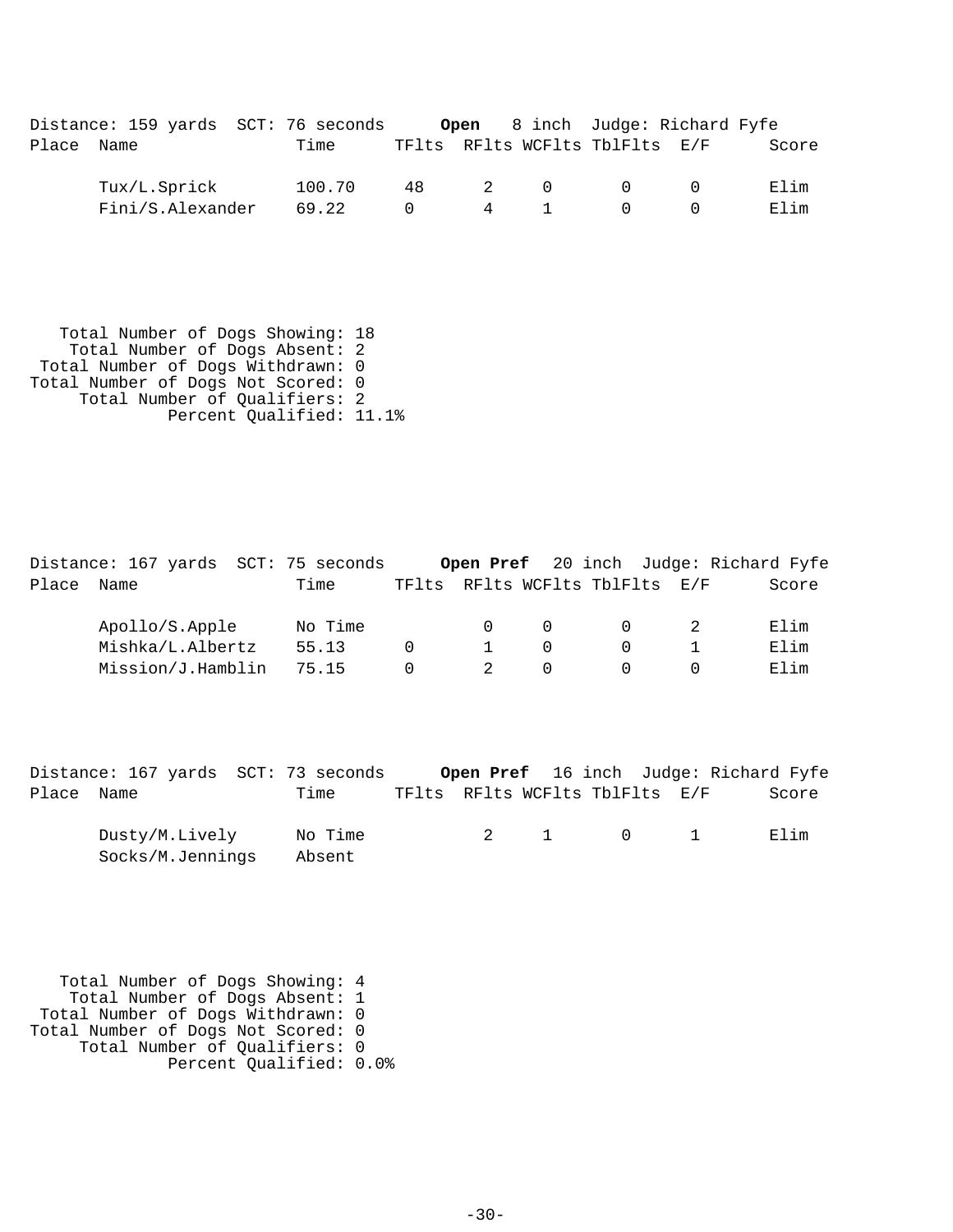Distance: 159 yards SCT: 76 seconds **Open** 8 inch Judge: Richard Fyfe

| Place | Name | Time | TFlts | RFlts | WCFlts | TblFlts | E/F | Score |
|---|---|---|---|---|---|---|---|---|
| | Tux/L.Sprick | 100.70 | 48 | 2 | 0 | 0 | 0 | Elim |
| | Fini/S.Alexander | 69.22 | 0 | 4 | 1 | 0 | 0 | Elim |

Total Number of Dogs Showing: 18
Total Number of Dogs Absent: 2
Total Number of Dogs Withdrawn: 0
Total Number of Dogs Not Scored: 0
Total Number of Qualifiers: 2
Percent Qualified: 11.1%

Distance: 167 yards SCT: 75 seconds **Open Pref** 20 inch Judge: Richard Fyfe

| Place | Name | Time | TFlts | RFlts | WCFlts | TblFlts | E/F | Score |
|---|---|---|---|---|---|---|---|---|
| | Apollo/S.Apple | No Time | | 0 | 0 | 0 | 2 | Elim |
| | Mishka/L.Albertz | 55.13 | 0 | 1 | 0 | 0 | 1 | Elim |
| | Mission/J.Hamblin | 75.15 | 0 | 2 | 0 | 0 | 0 | Elim |

Distance: 167 yards SCT: 73 seconds **Open Pref** 16 inch Judge: Richard Fyfe

| Place | Name | Time | TFlts | RFlts | WCFlts | TblFlts | E/F | Score |
|---|---|---|---|---|---|---|---|---|
| | Dusty/M.Lively | No Time | | 2 | 1 | 0 | 1 | Elim |
| | Socks/M.Jennings | Absent | | | | | | |

Total Number of Dogs Showing: 4
Total Number of Dogs Absent: 1
Total Number of Dogs Withdrawn: 0
Total Number of Dogs Not Scored: 0
Total Number of Qualifiers: 0
Percent Qualified: 0.0%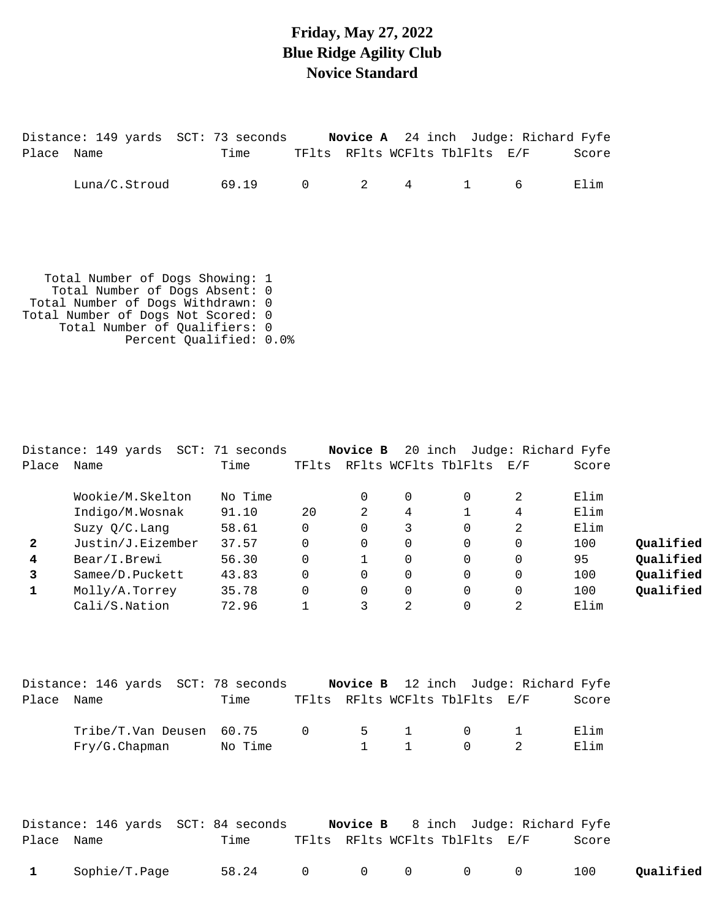# Friday, May 27, 2022
# Blue Ridge Agility Club
# Novice Standard

Distance: 149 yards SCT: 73 seconds **Novice A** 24 inch Judge: Richard Fyfe

| Place | Name | Time | TFlts | RFlts | WCFlts | TblFlts | E/F | Score | |
|---|---|---|---|---|---|---|---|---|---|
| | Luna/C.Stroud | 69.19 | 0 | 2 | 4 | 1 | 6 | Elim | |

Total Number of Dogs Showing: 1
Total Number of Dogs Absent: 0
Total Number of Dogs Withdrawn: 0
Total Number of Dogs Not Scored: 0
Total Number of Qualifiers: 0
Percent Qualified: 0.0%

Distance: 149 yards SCT: 71 seconds **Novice B** 20 inch Judge: Richard Fyfe

| Place | Name | Time | TFlts | RFlts | WCFlts | TblFlts | E/F | Score | |
|---|---|---|---|---|---|---|---|---|---|
| | Wookie/M.Skelton | No Time | | 0 | 0 | 0 | 2 | Elim | |
| | Indigo/M.Wosnak | 91.10 | 20 | 2 | 4 | 1 | 4 | Elim | |
| | Suzy Q/C.Lang | 58.61 | 0 | 0 | 3 | 0 | 2 | Elim | |
| **2** | Justin/J.Eizember | 37.57 | 0 | 0 | 0 | 0 | 0 | 100 | **Qualified** |
| **4** | Bear/I.Brewi | 56.30 | 0 | 1 | 0 | 0 | 0 | 95 | **Qualified** |
| **3** | Samee/D.Puckett | 43.83 | 0 | 0 | 0 | 0 | 0 | 100 | **Qualified** |
| **1** | Molly/A.Torrey | 35.78 | 0 | 0 | 0 | 0 | 0 | 100 | **Qualified** |
| | Cali/S.Nation | 72.96 | 1 | 3 | 2 | 0 | 2 | Elim | |

Distance: 146 yards SCT: 78 seconds **Novice B** 12 inch Judge: Richard Fyfe

| Place | Name | Time | TFlts | RFlts | WCFlts | TblFlts | E/F | Score | |
|---|---|---|---|---|---|---|---|---|---|
| | Tribe/T.Van Deusen | 60.75 | 0 | 5 | 1 | 0 | 1 | Elim | |
| | Fry/G.Chapman | No Time | | 1 | 1 | 0 | 2 | Elim | |

Distance: 146 yards SCT: 84 seconds **Novice B** 8 inch Judge: Richard Fyfe

| Place | Name | Time | TFlts | RFlts | WCFlts | TblFlts | E/F | Score | |
|---|---|---|---|---|---|---|---|---|---|
| **1** | Sophie/T.Page | 58.24 | 0 | 0 | 0 | 0 | 0 | 100 | **Qualified** |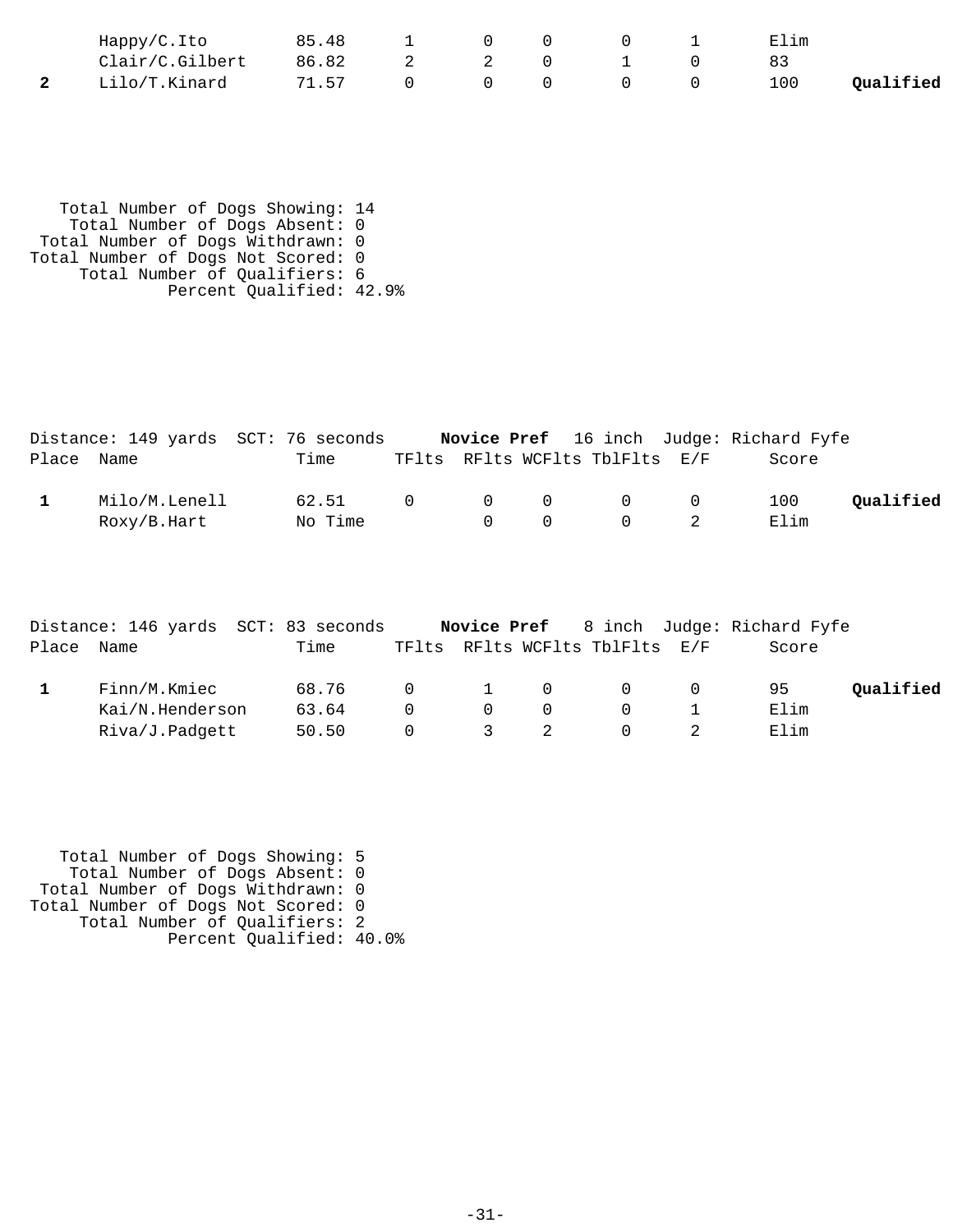| Place | Name | Time | TFlts | RFlts | WCFlts | TblFlts | E/F | Score | |
|---|---|---|---|---|---|---|---|---|---|
| | Happy/C.Ito | 85.48 | 1 | 0 | 0 | 0 | 1 | Elim | |
| | Clair/C.Gilbert | 86.82 | 2 | 2 | 0 | 1 | 0 | 83 | |
| **2** | Lilo/T.Kinard | 71.57 | 0 | 0 | 0 | 0 | 0 | 100 | **Qualified** |

Total Number of Dogs Showing: 14
Total Number of Dogs Absent: 0
Total Number of Dogs Withdrawn: 0
Total Number of Dogs Not Scored: 0
Total Number of Qualifiers: 6
Percent Qualified: 42.9%

Distance: 149 yards SCT: 76 seconds **Novice Pref** 16 inch Judge: Richard Fyfe

| Place | Name | Time | TFlts | RFlts | WCFlts | TblFlts | E/F | Score | |
|---|---|---|---|---|---|---|---|---|---|
| **1** | Milo/M.Lenell | 62.51 | 0 | 0 | 0 | 0 | 0 | 100 | **Qualified** |
| | Roxy/B.Hart | No Time | | 0 | 0 | 0 | 2 | Elim | |

Distance: 146 yards SCT: 83 seconds **Novice Pref** 8 inch Judge: Richard Fyfe

| Place | Name | Time | TFlts | RFlts | WCFlts | TblFlts | E/F | Score | |
|---|---|---|---|---|---|---|---|---|---|
| **1** | Finn/M.Kmiec | 68.76 | 0 | 1 | 0 | 0 | 0 | 95 | **Qualified** |
| | Kai/N.Henderson | 63.64 | 0 | 0 | 0 | 0 | 1 | Elim | |
| | Riva/J.Padgett | 50.50 | 0 | 3 | 2 | 0 | 2 | Elim | |

Total Number of Dogs Showing: 5
Total Number of Dogs Absent: 0
Total Number of Dogs Withdrawn: 0
Total Number of Dogs Not Scored: 0
Total Number of Qualifiers: 2
Percent Qualified: 40.0%